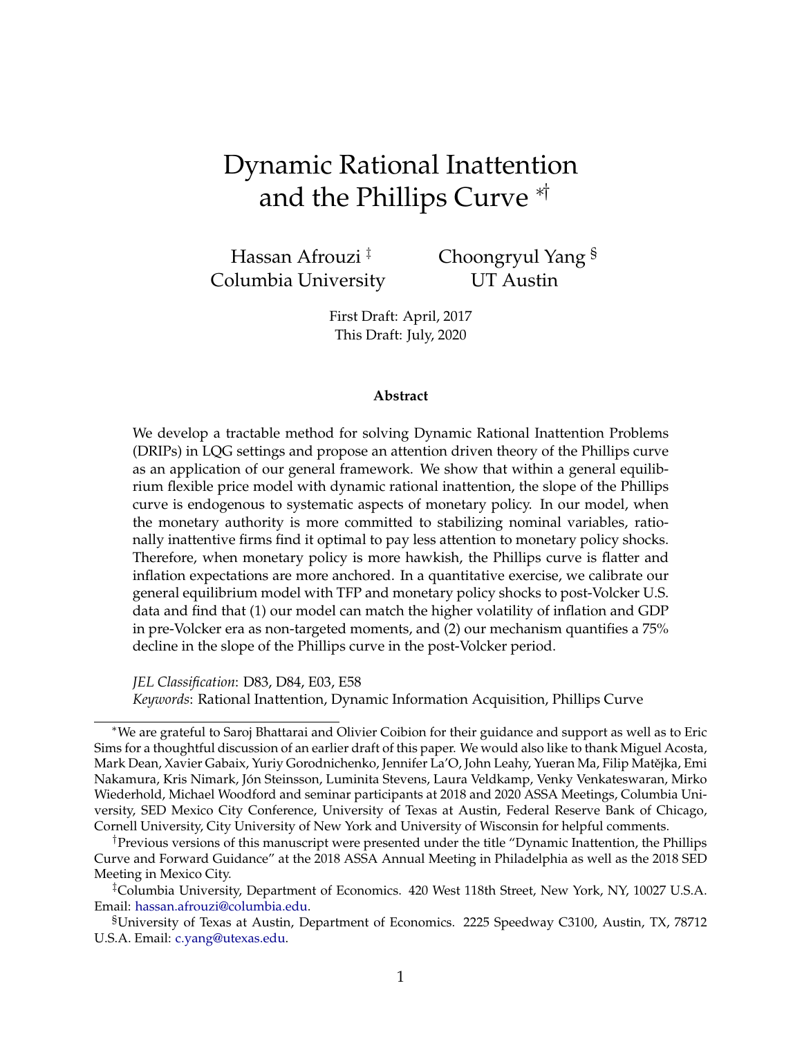# Dynamic Rational Inattention and the Phillips Curve *†

Hassan Afrouzi ‡  
Columbia University

Choongryul Yang §  
UT Austin

First Draft: April, 2017  
This Draft: July, 2020

**Abstract**

We develop a tractable method for solving Dynamic Rational Inattention Problems (DRIPs) in LQG settings and propose an attention driven theory of the Phillips curve as an application of our general framework. We show that within a general equilibrium flexible price model with dynamic rational inattention, the slope of the Phillips curve is endogenous to systematic aspects of monetary policy. In our model, when the monetary authority is more committed to stabilizing nominal variables, rationally inattentive firms find it optimal to pay less attention to monetary policy shocks. Therefore, when monetary policy is more hawkish, the Phillips curve is flatter and inflation expectations are more anchored. In a quantitative exercise, we calibrate our general equilibrium model with TFP and monetary policy shocks to post-Volcker U.S. data and find that (1) our model can match the higher volatility of inflation and GDP in pre-Volcker era as non-targeted moments, and (2) our mechanism quantifies a 75% decline in the slope of the Phillips curve in the post-Volcker period.

*JEL Classification*: D83, D84, E03, E58  
*Keywords*: Rational Inattention, Dynamic Information Acquisition, Phillips Curve

*We are grateful to Saroj Bhattarai and Olivier Coibion for their guidance and support as well as to Eric Sims for a thoughtful discussion of an earlier draft of this paper. We would also like to thank Miguel Acosta, Mark Dean, Xavier Gabaix, Yuriy Gorodnichenko, Jennifer La'O, John Leahy, Yueran Ma, Filip Matějka, Emi Nakamura, Kris Nimark, Jón Steinsson, Luminita Stevens, Laura Veldkamp, Venky Venkateswaran, Mirko Wiederhold, Michael Woodford and seminar participants at 2018 and 2020 ASSA Meetings, Columbia University, SED Mexico City Conference, University of Texas at Austin, Federal Reserve Bank of Chicago, Cornell University, City University of New York and University of Wisconsin for helpful comments.

†Previous versions of this manuscript were presented under the title "Dynamic Inattention, the Phillips Curve and Forward Guidance" at the 2018 ASSA Annual Meeting in Philadelphia as well as the 2018 SED Meeting in Mexico City.

‡Columbia University, Department of Economics. 420 West 118th Street, New York, NY, 10027 U.S.A. Email: hassan.afrouzi@columbia.edu.

§University of Texas at Austin, Department of Economics. 2225 Speedway C3100, Austin, TX, 78712 U.S.A. Email: c.yang@utexas.edu.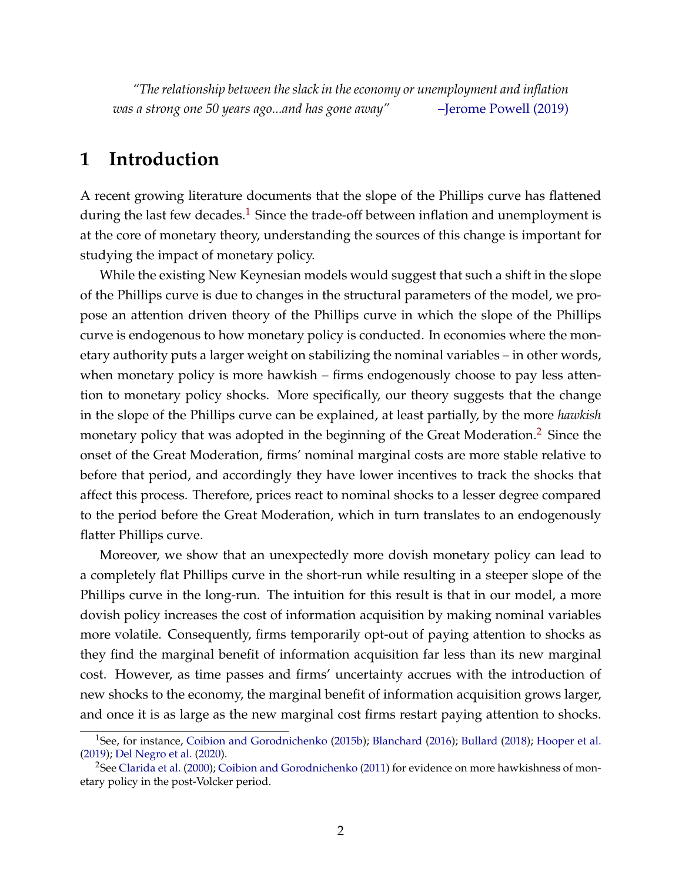*"The relationship between the slack in the economy or unemployment and inflation was a strong one 50 years ago...and has gone away"* –Jerome Powell (2019)

# 1 Introduction

A recent growing literature documents that the slope of the Phillips curve has flattened during the last few decades.[1] Since the trade-off between inflation and unemployment is at the core of monetary theory, understanding the sources of this change is important for studying the impact of monetary policy.

While the existing New Keynesian models would suggest that such a shift in the slope of the Phillips curve is due to changes in the structural parameters of the model, we propose an attention driven theory of the Phillips curve in which the slope of the Phillips curve is endogenous to how monetary policy is conducted. In economies where the monetary authority puts a larger weight on stabilizing the nominal variables – in other words, when monetary policy is more hawkish – firms endogenously choose to pay less attention to monetary policy shocks. More specifically, our theory suggests that the change in the slope of the Phillips curve can be explained, at least partially, by the more *hawkish* monetary policy that was adopted in the beginning of the Great Moderation.[2] Since the onset of the Great Moderation, firms' nominal marginal costs are more stable relative to before that period, and accordingly they have lower incentives to track the shocks that affect this process. Therefore, prices react to nominal shocks to a lesser degree compared to the period before the Great Moderation, which in turn translates to an endogenously flatter Phillips curve.

Moreover, we show that an unexpectedly more dovish monetary policy can lead to a completely flat Phillips curve in the short-run while resulting in a steeper slope of the Phillips curve in the long-run. The intuition for this result is that in our model, a more dovish policy increases the cost of information acquisition by making nominal variables more volatile. Consequently, firms temporarily opt-out of paying attention to shocks as they find the marginal benefit of information acquisition far less than its new marginal cost. However, as time passes and firms' uncertainty accrues with the introduction of new shocks to the economy, the marginal benefit of information acquisition grows larger, and once it is as large as the new marginal cost firms restart paying attention to shocks.

[1] See, for instance, Coibion and Gorodnichenko (2015b); Blanchard (2016); Bullard (2018); Hooper et al. (2019); Del Negro et al. (2020).

[2] See Clarida et al. (2000); Coibion and Gorodnichenko (2011) for evidence on more hawkishness of monetary policy in the post-Volcker period.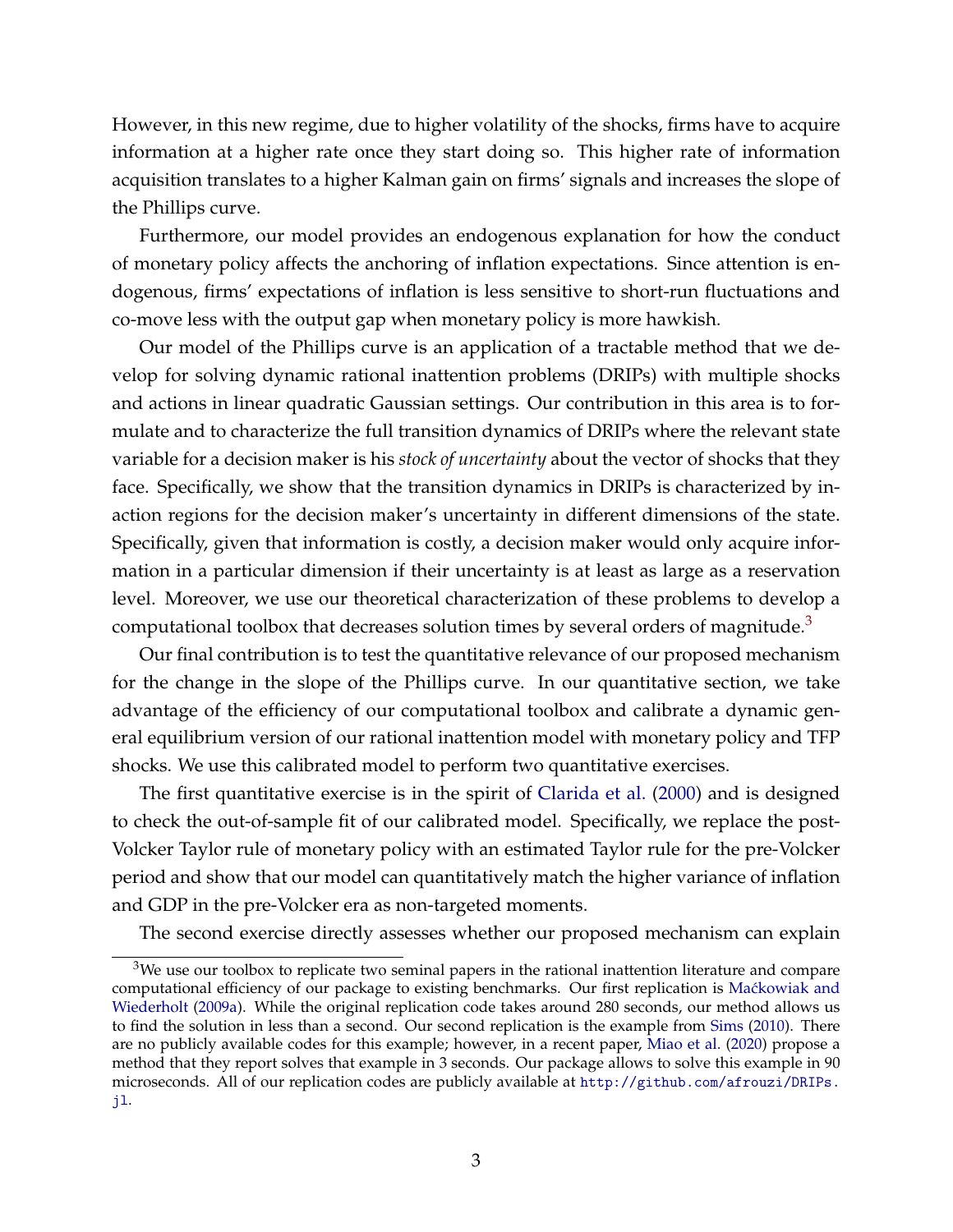However, in this new regime, due to higher volatility of the shocks, firms have to acquire information at a higher rate once they start doing so. This higher rate of information acquisition translates to a higher Kalman gain on firms' signals and increases the slope of the Phillips curve.

Furthermore, our model provides an endogenous explanation for how the conduct of monetary policy affects the anchoring of inflation expectations. Since attention is endogenous, firms' expectations of inflation is less sensitive to short-run fluctuations and co-move less with the output gap when monetary policy is more hawkish.

Our model of the Phillips curve is an application of a tractable method that we develop for solving dynamic rational inattention problems (DRIPs) with multiple shocks and actions in linear quadratic Gaussian settings. Our contribution in this area is to formulate and to characterize the full transition dynamics of DRIPs where the relevant state variable for a decision maker is his *stock of uncertainty* about the vector of shocks that they face. Specifically, we show that the transition dynamics in DRIPs is characterized by inaction regions for the decision maker's uncertainty in different dimensions of the state. Specifically, given that information is costly, a decision maker would only acquire information in a particular dimension if their uncertainty is at least as large as a reservation level. Moreover, we use our theoretical characterization of these problems to develop a computational toolbox that decreases solution times by several orders of magnitude.[3]

Our final contribution is to test the quantitative relevance of our proposed mechanism for the change in the slope of the Phillips curve. In our quantitative section, we take advantage of the efficiency of our computational toolbox and calibrate a dynamic general equilibrium version of our rational inattention model with monetary policy and TFP shocks. We use this calibrated model to perform two quantitative exercises.

The first quantitative exercise is in the spirit of Clarida et al. (2000) and is designed to check the out-of-sample fit of our calibrated model. Specifically, we replace the post-Volcker Taylor rule of monetary policy with an estimated Taylor rule for the pre-Volcker period and show that our model can quantitatively match the higher variance of inflation and GDP in the pre-Volcker era as non-targeted moments.

The second exercise directly assesses whether our proposed mechanism can explain

[3]We use our toolbox to replicate two seminal papers in the rational inattention literature and compare computational efficiency of our package to existing benchmarks. Our first replication is Maćkowiak and Wiederholt (2009a). While the original replication code takes around 280 seconds, our method allows us to find the solution in less than a second. Our second replication is the example from Sims (2010). There are no publicly available codes for this example; however, in a recent paper, Miao et al. (2020) propose a method that they report solves that example in 3 seconds. Our package allows to solve this example in 90 microseconds. All of our replication codes are publicly available at `http://github.com/afrouzi/DRIPs.jl`.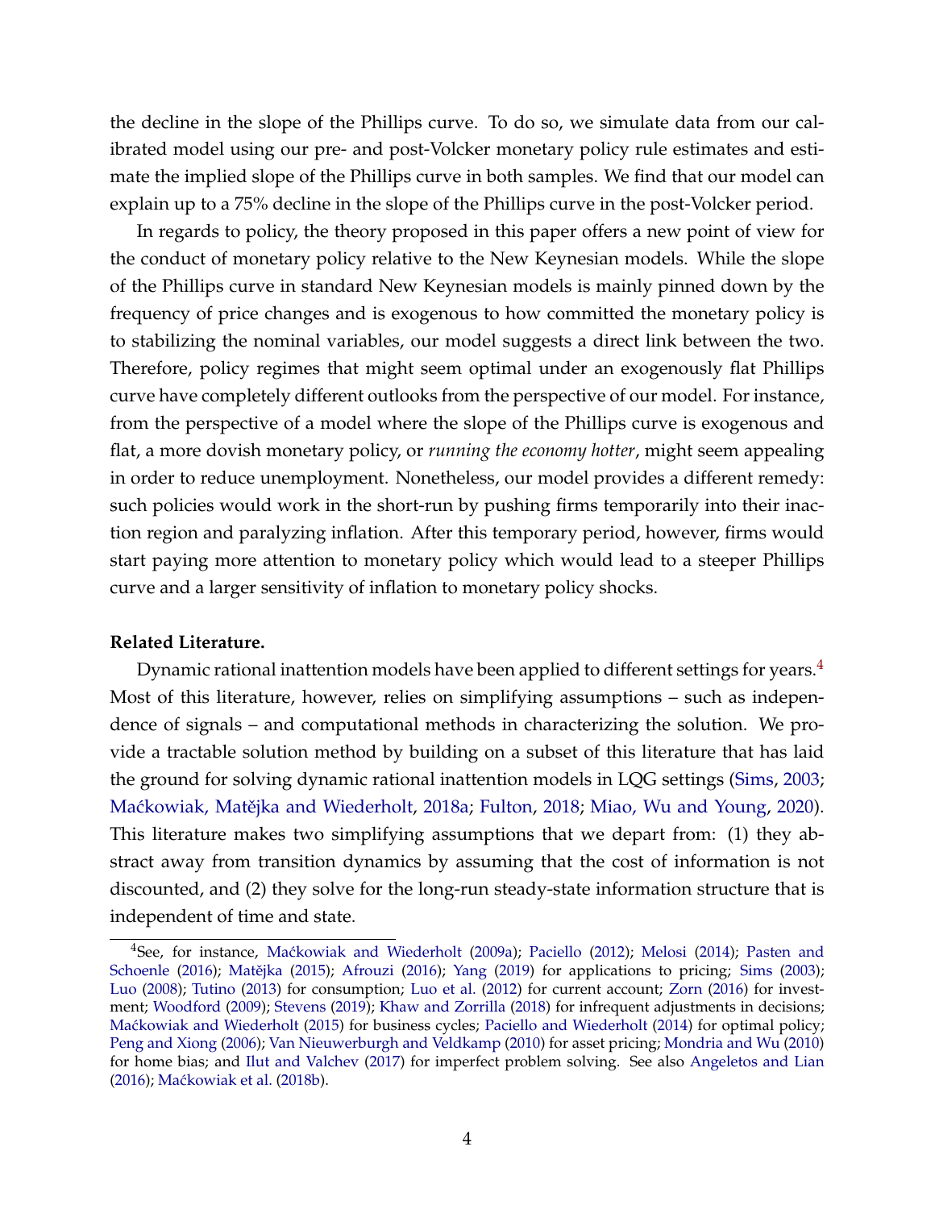the decline in the slope of the Phillips curve. To do so, we simulate data from our calibrated model using our pre- and post-Volcker monetary policy rule estimates and estimate the implied slope of the Phillips curve in both samples. We find that our model can explain up to a 75% decline in the slope of the Phillips curve in the post-Volcker period.

In regards to policy, the theory proposed in this paper offers a new point of view for the conduct of monetary policy relative to the New Keynesian models. While the slope of the Phillips curve in standard New Keynesian models is mainly pinned down by the frequency of price changes and is exogenous to how committed the monetary policy is to stabilizing the nominal variables, our model suggests a direct link between the two. Therefore, policy regimes that might seem optimal under an exogenously flat Phillips curve have completely different outlooks from the perspective of our model. For instance, from the perspective of a model where the slope of the Phillips curve is exogenous and flat, a more dovish monetary policy, or *running the economy hotter*, might seem appealing in order to reduce unemployment. Nonetheless, our model provides a different remedy: such policies would work in the short-run by pushing firms temporarily into their inaction region and paralyzing inflation. After this temporary period, however, firms would start paying more attention to monetary policy which would lead to a steeper Phillips curve and a larger sensitivity of inflation to monetary policy shocks.

**Related Literature.**

Dynamic rational inattention models have been applied to different settings for years.[4] Most of this literature, however, relies on simplifying assumptions – such as independence of signals – and computational methods in characterizing the solution. We provide a tractable solution method by building on a subset of this literature that has laid the ground for solving dynamic rational inattention models in LQG settings (Sims, 2003; Maćkowiak, Matějka and Wiederholt, 2018a; Fulton, 2018; Miao, Wu and Young, 2020). This literature makes two simplifying assumptions that we depart from: (1) they abstract away from transition dynamics by assuming that the cost of information is not discounted, and (2) they solve for the long-run steady-state information structure that is independent of time and state.

[4] See, for instance, Maćkowiak and Wiederholt (2009a); Paciello (2012); Melosi (2014); Pasten and Schoenle (2016); Matějka (2015); Afrouzi (2016); Yang (2019) for applications to pricing; Sims (2003); Luo (2008); Tutino (2013) for consumption; Luo et al. (2012) for current account; Zorn (2016) for investment; Woodford (2009); Stevens (2019); Khaw and Zorrilla (2018) for infrequent adjustments in decisions; Maćkowiak and Wiederholt (2015) for business cycles; Paciello and Wiederholt (2014) for optimal policy; Peng and Xiong (2006); Van Nieuwerburgh and Veldkamp (2010) for asset pricing; Mondria and Wu (2010) for home bias; and Ilut and Valchev (2017) for imperfect problem solving. See also Angeletos and Lian (2016); Maćkowiak et al. (2018b).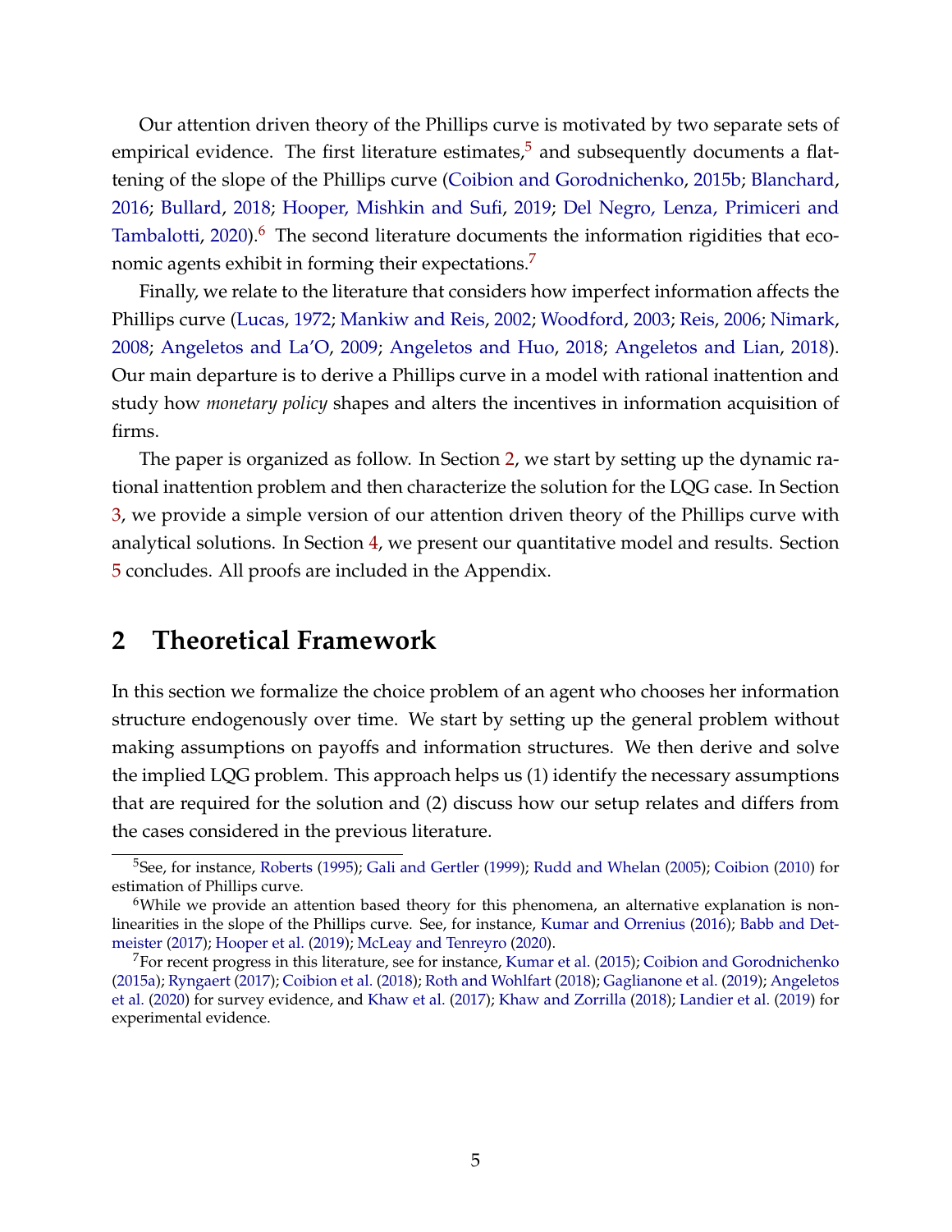Our attention driven theory of the Phillips curve is motivated by two separate sets of empirical evidence. The first literature estimates,[5] and subsequently documents a flattening of the slope of the Phillips curve (Coibion and Gorodnichenko, 2015b; Blanchard, 2016; Bullard, 2018; Hooper, Mishkin and Sufi, 2019; Del Negro, Lenza, Primiceri and Tambalotti, 2020).[6] The second literature documents the information rigidities that economic agents exhibit in forming their expectations.[7]

Finally, we relate to the literature that considers how imperfect information affects the Phillips curve (Lucas, 1972; Mankiw and Reis, 2002; Woodford, 2003; Reis, 2006; Nimark, 2008; Angeletos and La'O, 2009; Angeletos and Huo, 2018; Angeletos and Lian, 2018). Our main departure is to derive a Phillips curve in a model with rational inattention and study how *monetary policy* shapes and alters the incentives in information acquisition of firms.

The paper is organized as follow. In Section 2, we start by setting up the dynamic rational inattention problem and then characterize the solution for the LQG case. In Section 3, we provide a simple version of our attention driven theory of the Phillips curve with analytical solutions. In Section 4, we present our quantitative model and results. Section 5 concludes. All proofs are included in the Appendix.

# 2 Theoretical Framework

In this section we formalize the choice problem of an agent who chooses her information structure endogenously over time. We start by setting up the general problem without making assumptions on payoffs and information structures. We then derive and solve the implied LQG problem. This approach helps us (1) identify the necessary assumptions that are required for the solution and (2) discuss how our setup relates and differs from the cases considered in the previous literature.

---

[5] See, for instance, Roberts (1995); Gali and Gertler (1999); Rudd and Whelan (2005); Coibion (2010) for estimation of Phillips curve.

[6] While we provide an attention based theory for this phenomena, an alternative explanation is non-linearities in the slope of the Phillips curve. See, for instance, Kumar and Orrenius (2016); Babb and Detmeister (2017); Hooper et al. (2019); McLeay and Tenreyro (2020).

[7] For recent progress in this literature, see for instance, Kumar et al. (2015); Coibion and Gorodnichenko (2015a); Ryngaert (2017); Coibion et al. (2018); Roth and Wohlfart (2018); Gaglianone et al. (2019); Angeletos et al. (2020) for survey evidence, and Khaw et al. (2017); Khaw and Zorrilla (2018); Landier et al. (2019) for experimental evidence.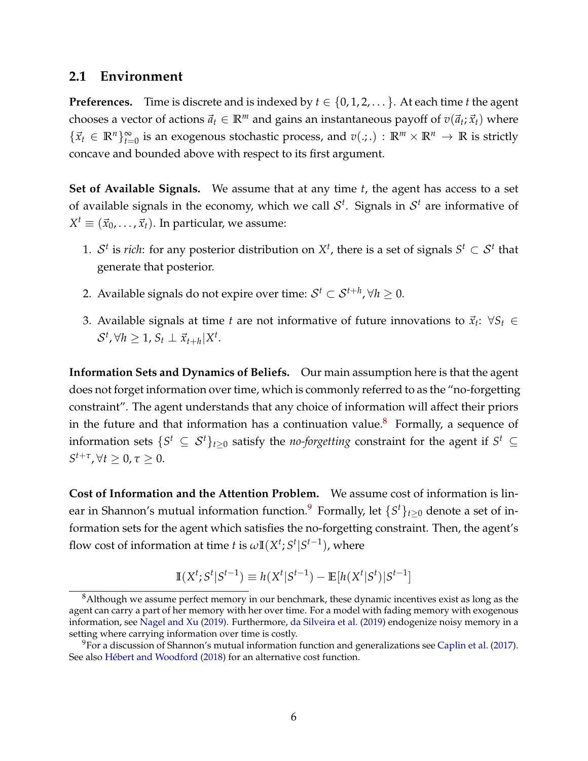## 2.1 Environment

**Preferences.** Time is discrete and is indexed by $t \in \{0, 1, 2, \ldots\}$. At each time $t$ the agent chooses a vector of actions $\vec{a}_t \in \mathbb{R}^m$ and gains an instantaneous payoff of $v(\vec{a}_t; \vec{x}_t)$ where $\{\vec{x}_t \in \mathbb{R}^n\}_{t=0}^{\infty}$ is an exogenous stochastic process, and $v(.;.) : \mathbb{R}^m \times \mathbb{R}^n \to \mathbb{R}$ is strictly concave and bounded above with respect to its first argument.

**Set of Available Signals.** We assume that at any time $t$, the agent has access to a set of available signals in the economy, which we call $\mathcal{S}^t$. Signals in $\mathcal{S}^t$ are informative of $X^t \equiv (\vec{x}_0, \ldots, \vec{x}_t)$. In particular, we assume:

1. $\mathcal{S}^t$ is *rich*: for any posterior distribution on $X^t$, there is a set of signals $S^t \subset \mathcal{S}^t$ that generate that posterior.
2. Available signals do not expire over time: $\mathcal{S}^t \subset \mathcal{S}^{t+h}, \forall h \geq 0$.
3. Available signals at time $t$ are not informative of future innovations to $\vec{x}_t$: $\forall S_t \in \mathcal{S}^t, \forall h \geq 1, S_t \perp \vec{x}_{t+h} | X^t$.

**Information Sets and Dynamics of Beliefs.** Our main assumption here is that the agent does not forget information over time, which is commonly referred to as the "no-forgetting constraint". The agent understands that any choice of information will affect their priors in the future and that information has a continuation value.[8] Formally, a sequence of information sets $\{S^t \subseteq \mathcal{S}^t\}_{t \geq 0}$ satisfy the *no-forgetting* constraint for the agent if $S^t \subseteq S^{t+\tau}, \forall t \geq 0, \tau \geq 0$.

**Cost of Information and the Attention Problem.** We assume cost of information is linear in Shannon's mutual information function.[9] Formally, let $\{S^t\}_{t \geq 0}$ denote a set of information sets for the agent which satisfies the no-forgetting constraint. Then, the agent's flow cost of information at time $t$ is $\omega \mathbb{I}(X^t; S^t | S^{t-1})$, where

$$\mathbb{I}(X^t; S^t | S^{t-1}) \equiv h(X^t | S^{t-1}) - \mathbb{E}[h(X^t | S^t) | S^{t-1}]$$

[8] Although we assume perfect memory in our benchmark, these dynamic incentives exist as long as the agent can carry a part of her memory with her over time. For a model with fading memory with exogenous information, see Nagel and Xu (2019). Furthermore, da Silveira et al. (2019) endogenize noisy memory in a setting where carrying information over time is costly.

[9] For a discussion of Shannon's mutual information function and generalizations see Caplin et al. (2017). See also Hébert and Woodford (2018) for an alternative cost function.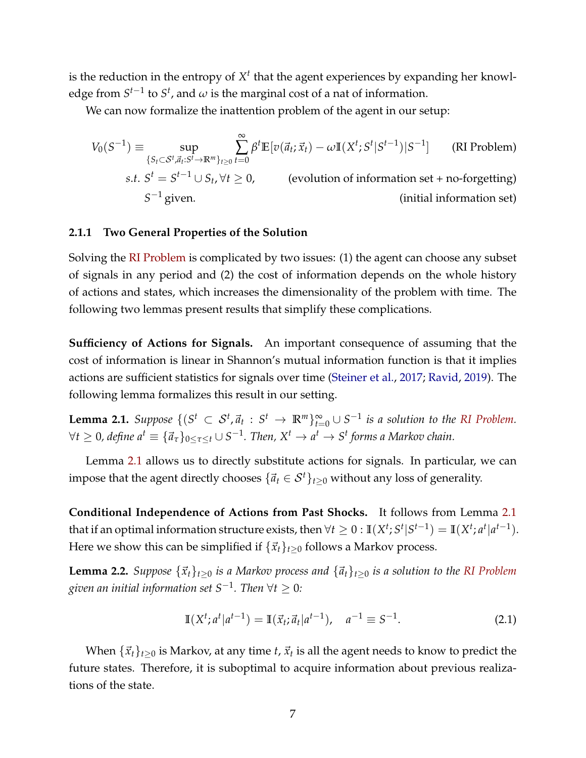is the reduction in the entropy of $X^t$ that the agent experiences by expanding her knowledge from $S^{t-1}$ to $S^t$, and $\omega$ is the marginal cost of a nat of information.

We can now formalize the inattention problem of the agent in our setup:

$$
\begin{aligned}
V_0(S^{-1}) \equiv & \sup_{\{S_t \subset \mathcal{S}^t, \vec{a}_t : S^t \to \mathbb{R}^m\}_{t\geq 0}} \sum_{t=0}^{\infty} \beta^t \mathbb{E}[v(\vec{a}_t; \vec{x}_t) - \omega \mathbb{I}(X^t; S^t | S^{t-1}) | S^{-1}] && \text{(RI Problem)} \\
& s.t.\ S^t = S^{t-1} \cup S_t, \forall t \geq 0, && \text{(evolution of information set + no-forgetting)} \\
& S^{-1} \text{ given.} && \text{(initial information set)}
\end{aligned}
$$

### 2.1.1 Two General Properties of the Solution

Solving the RI Problem is complicated by two issues: (1) the agent can choose any subset of signals in any period and (2) the cost of information depends on the whole history of actions and states, which increases the dimensionality of the problem with time. The following two lemmas present results that simplify these complications.

**Sufficiency of Actions for Signals.** An important consequence of assuming that the cost of information is linear in Shannon's mutual information function is that it implies actions are sufficient statistics for signals over time (Steiner et al., 2017; Ravid, 2019). The following lemma formalizes this result in our setting.

**Lemma 2.1.** *Suppose* $\{(S^t \subset \mathcal{S}^t, \vec{a}_t : S^t \to \mathbb{R}^m\}_{t=0}^{\infty} \cup S^{-1}$ *is a solution to the RI Problem.* $\forall t \geq 0$*, define* $a^t \equiv \{\vec{a}_\tau\}_{0\leq \tau \leq t} \cup S^{-1}$*. Then,* $X^t \to a^t \to S^t$ *forms a Markov chain.*

Lemma 2.1 allows us to directly substitute actions for signals. In particular, we can impose that the agent directly chooses $\{\vec{a}_t \in \mathcal{S}^t\}_{t\geq 0}$ without any loss of generality.

**Conditional Independence of Actions from Past Shocks.** It follows from Lemma 2.1 that if an optimal information structure exists, then $\forall t \geq 0 : \mathbb{I}(X^t; S^t | S^{t-1}) = \mathbb{I}(X^t; a^t | a^{t-1})$. Here we show this can be simplified if $\{\vec{x}_t\}_{t\geq 0}$ follows a Markov process.

**Lemma 2.2.** *Suppose* $\{\vec{x}_t\}_{t\geq 0}$ *is a Markov process and* $\{\vec{a}_t\}_{t\geq 0}$ *is a solution to the RI Problem given an initial information set* $S^{-1}$*. Then* $\forall t \geq 0$*:*

$$
\mathbb{I}(X^t; a^t | a^{t-1}) = \mathbb{I}(\vec{x}_t; \vec{a}_t | a^{t-1}), \quad a^{-1} \equiv S^{-1}. \tag{2.1}
$$

When $\{\vec{x}_t\}_{t\geq 0}$ is Markov, at any time $t$, $\vec{x}_t$ is all the agent needs to know to predict the future states. Therefore, it is suboptimal to acquire information about previous realizations of the state.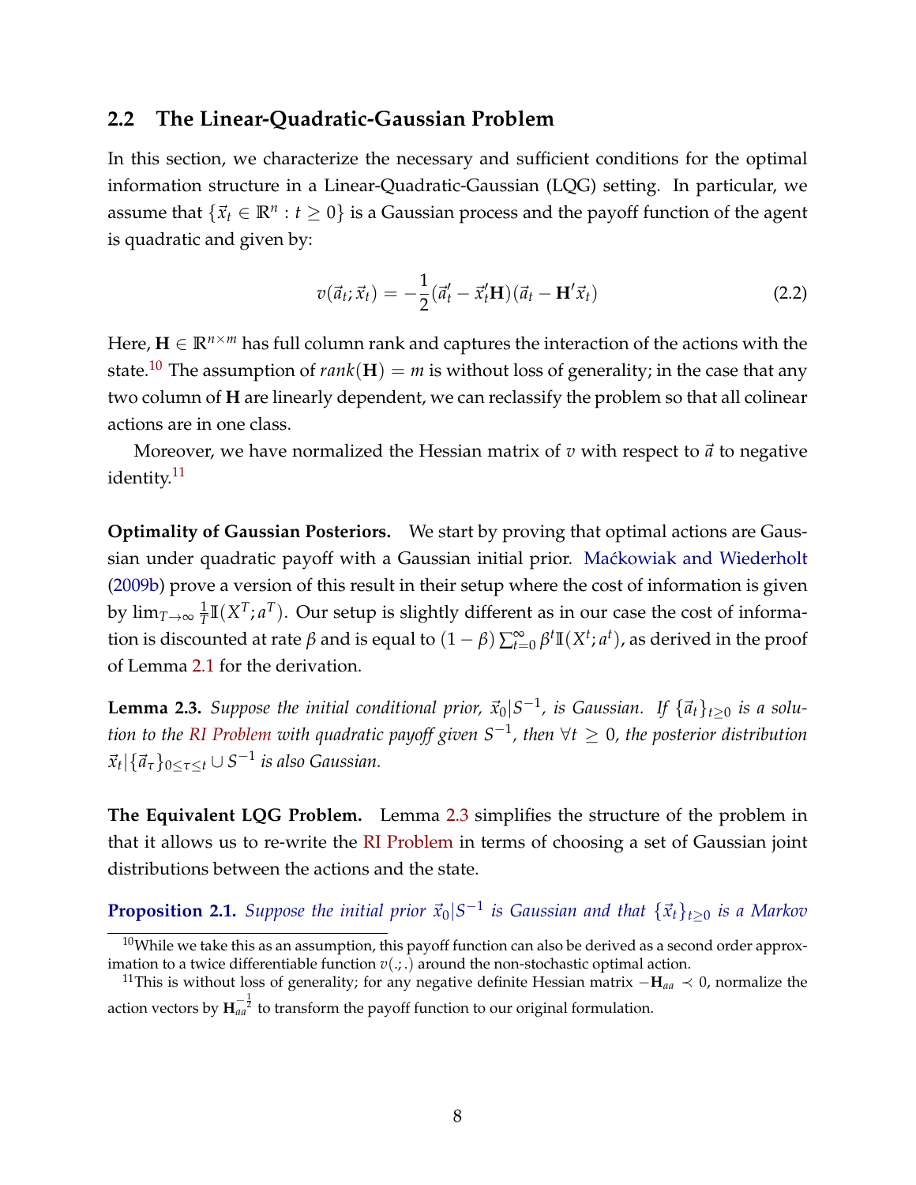## 2.2 The Linear-Quadratic-Gaussian Problem

In this section, we characterize the necessary and sufficient conditions for the optimal information structure in a Linear-Quadratic-Gaussian (LQG) setting. In particular, we assume that $\{\vec{x}_t \in \mathbb{R}^n : t \geq 0\}$ is a Gaussian process and the payoff function of the agent is quadratic and given by:

$$v(\vec{a}_t; \vec{x}_t) = -\frac{1}{2}(\vec{a}_t' - \vec{x}_t'\mathbf{H})(\vec{a}_t - \mathbf{H}'\vec{x}_t) \tag{2.2}$$

Here, $\mathbf{H} \in \mathbb{R}^{n \times m}$ has full column rank and captures the interaction of the actions with the state.[10] The assumption of $rank(\mathbf{H}) = m$ is without loss of generality; in the case that any two column of $\mathbf{H}$ are linearly dependent, we can reclassify the problem so that all colinear actions are in one class.

Moreover, we have normalized the Hessian matrix of $v$ with respect to $\vec{a}$ to negative identity.[11]

**Optimality of Gaussian Posteriors.** We start by proving that optimal actions are Gaussian under quadratic payoff with a Gaussian initial prior. Maćkowiak and Wiederholt (2009b) prove a version of this result in their setup where the cost of information is given by $\lim_{T\to\infty} \frac{1}{T}\mathbb{I}(X^T; a^T)$. Our setup is slightly different as in our case the cost of information is discounted at rate $\beta$ and is equal to $(1-\beta)\sum_{t=0}^{\infty} \beta^t \mathbb{I}(X^t; a^t)$, as derived in the proof of Lemma 2.1 for the derivation.

**Lemma 2.3.** *Suppose the initial conditional prior, $\vec{x}_0|S^{-1}$, is Gaussian. If $\{\vec{a}_t\}_{t\geq 0}$ is a solution to the RI Problem with quadratic payoff given $S^{-1}$, then $\forall t \geq 0$, the posterior distribution $\vec{x}_t|\{\vec{a}_\tau\}_{0\leq\tau\leq t} \cup S^{-1}$ is also Gaussian.*

**The Equivalent LQG Problem.** Lemma 2.3 simplifies the structure of the problem in that it allows us to re-write the RI Problem in terms of choosing a set of Gaussian joint distributions between the actions and the state.

**Proposition 2.1.** *Suppose the initial prior $\vec{x}_0|S^{-1}$ is Gaussian and that $\{\vec{x}_t\}_{t\geq 0}$ is a Markov*

[10] While we take this as an assumption, this payoff function can also be derived as a second order approximation to a twice differentiable function $v(.;.)$ around the non-stochastic optimal action.

[11] This is without loss of generality; for any negative definite Hessian matrix $-\mathbf{H}_{aa} \prec 0$, normalize the action vectors by $\mathbf{H}_{aa}^{-\frac{1}{2}}$ to transform the payoff function to our original formulation.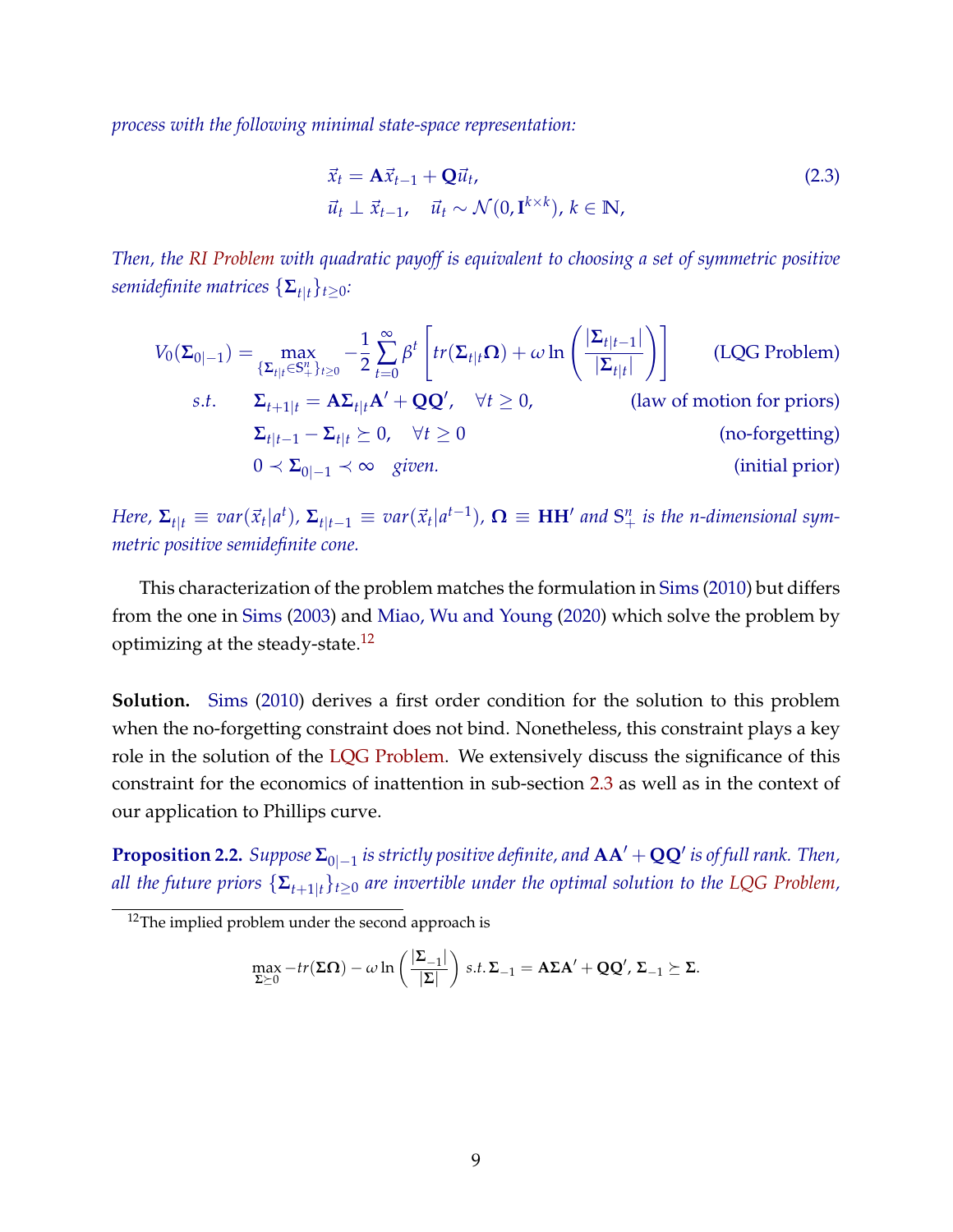*process with the following minimal state-space representation:*

$$
\begin{aligned}
\vec{x}_t &= \mathbf{A}\vec{x}_{t-1} + \mathbf{Q}\vec{u}_t, \\
\vec{u}_t &\perp \vec{x}_{t-1}, \quad \vec{u}_t \sim \mathcal{N}(0, \mathbf{I}^{k\times k}),\ k \in \mathbb{N},
\end{aligned}
\tag{2.3}
$$

*Then, the RI Problem with quadratic payoff is equivalent to choosing a set of symmetric positive semidefinite matrices $\{\mathbf{\Sigma}_{t|t}\}_{t\geq 0}$:*

$$
V_0(\mathbf{\Sigma}_{0|-1}) = \max_{\{\mathbf{\Sigma}_{t|t}\in\mathbb{S}_+^n\}_{t\geq 0}} -\frac{1}{2}\sum_{t=0}^{\infty}\beta^t\left[tr(\mathbf{\Sigma}_{t|t}\mathbf{\Omega}) + \omega \ln\left(\frac{|\mathbf{\Sigma}_{t|t-1}|}{|\mathbf{\Sigma}_{t|t}|}\right)\right] \qquad \text{(LQG Problem)}
$$

$$
\begin{aligned}
s.t. \quad & \mathbf{\Sigma}_{t+1|t} = \mathbf{A}\mathbf{\Sigma}_{t|t}\mathbf{A}' + \mathbf{Q}\mathbf{Q}', \quad \forall t \geq 0, && \text{(law of motion for priors)} \\
& \mathbf{\Sigma}_{t|t-1} - \mathbf{\Sigma}_{t|t} \succeq 0, \quad \forall t \geq 0 && \text{(no-forgetting)} \\
& 0 \prec \mathbf{\Sigma}_{0|-1} \prec \infty \quad \textit{given.} && \text{(initial prior)}
\end{aligned}
$$

*Here, $\mathbf{\Sigma}_{t|t} \equiv var(\vec{x}_t|a^t)$, $\mathbf{\Sigma}_{t|t-1} \equiv var(\vec{x}_t|a^{t-1})$, $\mathbf{\Omega} \equiv \mathbf{H}\mathbf{H}'$ and $\mathbb{S}_+^n$ is the n-dimensional symmetric positive semidefinite cone.*

This characterization of the problem matches the formulation in Sims (2010) but differs from the one in Sims (2003) and Miao, Wu and Young (2020) which solve the problem by optimizing at the steady-state.[12]

**Solution.** Sims (2010) derives a first order condition for the solution to this problem when the no-forgetting constraint does not bind. Nonetheless, this constraint plays a key role in the solution of the LQG Problem. We extensively discuss the significance of this constraint for the economics of inattention in sub-section 2.3 as well as in the context of our application to Phillips curve.

**Proposition 2.2.** *Suppose $\mathbf{\Sigma}_{0|-1}$ is strictly positive definite, and $\mathbf{A}\mathbf{A}' + \mathbf{Q}\mathbf{Q}'$ is of full rank. Then, all the future priors $\{\mathbf{\Sigma}_{t+1|t}\}_{t\geq 0}$ are invertible under the optimal solution to the LQG Problem,*

---

[12] The implied problem under the second approach is

$$
\max_{\mathbf{\Sigma}\succeq 0} -tr(\mathbf{\Sigma}\mathbf{\Omega}) - \omega \ln\left(\frac{|\mathbf{\Sigma}_{-1}|}{|\mathbf{\Sigma}|}\right) \ s.t.\ \mathbf{\Sigma}_{-1} = \mathbf{A}\mathbf{\Sigma}\mathbf{A}' + \mathbf{Q}\mathbf{Q}',\ \mathbf{\Sigma}_{-1} \succeq \mathbf{\Sigma}.
$$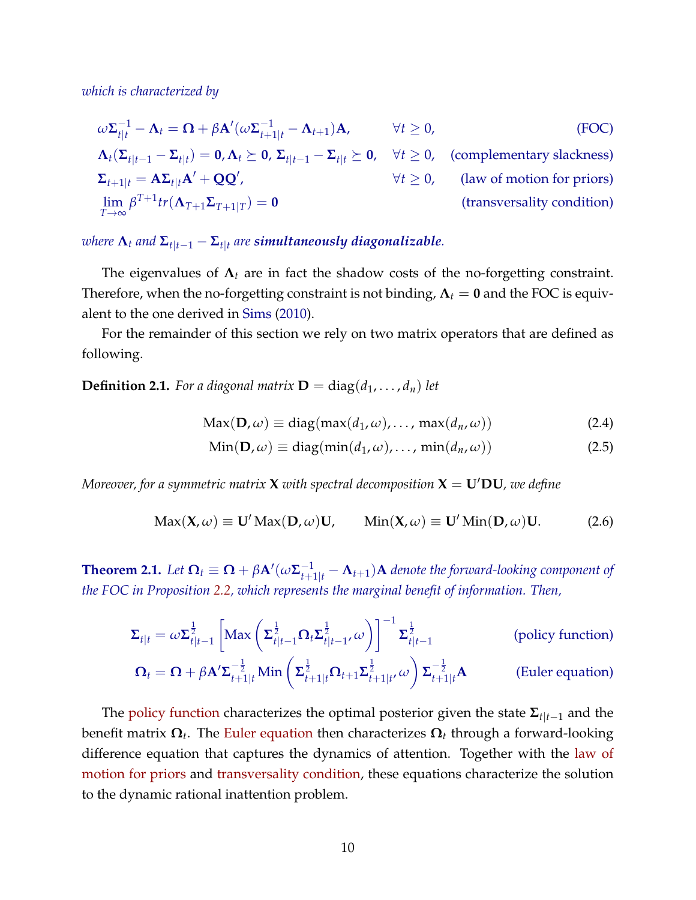*which is characterized by*

$$
\begin{aligned}
&\omega\boldsymbol{\Sigma}_{t|t}^{-1} - \boldsymbol{\Lambda}_t = \boldsymbol{\Omega} + \beta\mathbf{A}'(\omega\boldsymbol{\Sigma}_{t+1|t}^{-1} - \boldsymbol{\Lambda}_{t+1})\mathbf{A}, && \forall t \geq 0, && \text{(FOC)} \\
&\boldsymbol{\Lambda}_t(\boldsymbol{\Sigma}_{t|t-1} - \boldsymbol{\Sigma}_{t|t}) = \mathbf{0}, \boldsymbol{\Lambda}_t \succeq \mathbf{0},\ \boldsymbol{\Sigma}_{t|t-1} - \boldsymbol{\Sigma}_{t|t} \succeq \mathbf{0}, && \forall t \geq 0, && \text{(complementary slackness)} \\
&\boldsymbol{\Sigma}_{t+1|t} = \mathbf{A}\boldsymbol{\Sigma}_{t|t}\mathbf{A}' + \mathbf{Q}\mathbf{Q}', && \forall t \geq 0, && \text{(law of motion for priors)} \\
&\lim_{T\to\infty} \beta^{T+1} tr(\boldsymbol{\Lambda}_{T+1}\boldsymbol{\Sigma}_{T+1|T}) = \mathbf{0} && && \text{(transversality condition)}
\end{aligned}
$$

*where $\boldsymbol{\Lambda}_t$ and $\boldsymbol{\Sigma}_{t|t-1} - \boldsymbol{\Sigma}_{t|t}$ are **simultaneously diagonalizable**.*

The eigenvalues of $\boldsymbol{\Lambda}_t$ are in fact the shadow costs of the no-forgetting constraint. Therefore, when the no-forgetting constraint is not binding, $\boldsymbol{\Lambda}_t = \mathbf{0}$ and the FOC is equivalent to the one derived in Sims (2010).

For the remainder of this section we rely on two matrix operators that are defined as following.

**Definition 2.1.** *For a diagonal matrix $\mathbf{D} = \text{diag}(d_1, \ldots, d_n)$ let*

$$
\text{Max}(\mathbf{D}, \omega) \equiv \text{diag}(\max(d_1, \omega), \ldots, \max(d_n, \omega)) \tag{2.4}
$$

$$
\text{Min}(\mathbf{D}, \omega) \equiv \text{diag}(\min(d_1, \omega), \ldots, \min(d_n, \omega)) \tag{2.5}
$$

*Moreover, for a symmetric matrix $\mathbf{X}$ with spectral decomposition $\mathbf{X} = \mathbf{U}'\mathbf{D}\mathbf{U}$, we define*

$$
\text{Max}(\mathbf{X}, \omega) \equiv \mathbf{U}' \text{Max}(\mathbf{D}, \omega)\mathbf{U}, \qquad \text{Min}(\mathbf{X}, \omega) \equiv \mathbf{U}' \text{Min}(\mathbf{D}, \omega)\mathbf{U}. \tag{2.6}
$$

**Theorem 2.1.** *Let $\boldsymbol{\Omega}_t \equiv \boldsymbol{\Omega} + \beta\mathbf{A}'(\omega\boldsymbol{\Sigma}_{t+1|t}^{-1} - \boldsymbol{\Lambda}_{t+1})\mathbf{A}$ denote the forward-looking component of the FOC in Proposition 2.2, which represents the marginal benefit of information. Then,*

$$
\boldsymbol{\Sigma}_{t|t} = \omega\boldsymbol{\Sigma}_{t|t-1}^{\frac{1}{2}} \left[\text{Max}\left(\boldsymbol{\Sigma}_{t|t-1}^{\frac{1}{2}}\boldsymbol{\Omega}_t\boldsymbol{\Sigma}_{t|t-1}^{\frac{1}{2}}, \omega\right)\right]^{-1} \boldsymbol{\Sigma}_{t|t-1}^{\frac{1}{2}} \qquad \text{(policy function)}
$$

$$
\boldsymbol{\Omega}_t = \boldsymbol{\Omega} + \beta\mathbf{A}'\boldsymbol{\Sigma}_{t+1|t}^{-\frac{1}{2}} \text{Min}\left(\boldsymbol{\Sigma}_{t+1|t}^{\frac{1}{2}}\boldsymbol{\Omega}_{t+1}\boldsymbol{\Sigma}_{t+1|t}^{\frac{1}{2}}, \omega\right) \boldsymbol{\Sigma}_{t+1|t}^{-\frac{1}{2}}\mathbf{A} \qquad \text{(Euler equation)}
$$

The policy function characterizes the optimal posterior given the state $\boldsymbol{\Sigma}_{t|t-1}$ and the benefit matrix $\boldsymbol{\Omega}_t$. The Euler equation then characterizes $\boldsymbol{\Omega}_t$ through a forward-looking difference equation that captures the dynamics of attention. Together with the law of motion for priors and transversality condition, these equations characterize the solution to the dynamic rational inattention problem.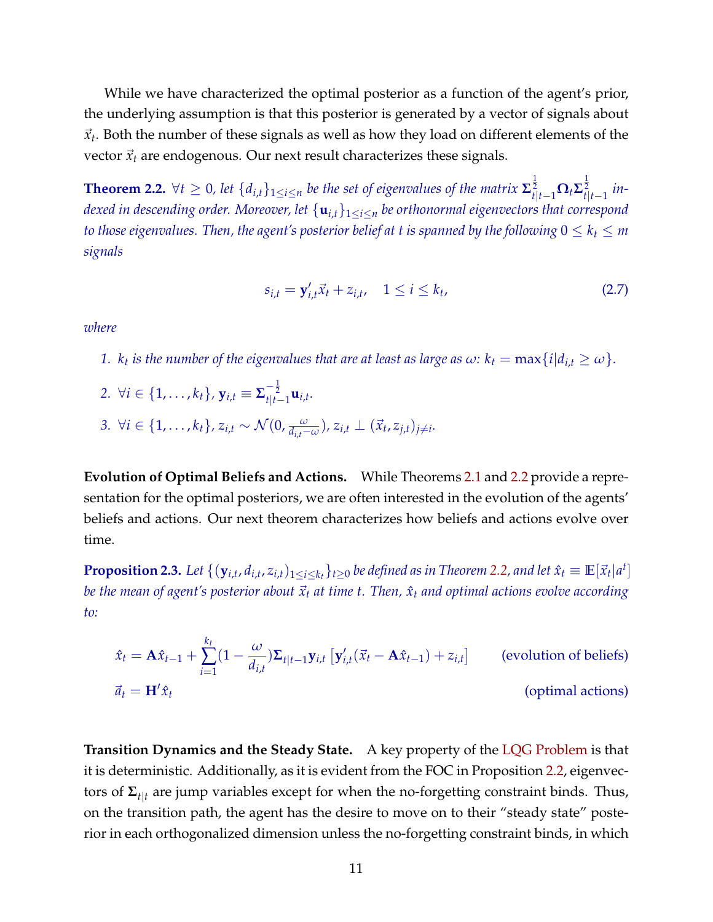While we have characterized the optimal posterior as a function of the agent's prior, the underlying assumption is that this posterior is generated by a vector of signals about $\vec{x}_t$. Both the number of these signals as well as how they load on different elements of the vector $\vec{x}_t$ are endogenous. Our next result characterizes these signals.

**Theorem 2.2.** *$\forall t \geq 0$, let $\{d_{i,t}\}_{1\leq i\leq n}$ be the set of eigenvalues of the matrix $\mathbf{\Sigma}_{t|t-1}^{\frac{1}{2}}\mathbf{\Omega}_t\mathbf{\Sigma}_{t|t-1}^{\frac{1}{2}}$ indexed in descending order. Moreover, let $\{\mathbf{u}_{i,t}\}_{1\leq i\leq n}$ be orthonormal eigenvectors that correspond to those eigenvalues. Then, the agent's posterior belief at $t$ is spanned by the following $0 \leq k_t \leq m$ signals*

$$s_{i,t} = \mathbf{y}_{i,t}'\vec{x}_t + z_{i,t}, \quad 1 \leq i \leq k_t, \tag{2.7}$$

*where*

1. *$k_t$ is the number of the eigenvalues that are at least as large as $\omega$: $k_t = \max\{i | d_{i,t} \geq \omega\}$.*
2. *$\forall i \in \{1,\ldots,k_t\}$, $\mathbf{y}_{i,t} \equiv \mathbf{\Sigma}_{t|t-1}^{-\frac{1}{2}}\mathbf{u}_{i,t}$.*
3. *$\forall i \in \{1,\ldots,k_t\}$, $z_{i,t} \sim \mathcal{N}(0, \frac{\omega}{d_{i,t}-\omega})$, $z_{i,t} \perp (\vec{x}_t, z_{j,t})_{j\neq i}$.*

**Evolution of Optimal Beliefs and Actions.** While Theorems 2.1 and 2.2 provide a representation for the optimal posteriors, we are often interested in the evolution of the agents' beliefs and actions. Our next theorem characterizes how beliefs and actions evolve over time.

**Proposition 2.3.** *Let $\{(\mathbf{y}_{i,t}, d_{i,t}, z_{i,t})_{1\leq i\leq k_t}\}_{t\geq 0}$ be defined as in Theorem 2.2, and let $\hat{x}_t \equiv \mathbb{E}[\vec{x}_t | a^t]$ be the mean of agent's posterior about $\vec{x}_t$ at time $t$. Then, $\hat{x}_t$ and optimal actions evolve according to:*

$$\hat{x}_t = \mathbf{A}\hat{x}_{t-1} + \sum_{i=1}^{k_t}(1 - \frac{\omega}{d_{i,t}})\mathbf{\Sigma}_{t|t-1}\mathbf{y}_{i,t}\left[\mathbf{y}_{i,t}'(\vec{x}_t - \mathbf{A}\hat{x}_{t-1}) + z_{i,t}\right] \qquad \text{(evolution of beliefs)}$$

$$\vec{a}_t = \mathbf{H}'\hat{x}_t \qquad \text{(optimal actions)}$$

**Transition Dynamics and the Steady State.** A key property of the LQG Problem is that it is deterministic. Additionally, as it is evident from the FOC in Proposition 2.2, eigenvectors of $\mathbf{\Sigma}_{t|t}$ are jump variables except for when the no-forgetting constraint binds. Thus, on the transition path, the agent has the desire to move on to their "steady state" posterior in each orthogonalized dimension unless the no-forgetting constraint binds, in which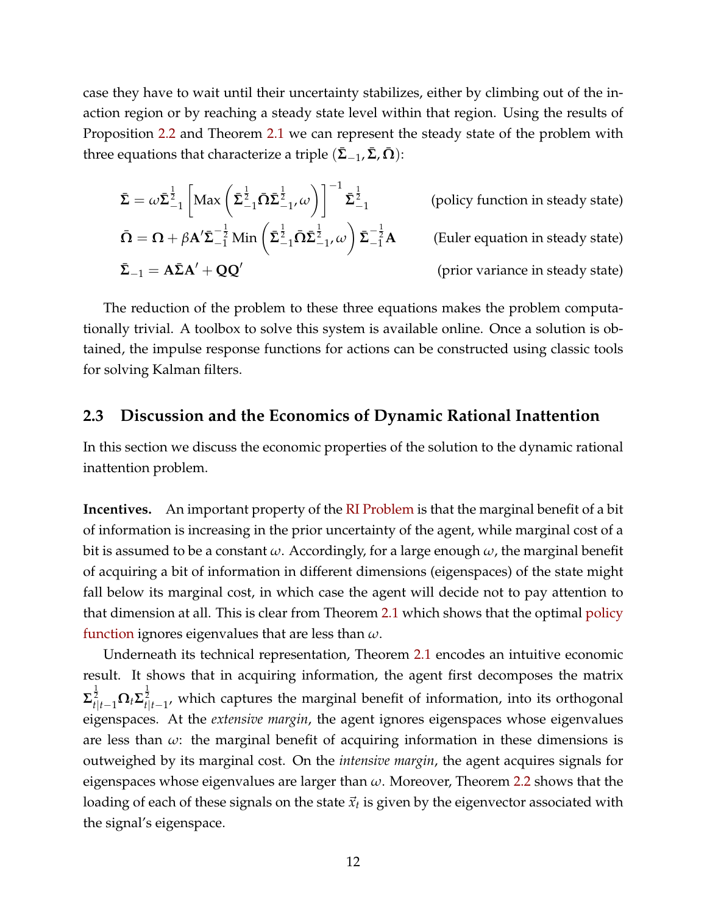case they have to wait until their uncertainty stabilizes, either by climbing out of the inaction region or by reaching a steady state level within that region. Using the results of Proposition 2.2 and Theorem 2.1 we can represent the steady state of the problem with three equations that characterize a triple $(\bar{\mathbf{\Sigma}}_{-1}, \bar{\mathbf{\Sigma}}, \bar{\mathbf{\Omega}})$:

$$\bar{\mathbf{\Sigma}} = \omega \bar{\mathbf{\Sigma}}_{-1}^{\frac{1}{2}} \left[ \text{Max}\left( \bar{\mathbf{\Sigma}}_{-1}^{\frac{1}{2}} \bar{\mathbf{\Omega}} \bar{\mathbf{\Sigma}}_{-1}^{\frac{1}{2}}, \omega \right) \right]^{-1} \bar{\mathbf{\Sigma}}_{-1}^{\frac{1}{2}} \qquad \text{(policy function in steady state)}$$

$$\bar{\mathbf{\Omega}} = \mathbf{\Omega} + \beta \mathbf{A}' \bar{\mathbf{\Sigma}}_{-1}^{-\frac{1}{2}} \text{Min}\left( \bar{\mathbf{\Sigma}}_{-1}^{\frac{1}{2}} \bar{\mathbf{\Omega}} \bar{\mathbf{\Sigma}}_{-1}^{\frac{1}{2}}, \omega \right) \bar{\mathbf{\Sigma}}_{-1}^{-\frac{1}{2}} \mathbf{A} \qquad \text{(Euler equation in steady state)}$$

$$\bar{\mathbf{\Sigma}}_{-1} = \mathbf{A} \bar{\mathbf{\Sigma}} \mathbf{A}' + \mathbf{Q}\mathbf{Q}' \qquad \text{(prior variance in steady state)}$$

The reduction of the problem to these three equations makes the problem computationally trivial. A toolbox to solve this system is available online. Once a solution is obtained, the impulse response functions for actions can be constructed using classic tools for solving Kalman filters.

## 2.3 Discussion and the Economics of Dynamic Rational Inattention

In this section we discuss the economic properties of the solution to the dynamic rational inattention problem.

**Incentives.** An important property of the RI Problem is that the marginal benefit of a bit of information is increasing in the prior uncertainty of the agent, while marginal cost of a bit is assumed to be a constant $\omega$. Accordingly, for a large enough $\omega$, the marginal benefit of acquiring a bit of information in different dimensions (eigenspaces) of the state might fall below its marginal cost, in which case the agent will decide not to pay attention to that dimension at all. This is clear from Theorem 2.1 which shows that the optimal policy function ignores eigenvalues that are less than $\omega$.

Underneath its technical representation, Theorem 2.1 encodes an intuitive economic result. It shows that in acquiring information, the agent first decomposes the matrix $\mathbf{\Sigma}_{t|t-1}^{\frac{1}{2}} \mathbf{\Omega}_t \mathbf{\Sigma}_{t|t-1}^{\frac{1}{2}}$, which captures the marginal benefit of information, into its orthogonal eigenspaces. At the *extensive margin*, the agent ignores eigenspaces whose eigenvalues are less than $\omega$: the marginal benefit of acquiring information in these dimensions is outweighed by its marginal cost. On the *intensive margin*, the agent acquires signals for eigenspaces whose eigenvalues are larger than $\omega$. Moreover, Theorem 2.2 shows that the loading of each of these signals on the state $\vec{x}_t$ is given by the eigenvector associated with the signal's eigenspace.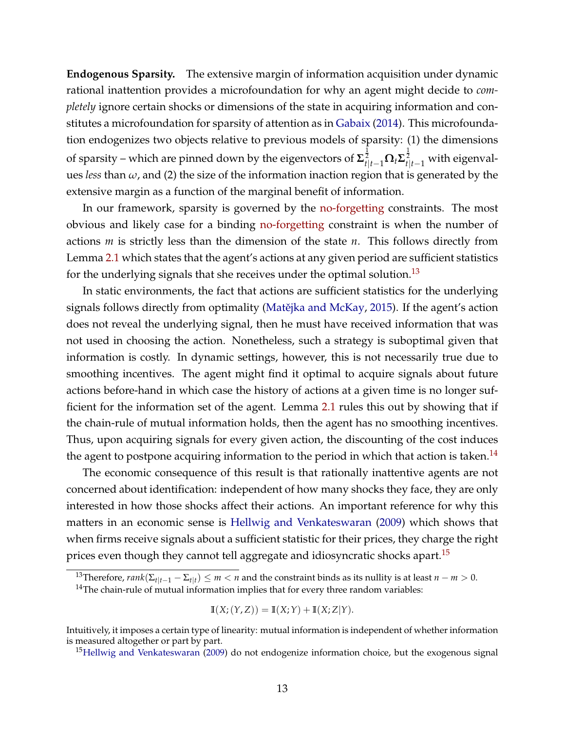**Endogenous Sparsity.** The extensive margin of information acquisition under dynamic rational inattention provides a microfoundation for why an agent might decide to *completely* ignore certain shocks or dimensions of the state in acquiring information and constitutes a microfoundation for sparsity of attention as in Gabaix (2014). This microfoundation endogenizes two objects relative to previous models of sparsity: (1) the dimensions of sparsity – which are pinned down by the eigenvectors of $\mathbf{\Sigma}_{t|t-1}^{\frac{1}{2}}\mathbf{\Omega}_t\mathbf{\Sigma}_{t|t-1}^{\frac{1}{2}}$ with eigenvalues *less* than $\omega$, and (2) the size of the information inaction region that is generated by the extensive margin as a function of the marginal benefit of information.

In our framework, sparsity is governed by the no-forgetting constraints. The most obvious and likely case for a binding no-forgetting constraint is when the number of actions $m$ is strictly less than the dimension of the state $n$. This follows directly from Lemma 2.1 which states that the agent's actions at any given period are sufficient statistics for the underlying signals that she receives under the optimal solution.[13]

In static environments, the fact that actions are sufficient statistics for the underlying signals follows directly from optimality (Matějka and McKay, 2015). If the agent's action does not reveal the underlying signal, then he must have received information that was not used in choosing the action. Nonetheless, such a strategy is suboptimal given that information is costly. In dynamic settings, however, this is not necessarily true due to smoothing incentives. The agent might find it optimal to acquire signals about future actions before-hand in which case the history of actions at a given time is no longer sufficient for the information set of the agent. Lemma 2.1 rules this out by showing that if the chain-rule of mutual information holds, then the agent has no smoothing incentives. Thus, upon acquiring signals for every given action, the discounting of the cost induces the agent to postpone acquiring information to the period in which that action is taken.[14]

The economic consequence of this result is that rationally inattentive agents are not concerned about identification: independent of how many shocks they face, they are only interested in how those shocks affect their actions. An important reference for why this matters in an economic sense is Hellwig and Venkateswaran (2009) which shows that when firms receive signals about a sufficient statistic for their prices, they charge the right prices even though they cannot tell aggregate and idiosyncratic shocks apart.[15]

[13]Therefore, $rank(\Sigma_{t|t-1} - \Sigma_{t|t}) \leq m < n$ and the constraint binds as its nullity is at least $n - m > 0$.

[14]The chain-rule of mutual information implies that for every three random variables:

$$\mathbb{I}(X;(Y,Z)) = \mathbb{I}(X;Y) + \mathbb{I}(X;Z|Y).$$

Intuitively, it imposes a certain type of linearity: mutual information is independent of whether information is measured altogether or part by part.

[15]Hellwig and Venkateswaran (2009) do not endogenize information choice, but the exogenous signal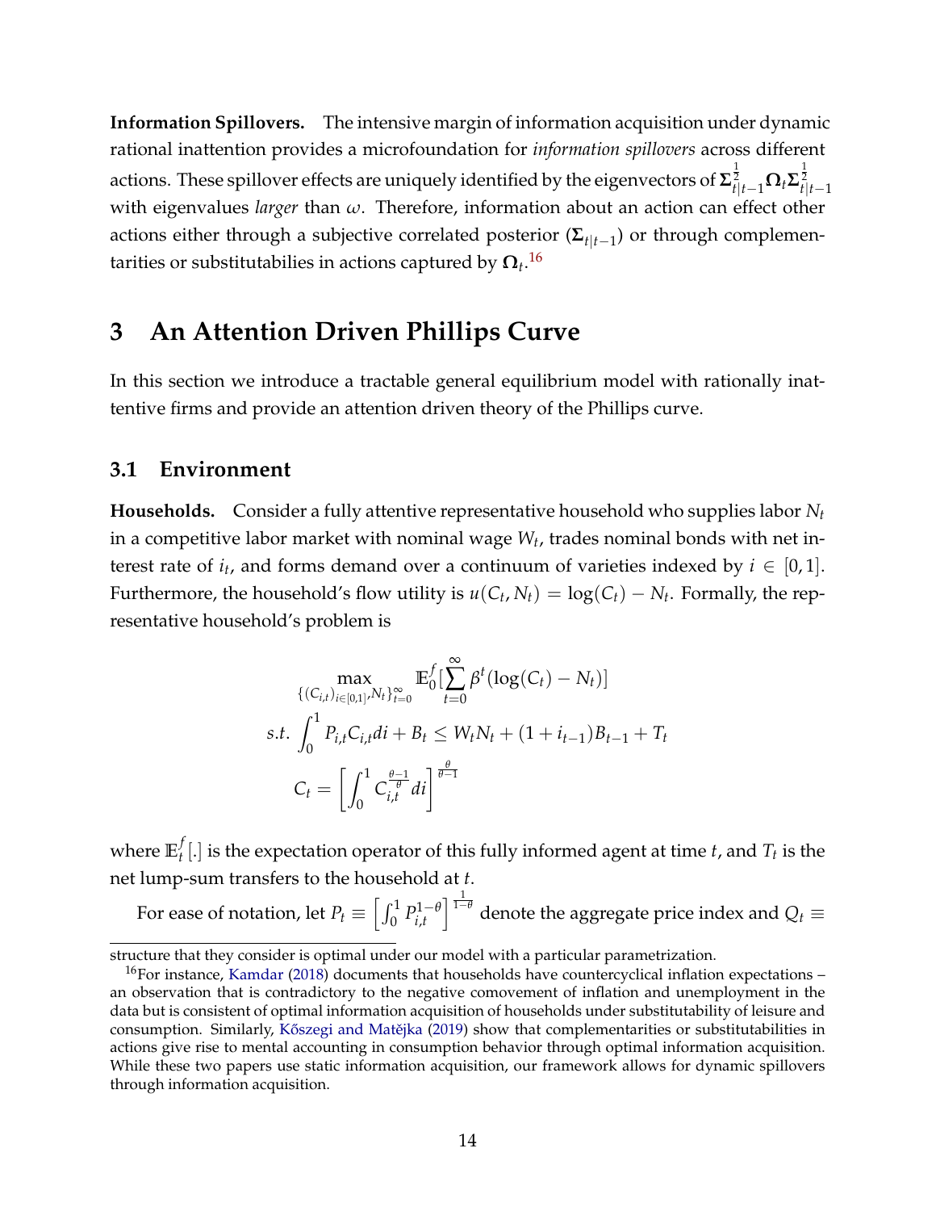**Information Spillovers.** The intensive margin of information acquisition under dynamic rational inattention provides a microfoundation for *information spillovers* across different actions. These spillover effects are uniquely identified by the eigenvectors of $\mathbf{\Sigma}_{t|t-1}^{\frac{1}{2}}\mathbf{\Omega}_t\mathbf{\Sigma}_{t|t-1}^{\frac{1}{2}}$ with eigenvalues *larger* than $\omega$. Therefore, information about an action can effect other actions either through a subjective correlated posterior ($\mathbf{\Sigma}_{t|t-1}$) or through complementarities or substitutabilities in actions captured by $\mathbf{\Omega}_t$.[16]

# 3 An Attention Driven Phillips Curve

In this section we introduce a tractable general equilibrium model with rationally inattentive firms and provide an attention driven theory of the Phillips curve.

## 3.1 Environment

**Households.** Consider a fully attentive representative household who supplies labor $N_t$ in a competitive labor market with nominal wage $W_t$, trades nominal bonds with net interest rate of $i_t$, and forms demand over a continuum of varieties indexed by $i \in [0,1]$. Furthermore, the household's flow utility is $u(C_t, N_t) = \log(C_t) - N_t$. Formally, the representative household's problem is

$$
\max_{\{(C_{i,t})_{i\in[0,1]}, N_t\}_{t=0}^{\infty}} \mathbb{E}_0^f\Big[\sum_{t=0}^{\infty} \beta^t (\log(C_t) - N_t)\Big]
$$

$$
s.t. \int_0^1 P_{i,t}C_{i,t}di + B_t \leq W_t N_t + (1+i_{t-1})B_{t-1} + T_t
$$

$$
C_t = \left[\int_0^1 C_{i,t}^{\frac{\theta-1}{\theta}} di\right]^{\frac{\theta}{\theta-1}}
$$

where $\mathbb{E}_t^f[.]$ is the expectation operator of this fully informed agent at time $t$, and $T_t$ is the net lump-sum transfers to the household at $t$.

For ease of notation, let $P_t \equiv \left[\int_0^1 P_{i,t}^{1-\theta}\right]^{\frac{1}{1-\theta}}$ denote the aggregate price index and $Q_t \equiv$

structure that they consider is optimal under our model with a particular parametrization.

[16] For instance, Kamdar (2018) documents that households have countercyclical inflation expectations – an observation that is contradictory to the negative comovement of inflation and unemployment in the data but is consistent of optimal information acquisition of households under substitutability of leisure and consumption. Similarly, Kőszegi and Matějka (2019) show that complementarities or substitutabilities in actions give rise to mental accounting in consumption behavior through optimal information acquisition. While these two papers use static information acquisition, our framework allows for dynamic spillovers through information acquisition.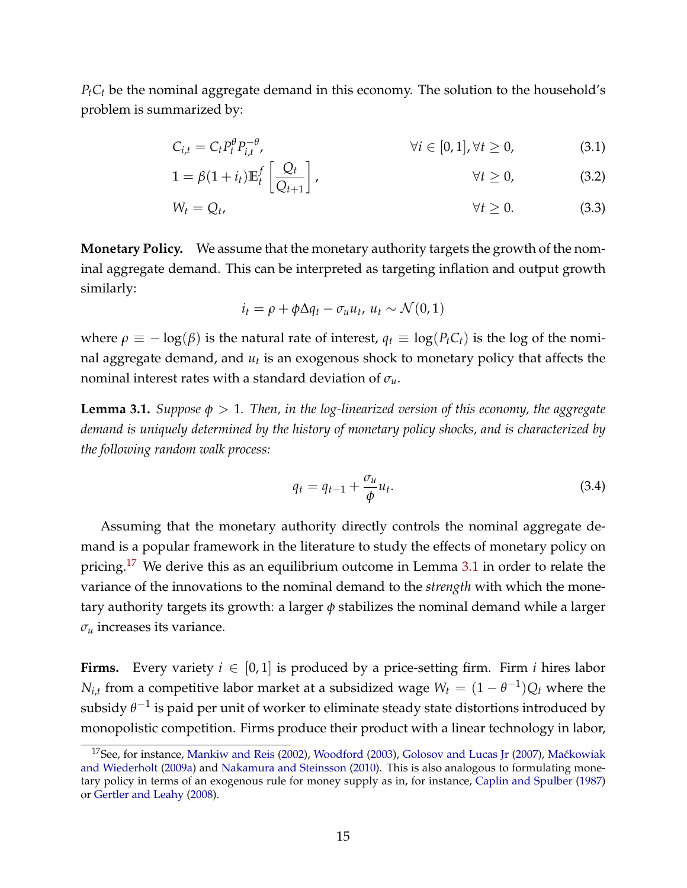$P_t C_t$ be the nominal aggregate demand in this economy. The solution to the household's problem is summarized by:

$$C_{i,t} = C_t P_t^{\theta} P_{i,t}^{-\theta}, \qquad \forall i \in [0,1], \forall t \geq 0, \tag{3.1}$$

$$1 = \beta(1+i_t)\mathbb{E}_t^f \left[ \frac{Q_t}{Q_{t+1}} \right], \qquad \forall t \geq 0, \tag{3.2}$$

$$W_t = Q_t, \qquad \forall t \geq 0. \tag{3.3}$$

**Monetary Policy.** We assume that the monetary authority targets the growth of the nominal aggregate demand. This can be interpreted as targeting inflation and output growth similarly:

$$i_t = \rho + \phi \Delta q_t - \sigma_u u_t, \; u_t \sim \mathcal{N}(0,1)$$

where $\rho \equiv -\log(\beta)$ is the natural rate of interest, $q_t \equiv \log(P_t C_t)$ is the log of the nominal aggregate demand, and $u_t$ is an exogenous shock to monetary policy that affects the nominal interest rates with a standard deviation of $\sigma_u$.

**Lemma 3.1.** *Suppose $\phi > 1$. Then, in the log-linearized version of this economy, the aggregate demand is uniquely determined by the history of monetary policy shocks, and is characterized by the following random walk process:*

$$q_t = q_{t-1} + \frac{\sigma_u}{\phi} u_t. \tag{3.4}$$

Assuming that the monetary authority directly controls the nominal aggregate demand is a popular framework in the literature to study the effects of monetary policy on pricing.[17] We derive this as an equilibrium outcome in Lemma 3.1 in order to relate the variance of the innovations to the nominal demand to the *strength* with which the monetary authority targets its growth: a larger $\phi$ stabilizes the nominal demand while a larger $\sigma_u$ increases its variance.

**Firms.** Every variety $i \in [0,1]$ is produced by a price-setting firm. Firm $i$ hires labor $N_{i,t}$ from a competitive labor market at a subsidized wage $W_t = (1-\theta^{-1})Q_t$ where the subsidy $\theta^{-1}$ is paid per unit of worker to eliminate steady state distortions introduced by monopolistic competition. Firms produce their product with a linear technology in labor,

[17] See, for instance, Mankiw and Reis (2002), Woodford (2003), Golosov and Lucas Jr (2007), Maćkowiak and Wiederholt (2009a) and Nakamura and Steinsson (2010). This is also analogous to formulating monetary policy in terms of an exogenous rule for money supply as in, for instance, Caplin and Spulber (1987) or Gertler and Leahy (2008).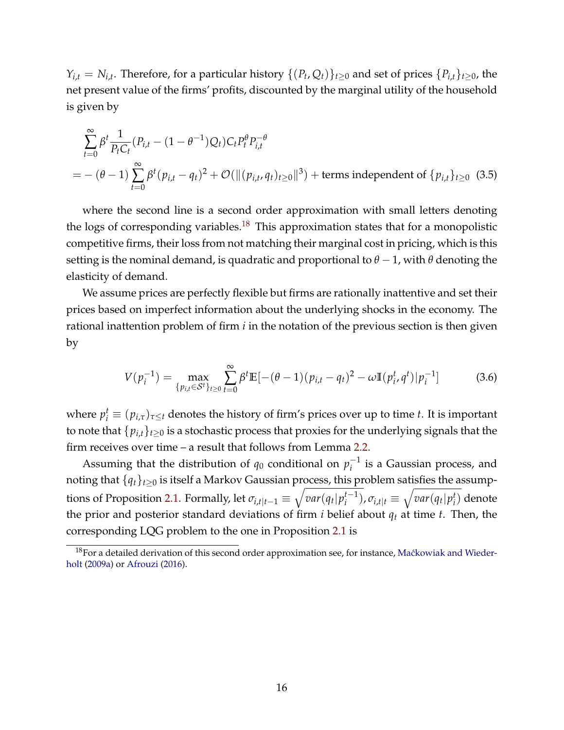$Y_{i,t} = N_{i,t}$. Therefore, for a particular history $\{(P_t, Q_t)\}_{t\geq 0}$ and set of prices $\{P_{i,t}\}_{t\geq 0}$, the net present value of the firms' profits, discounted by the marginal utility of the household is given by

$$
\begin{aligned}
&\sum_{t=0}^{\infty} \beta^t \frac{1}{P_t C_t}(P_{i,t} - (1-\theta^{-1})Q_t) C_t P_t^{\theta} P_{i,t}^{-\theta} \\
= &-(\theta - 1)\sum_{t=0}^{\infty} \beta^t (p_{i,t} - q_t)^2 + \mathcal{O}(\|(p_{i,t}, q_t)_{t\geq 0}\|^3) + \text{terms independent of } \{p_{i,t}\}_{t\geq 0} \quad (3.5)
\end{aligned}
$$

where the second line is a second order approximation with small letters denoting the logs of corresponding variables.[18] This approximation states that for a monopolistic competitive firms, their loss from not matching their marginal cost in pricing, which is this setting is the nominal demand, is quadratic and proportional to $\theta - 1$, with $\theta$ denoting the elasticity of demand.

We assume prices are perfectly flexible but firms are rationally inattentive and set their prices based on imperfect information about the underlying shocks in the economy. The rational inattention problem of firm $i$ in the notation of the previous section is then given by

$$
V(p_i^{-1}) = \max_{\{p_{i,t}\in \mathcal{S}^t\}_{t\geq 0}} \sum_{t=0}^{\infty} \beta^t \mathbb{E}[-(\theta-1)(p_{i,t} - q_t)^2 - \omega \mathbb{I}(p_i^t, q^t)|p_i^{-1}] \quad (3.6)
$$

where $p_i^t \equiv (p_{i,\tau})_{\tau\leq t}$ denotes the history of firm's prices over up to time $t$. It is important to note that $\{p_{i,t}\}_{t\geq 0}$ is a stochastic process that proxies for the underlying signals that the firm receives over time – a result that follows from Lemma 2.2.

Assuming that the distribution of $q_0$ conditional on $p_i^{-1}$ is a Gaussian process, and noting that $\{q_t\}_{t\geq 0}$ is itself a Markov Gaussian process, this problem satisfies the assumptions of Proposition 2.1. Formally, let $\sigma_{i,t|t-1} \equiv \sqrt{var(q_t|p_i^{t-1})}, \sigma_{i,t|t} \equiv \sqrt{var(q_t|p_i^t)}$ denote the prior and posterior standard deviations of firm $i$ belief about $q_t$ at time $t$. Then, the corresponding LQG problem to the one in Proposition 2.1 is

[18] For a detailed derivation of this second order approximation see, for instance, Maćkowiak and Wiederholt (2009a) or Afrouzi (2016).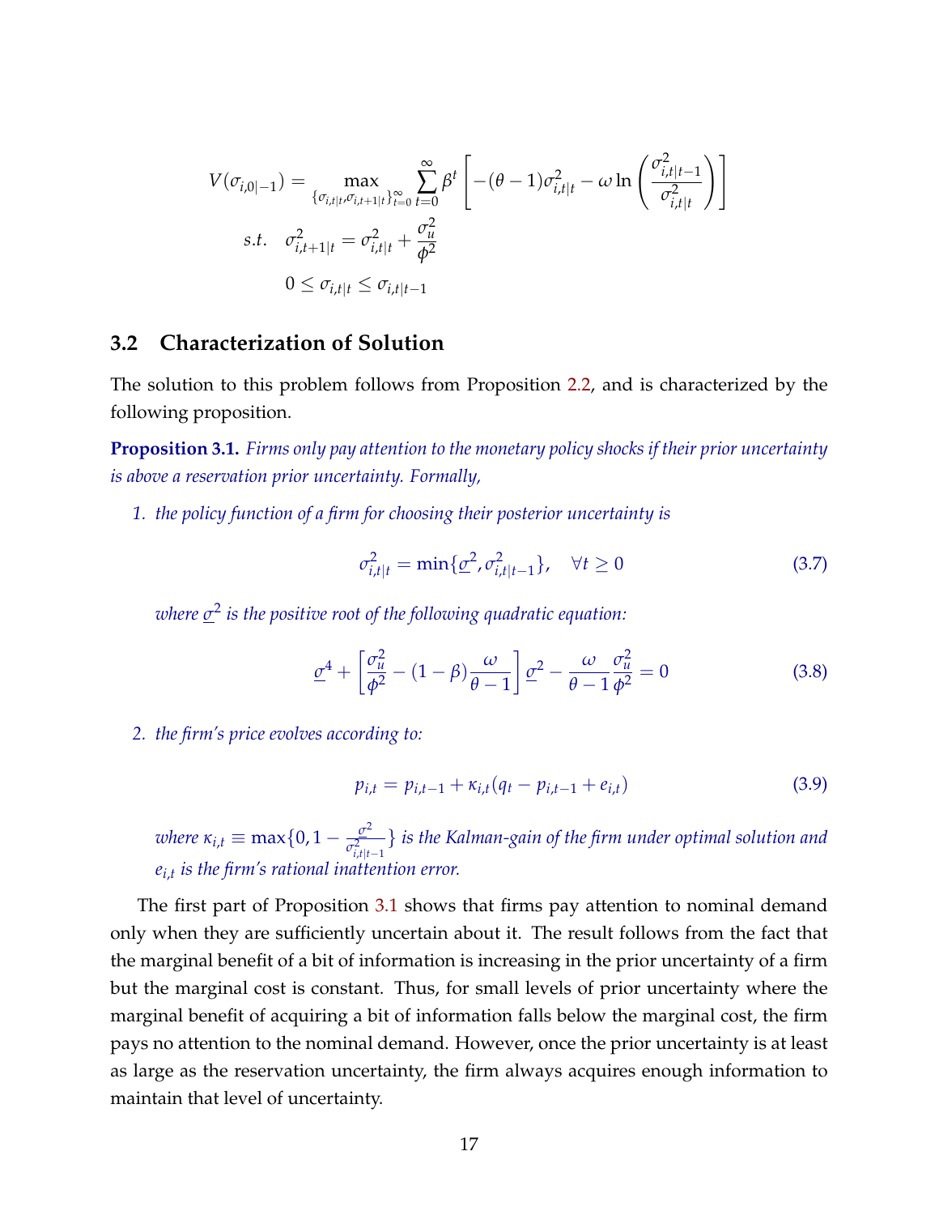$$
V(\sigma_{i,0|-1}) = \max_{\{\sigma_{i,t|t}, \sigma_{i,t+1|t}\}_{t=0}^{\infty}} \sum_{t=0}^{\infty} \beta^t \left[ -(\theta-1)\sigma_{i,t|t}^2 - \omega \ln\left( \frac{\sigma_{i,t|t-1}^2}{\sigma_{i,t|t}^2} \right) \right]
$$

$$
s.t. \quad \sigma_{i,t+1|t}^2 = \sigma_{i,t|t}^2 + \frac{\sigma_u^2}{\phi^2}
$$

$$
0 \leq \sigma_{i,t|t} \leq \sigma_{i,t|t-1}
$$

### 3.2 Characterization of Solution

The solution to this problem follows from Proposition 2.2, and is characterized by the following proposition.

**Proposition 3.1.** *Firms only pay attention to the monetary policy shocks if their prior uncertainty is above a reservation prior uncertainty. Formally,*

1. *the policy function of a firm for choosing their posterior uncertainty is*

$$
\sigma_{i,t|t}^2 = \min\{\underline{\sigma}^2, \sigma_{i,t|t-1}^2\}, \quad \forall t \geq 0 \tag{3.7}
$$

*where $\underline{\sigma}^2$ is the positive root of the following quadratic equation:*

$$
\underline{\sigma}^4 + \left[ \frac{\sigma_u^2}{\phi^2} - (1-\beta)\frac{\omega}{\theta-1} \right] \underline{\sigma}^2 - \frac{\omega}{\theta-1}\frac{\sigma_u^2}{\phi^2} = 0 \tag{3.8}
$$

2. *the firm's price evolves according to:*

$$
p_{i,t} = p_{i,t-1} + \kappa_{i,t}(q_t - p_{i,t-1} + e_{i,t}) \tag{3.9}
$$

*where $\kappa_{i,t} \equiv \max\{0, 1 - \frac{\underline{\sigma}^2}{\sigma_{i,t|t-1}^2}\}$ is the Kalman-gain of the firm under optimal solution and $e_{i,t}$ is the firm's rational inattention error.*

The first part of Proposition 3.1 shows that firms pay attention to nominal demand only when they are sufficiently uncertain about it. The result follows from the fact that the marginal benefit of a bit of information is increasing in the prior uncertainty of a firm but the marginal cost is constant. Thus, for small levels of prior uncertainty where the marginal benefit of acquiring a bit of information falls below the marginal cost, the firm pays no attention to the nominal demand. However, once the prior uncertainty is at least as large as the reservation uncertainty, the firm always acquires enough information to maintain that level of uncertainty.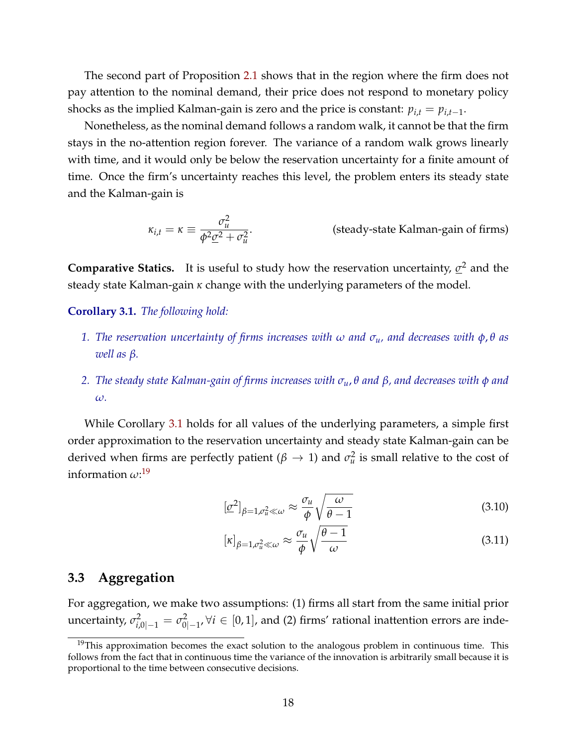The second part of Proposition 2.1 shows that in the region where the firm does not pay attention to the nominal demand, their price does not respond to monetary policy shocks as the implied Kalman-gain is zero and the price is constant: $p_{i,t} = p_{i,t-1}$.

Nonetheless, as the nominal demand follows a random walk, it cannot be that the firm stays in the no-attention region forever. The variance of a random walk grows linearly with time, and it would only be below the reservation uncertainty for a finite amount of time. Once the firm's uncertainty reaches this level, the problem enters its steady state and the Kalman-gain is

$$\kappa_{i,t} = \kappa \equiv \frac{\sigma_u^2}{\phi^2 \underline{\sigma}^2 + \sigma_u^2}. \qquad \text{(steady-state Kalman-gain of firms)}$$

**Comparative Statics.** It is useful to study how the reservation uncertainty, $\underline{\sigma}^2$ and the steady state Kalman-gain $\kappa$ change with the underlying parameters of the model.

**Corollary 3.1.** *The following hold:*

1. *The reservation uncertainty of firms increases with $\omega$ and $\sigma_u$, and decreases with $\phi, \theta$ as well as $\beta$.*
2. *The steady state Kalman-gain of firms increases with $\sigma_u, \theta$ and $\beta$, and decreases with $\phi$ and $\omega$.*

While Corollary 3.1 holds for all values of the underlying parameters, a simple first order approximation to the reservation uncertainty and steady state Kalman-gain can be derived when firms are perfectly patient ($\beta \to 1$) and $\sigma_u^2$ is small relative to the cost of information $\omega$:[19]

$$[\underline{\sigma}^2]_{\beta=1,\sigma_u^2 \ll \omega} \approx \frac{\sigma_u}{\phi}\sqrt{\frac{\omega}{\theta - 1}} \tag{3.10}$$

$$[\kappa]_{\beta=1,\sigma_u^2 \ll \omega} \approx \frac{\sigma_u}{\phi}\sqrt{\frac{\theta - 1}{\omega}} \tag{3.11}$$

## 3.3 Aggregation

For aggregation, we make two assumptions: (1) firms all start from the same initial prior uncertainty, $\sigma_{i,0|-1}^2 = \sigma_{0|-1}^2, \forall i \in [0,1]$, and (2) firms' rational inattention errors are inde-

[19] This approximation becomes the exact solution to the analogous problem in continuous time. This follows from the fact that in continuous time the variance of the innovation is arbitrarily small because it is proportional to the time between consecutive decisions.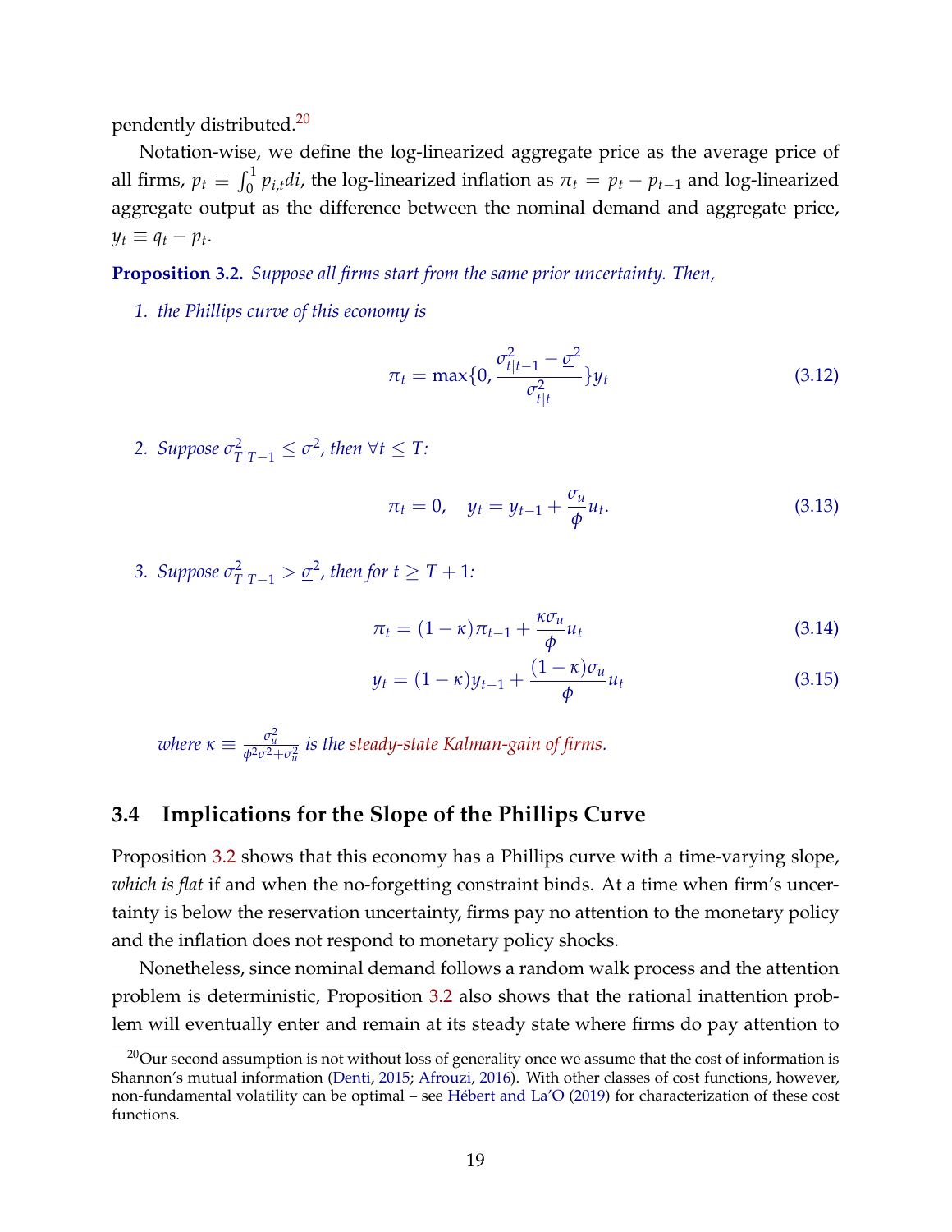pendently distributed.[20]

Notation-wise, we define the log-linearized aggregate price as the average price of all firms, $p_t \equiv \int_0^1 p_{i,t} di$, the log-linearized inflation as $\pi_t = p_t - p_{t-1}$ and log-linearized aggregate output as the difference between the nominal demand and aggregate price, $y_t \equiv q_t - p_t$.

**Proposition 3.2.** *Suppose all firms start from the same prior uncertainty. Then,*

1. *the Phillips curve of this economy is*

$$\pi_t = \max\{0, \frac{\sigma^2_{t|t-1} - \underline{\sigma}^2}{\sigma^2_{t|t}}\} y_t \tag{3.12}$$

2. *Suppose $\sigma^2_{T|T-1} \leq \underline{\sigma}^2$, then $\forall t \leq T$:*

$$\pi_t = 0, \quad y_t = y_{t-1} + \frac{\sigma_u}{\phi} u_t. \tag{3.13}$$

3. *Suppose $\sigma^2_{T|T-1} > \underline{\sigma}^2$, then for $t \geq T+1$:*

$$\pi_t = (1-\kappa)\pi_{t-1} + \frac{\kappa \sigma_u}{\phi} u_t \tag{3.14}$$

$$y_t = (1-\kappa) y_{t-1} + \frac{(1-\kappa)\sigma_u}{\phi} u_t \tag{3.15}$$

*where $\kappa \equiv \frac{\sigma_u^2}{\phi^2 \underline{\sigma}^2 + \sigma_u^2}$ is the steady-state Kalman-gain of firms.*

## 3.4 Implications for the Slope of the Phillips Curve

Proposition 3.2 shows that this economy has a Phillips curve with a time-varying slope, *which is flat* if and when the no-forgetting constraint binds. At a time when firm's uncertainty is below the reservation uncertainty, firms pay no attention to the monetary policy and the inflation does not respond to monetary policy shocks.

Nonetheless, since nominal demand follows a random walk process and the attention problem is deterministic, Proposition 3.2 also shows that the rational inattention problem will eventually enter and remain at its steady state where firms do pay attention to

[20] Our second assumption is not without loss of generality once we assume that the cost of information is Shannon's mutual information (Denti, 2015; Afrouzi, 2016). With other classes of cost functions, however, non-fundamental volatility can be optimal – see Hébert and La'O (2019) for characterization of these cost functions.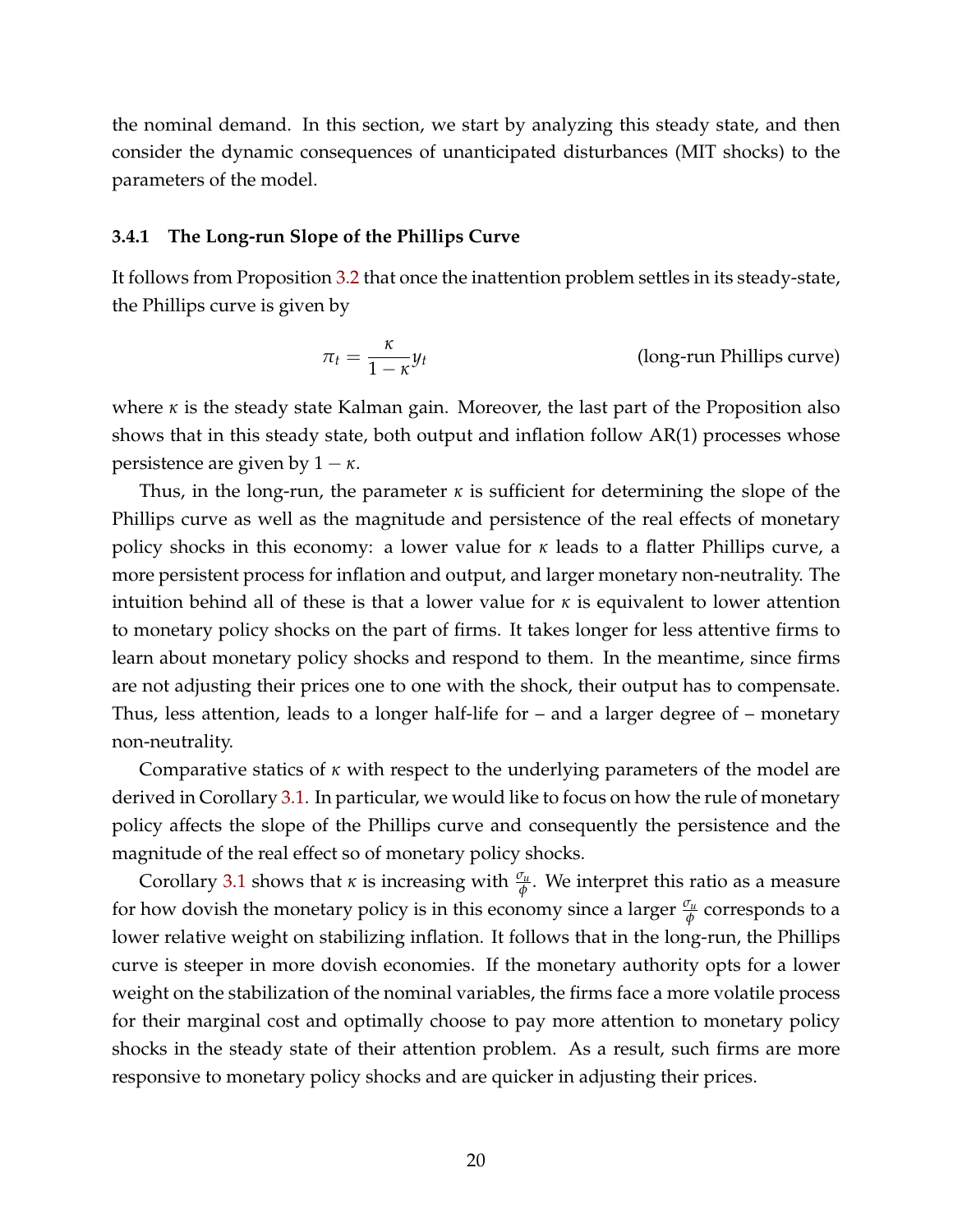the nominal demand. In this section, we start by analyzing this steady state, and then consider the dynamic consequences of unanticipated disturbances (MIT shocks) to the parameters of the model.

### 3.4.1 The Long-run Slope of the Phillips Curve

It follows from Proposition 3.2 that once the inattention problem settles in its steady-state, the Phillips curve is given by

$$\pi_t = \frac{\kappa}{1-\kappa} y_t \qquad \text{(long-run Phillips curve)}$$

where $\kappa$ is the steady state Kalman gain. Moreover, the last part of the Proposition also shows that in this steady state, both output and inflation follow AR(1) processes whose persistence are given by $1-\kappa$.

Thus, in the long-run, the parameter $\kappa$ is sufficient for determining the slope of the Phillips curve as well as the magnitude and persistence of the real effects of monetary policy shocks in this economy: a lower value for $\kappa$ leads to a flatter Phillips curve, a more persistent process for inflation and output, and larger monetary non-neutrality. The intuition behind all of these is that a lower value for $\kappa$ is equivalent to lower attention to monetary policy shocks on the part of firms. It takes longer for less attentive firms to learn about monetary policy shocks and respond to them. In the meantime, since firms are not adjusting their prices one to one with the shock, their output has to compensate. Thus, less attention, leads to a longer half-life for – and a larger degree of – monetary non-neutrality.

Comparative statics of $\kappa$ with respect to the underlying parameters of the model are derived in Corollary 3.1. In particular, we would like to focus on how the rule of monetary policy affects the slope of the Phillips curve and consequently the persistence and the magnitude of the real effect so of monetary policy shocks.

Corollary 3.1 shows that $\kappa$ is increasing with $\frac{\sigma_u}{\phi}$. We interpret this ratio as a measure for how dovish the monetary policy is in this economy since a larger $\frac{\sigma_u}{\phi}$ corresponds to a lower relative weight on stabilizing inflation. It follows that in the long-run, the Phillips curve is steeper in more dovish economies. If the monetary authority opts for a lower weight on the stabilization of the nominal variables, the firms face a more volatile process for their marginal cost and optimally choose to pay more attention to monetary policy shocks in the steady state of their attention problem. As a result, such firms are more responsive to monetary policy shocks and are quicker in adjusting their prices.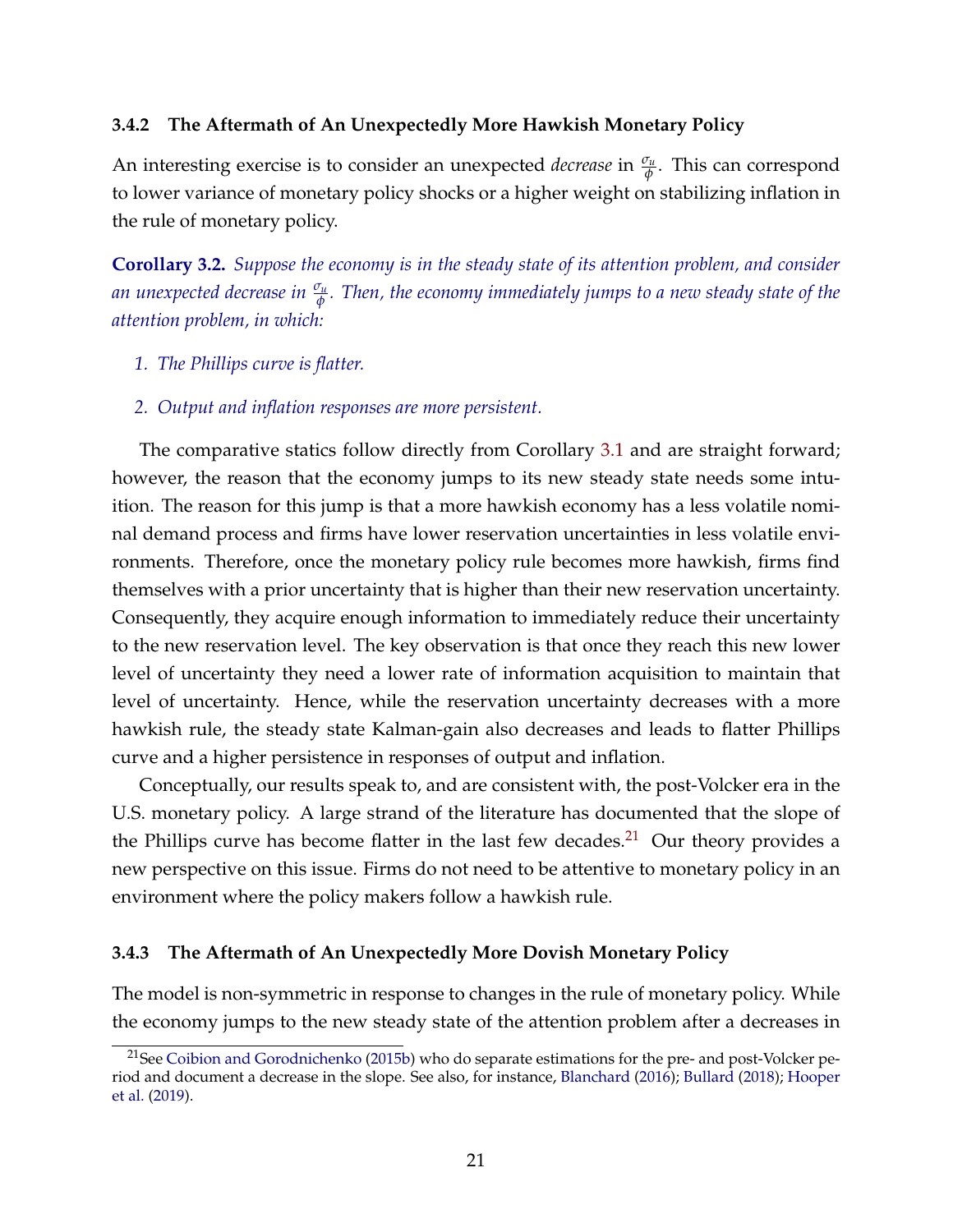### 3.4.2 The Aftermath of An Unexpectedly More Hawkish Monetary Policy

An interesting exercise is to consider an unexpected *decrease* in $\frac{\sigma_u}{\phi}$. This can correspond to lower variance of monetary policy shocks or a higher weight on stabilizing inflation in the rule of monetary policy.

**Corollary 3.2.** *Suppose the economy is in the steady state of its attention problem, and consider an unexpected decrease in $\frac{\sigma_u}{\phi}$. Then, the economy immediately jumps to a new steady state of the attention problem, in which:*

1. *The Phillips curve is flatter.*

2. *Output and inflation responses are more persistent.*

The comparative statics follow directly from Corollary 3.1 and are straight forward; however, the reason that the economy jumps to its new steady state needs some intuition. The reason for this jump is that a more hawkish economy has a less volatile nominal demand process and firms have lower reservation uncertainties in less volatile environments. Therefore, once the monetary policy rule becomes more hawkish, firms find themselves with a prior uncertainty that is higher than their new reservation uncertainty. Consequently, they acquire enough information to immediately reduce their uncertainty to the new reservation level. The key observation is that once they reach this new lower level of uncertainty they need a lower rate of information acquisition to maintain that level of uncertainty. Hence, while the reservation uncertainty decreases with a more hawkish rule, the steady state Kalman-gain also decreases and leads to flatter Phillips curve and a higher persistence in responses of output and inflation.

Conceptually, our results speak to, and are consistent with, the post-Volcker era in the U.S. monetary policy. A large strand of the literature has documented that the slope of the Phillips curve has become flatter in the last few decades.[21] Our theory provides a new perspective on this issue. Firms do not need to be attentive to monetary policy in an environment where the policy makers follow a hawkish rule.

### 3.4.3 The Aftermath of An Unexpectedly More Dovish Monetary Policy

The model is non-symmetric in response to changes in the rule of monetary policy. While the economy jumps to the new steady state of the attention problem after a decreases in

[21] See Coibion and Gorodnichenko (2015b) who do separate estimations for the pre- and post-Volcker period and document a decrease in the slope. See also, for instance, Blanchard (2016); Bullard (2018); Hooper et al. (2019).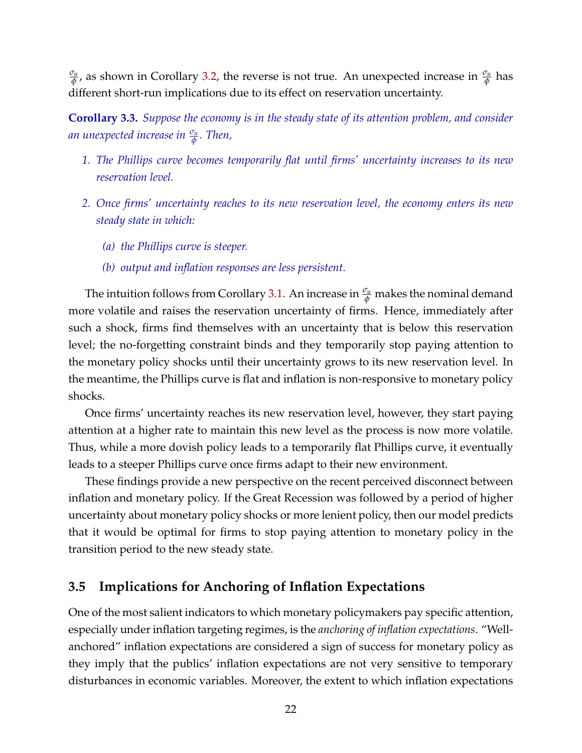$\frac{\sigma_u}{\phi}$, as shown in Corollary 3.2, the reverse is not true. An unexpected increase in $\frac{\sigma_u}{\phi}$ has different short-run implications due to its effect on reservation uncertainty.

**Corollary 3.3.** *Suppose the economy is in the steady state of its attention problem, and consider an unexpected increase in $\frac{\sigma_u}{\phi}$. Then,*

1. *The Phillips curve becomes temporarily flat until firms' uncertainty increases to its new reservation level.*
2. *Once firms' uncertainty reaches to its new reservation level, the economy enters its new steady state in which:*
   - *(a) the Phillips curve is steeper.*
   - *(b) output and inflation responses are less persistent.*

The intuition follows from Corollary 3.1. An increase in $\frac{\sigma_u}{\phi}$ makes the nominal demand more volatile and raises the reservation uncertainty of firms. Hence, immediately after such a shock, firms find themselves with an uncertainty that is below this reservation level; the no-forgetting constraint binds and they temporarily stop paying attention to the monetary policy shocks until their uncertainty grows to its new reservation level. In the meantime, the Phillips curve is flat and inflation is non-responsive to monetary policy shocks.

Once firms' uncertainty reaches its new reservation level, however, they start paying attention at a higher rate to maintain this new level as the process is now more volatile. Thus, while a more dovish policy leads to a temporarily flat Phillips curve, it eventually leads to a steeper Phillips curve once firms adapt to their new environment.

These findings provide a new perspective on the recent perceived disconnect between inflation and monetary policy. If the Great Recession was followed by a period of higher uncertainty about monetary policy shocks or more lenient policy, then our model predicts that it would be optimal for firms to stop paying attention to monetary policy in the transition period to the new steady state.

## 3.5 Implications for Anchoring of Inflation Expectations

One of the most salient indicators to which monetary policymakers pay specific attention, especially under inflation targeting regimes, is the *anchoring of inflation expectations*. "Well-anchored" inflation expectations are considered a sign of success for monetary policy as they imply that the publics' inflation expectations are not very sensitive to temporary disturbances in economic variables. Moreover, the extent to which inflation expectations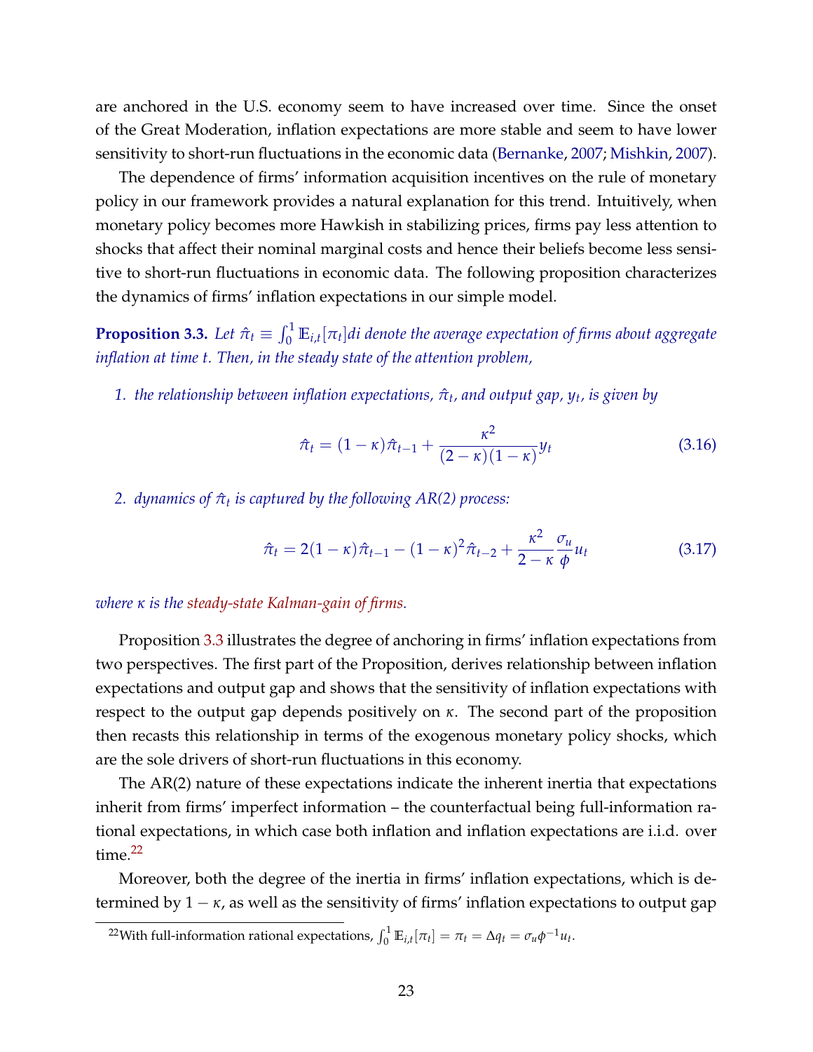are anchored in the U.S. economy seem to have increased over time. Since the onset of the Great Moderation, inflation expectations are more stable and seem to have lower sensitivity to short-run fluctuations in the economic data (Bernanke, 2007; Mishkin, 2007).

The dependence of firms' information acquisition incentives on the rule of monetary policy in our framework provides a natural explanation for this trend. Intuitively, when monetary policy becomes more Hawkish in stabilizing prices, firms pay less attention to shocks that affect their nominal marginal costs and hence their beliefs become less sensitive to short-run fluctuations in economic data. The following proposition characterizes the dynamics of firms' inflation expectations in our simple model.

**Proposition 3.3.** *Let $\hat{\pi}_t \equiv \int_0^1 \mathbb{E}_{i,t}[\pi_t]di$ denote the average expectation of firms about aggregate inflation at time $t$. Then, in the steady state of the attention problem,*

1. *the relationship between inflation expectations, $\hat{\pi}_t$, and output gap, $y_t$, is given by*

$$\hat{\pi}_t = (1-\kappa)\hat{\pi}_{t-1} + \frac{\kappa^2}{(2-\kappa)(1-\kappa)} y_t \tag{3.16}$$

2. *dynamics of $\hat{\pi}_t$ is captured by the following AR(2) process:*

$$\hat{\pi}_t = 2(1-\kappa)\hat{\pi}_{t-1} - (1-\kappa)^2\hat{\pi}_{t-2} + \frac{\kappa^2}{2-\kappa}\frac{\sigma_u}{\phi}u_t \tag{3.17}$$

*where $\kappa$ is the steady-state Kalman-gain of firms.*

Proposition 3.3 illustrates the degree of anchoring in firms' inflation expectations from two perspectives. The first part of the Proposition, derives relationship between inflation expectations and output gap and shows that the sensitivity of inflation expectations with respect to the output gap depends positively on $\kappa$. The second part of the proposition then recasts this relationship in terms of the exogenous monetary policy shocks, which are the sole drivers of short-run fluctuations in this economy.

The AR(2) nature of these expectations indicate the inherent inertia that expectations inherit from firms' imperfect information – the counterfactual being full-information rational expectations, in which case both inflation and inflation expectations are i.i.d. over time.[22]

Moreover, both the degree of the inertia in firms' inflation expectations, which is determined by $1-\kappa$, as well as the sensitivity of firms' inflation expectations to output gap

[22] With full-information rational expectations, $\int_0^1 \mathbb{E}_{i,t}[\pi_t] = \pi_t = \Delta q_t = \sigma_u \phi^{-1} u_t$.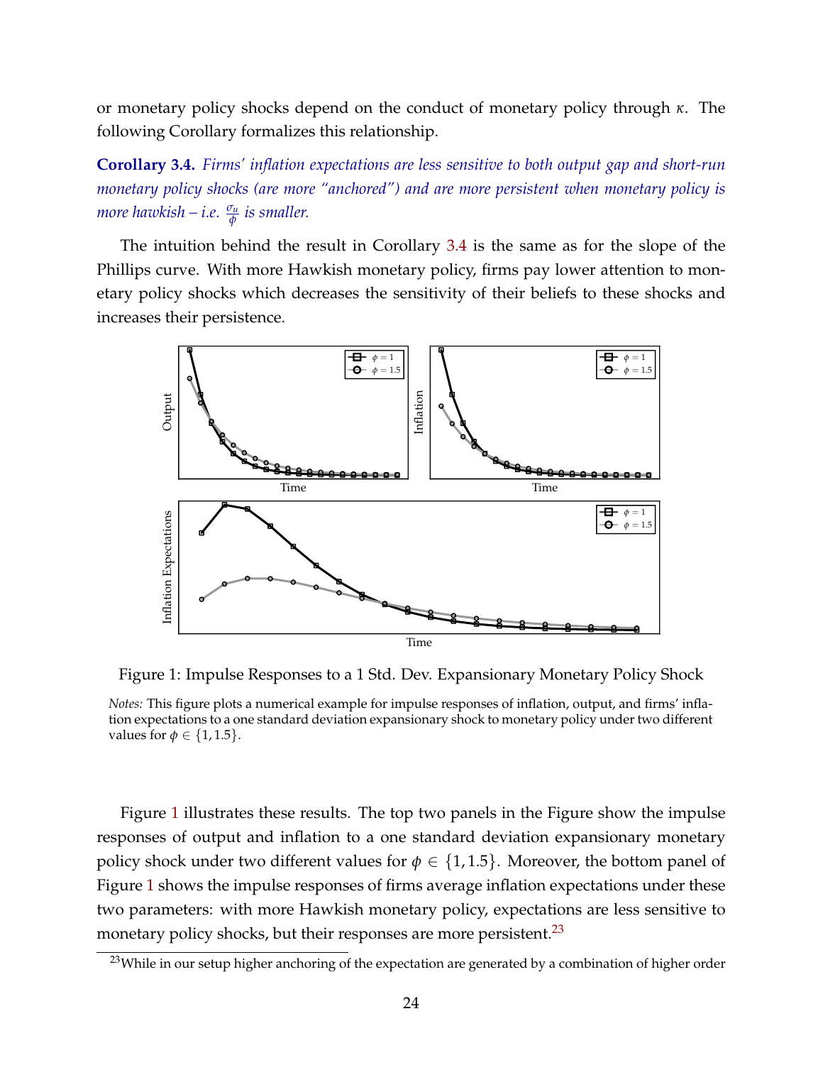or monetary policy shocks depend on the conduct of monetary policy through $\kappa$. The following Corollary formalizes this relationship.

**Corollary 3.4.** *Firms' inflation expectations are less sensitive to both output gap and short-run monetary policy shocks (are more "anchored") and are more persistent when monetary policy is more hawkish – i.e.* $\frac{\sigma_u}{\phi}$ *is smaller.*

The intuition behind the result in Corollary 3.4 is the same as for the slope of the Phillips curve. With more Hawkish monetary policy, firms pay lower attention to monetary policy shocks which decreases the sensitivity of their beliefs to these shocks and increases their persistence.

Figure 1: Impulse Responses to a 1 Std. Dev. Expansionary Monetary Policy Shock

*Notes:* This figure plots a numerical example for impulse responses of inflation, output, and firms' inflation expectations to a one standard deviation expansionary shock to monetary policy under two different values for $\phi \in \{1, 1.5\}$.

Figure 1 illustrates these results. The top two panels in the Figure show the impulse responses of output and inflation to a one standard deviation expansionary monetary policy shock under two different values for $\phi \in \{1, 1.5\}$. Moreover, the bottom panel of Figure 1 shows the impulse responses of firms average inflation expectations under these two parameters: with more Hawkish monetary policy, expectations are less sensitive to monetary policy shocks, but their responses are more persistent.[23]

[23]While in our setup higher anchoring of the expectation are generated by a combination of higher order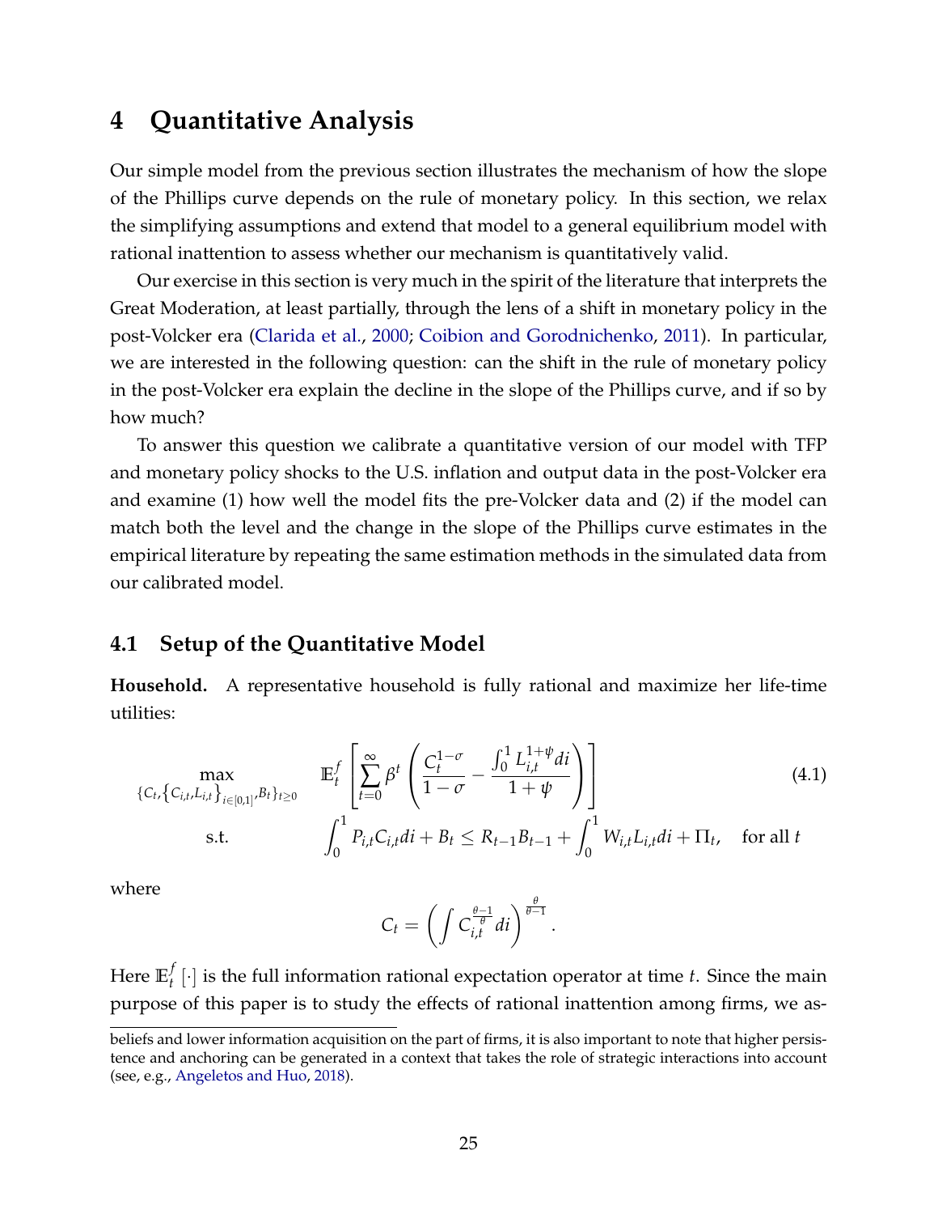# 4 Quantitative Analysis

Our simple model from the previous section illustrates the mechanism of how the slope of the Phillips curve depends on the rule of monetary policy. In this section, we relax the simplifying assumptions and extend that model to a general equilibrium model with rational inattention to assess whether our mechanism is quantitatively valid.

Our exercise in this section is very much in the spirit of the literature that interprets the Great Moderation, at least partially, through the lens of a shift in monetary policy in the post-Volcker era (Clarida et al., 2000; Coibion and Gorodnichenko, 2011). In particular, we are interested in the following question: can the shift in the rule of monetary policy in the post-Volcker era explain the decline in the slope of the Phillips curve, and if so by how much?

To answer this question we calibrate a quantitative version of our model with TFP and monetary policy shocks to the U.S. inflation and output data in the post-Volcker era and examine (1) how well the model fits the pre-Volcker data and (2) if the model can match both the level and the change in the slope of the Phillips curve estimates in the empirical literature by repeating the same estimation methods in the simulated data from our calibrated model.

## 4.1 Setup of the Quantitative Model

**Household.** A representative household is fully rational and maximize her life-time utilities:

$$\max_{\{C_t, \{C_{i,t}, L_{i,t}\}_{i\in[0,1]}, B_t\}_{t\geq 0}} \quad \mathbb{E}_t^f \left[ \sum_{t=0}^{\infty} \beta^t \left( \frac{C_t^{1-\sigma}}{1-\sigma} - \frac{\int_0^1 L_{i,t}^{1+\psi} di}{1+\psi} \right) \right] \tag{4.1}$$

$$\text{s.t.} \quad \int_0^1 P_{i,t} C_{i,t} di + B_t \leq R_{t-1} B_{t-1} + \int_0^1 W_{i,t} L_{i,t} di + \Pi_t, \quad \text{for all } t$$

where

$$C_t = \left( \int C_{i,t}^{\frac{\theta-1}{\theta}} di \right)^{\frac{\theta}{\theta-1}}.$$

Here $\mathbb{E}_t^f[\cdot]$ is the full information rational expectation operator at time $t$. Since the main purpose of this paper is to study the effects of rational inattention among firms, we as-

beliefs and lower information acquisition on the part of firms, it is also important to note that higher persistence and anchoring can be generated in a context that takes the role of strategic interactions into account (see, e.g., Angeletos and Huo, 2018).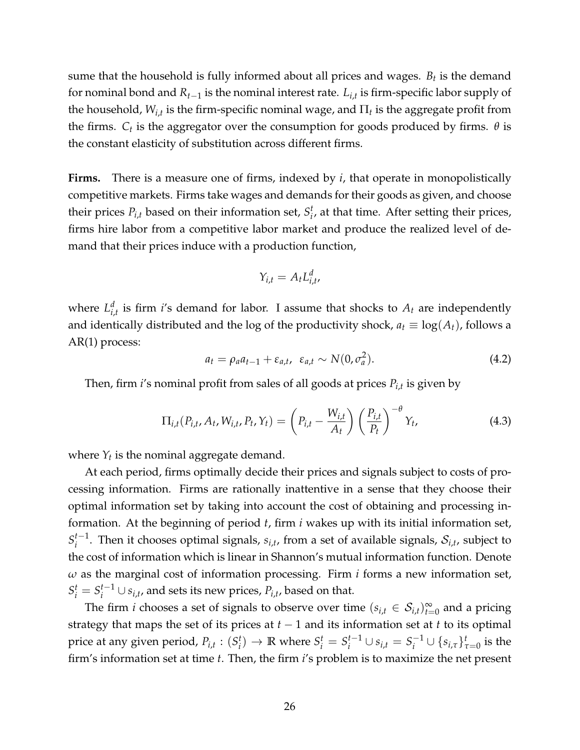sume that the household is fully informed about all prices and wages. $B_t$ is the demand for nominal bond and $R_{t-1}$ is the nominal interest rate. $L_{i,t}$ is firm-specific labor supply of the household, $W_{i,t}$ is the firm-specific nominal wage, and $\Pi_t$ is the aggregate profit from the firms. $C_t$ is the aggregator over the consumption for goods produced by firms. $\theta$ is the constant elasticity of substitution across different firms.

**Firms.** There is a measure one of firms, indexed by $i$, that operate in monopolistically competitive markets. Firms take wages and demands for their goods as given, and choose their prices $P_{i,t}$ based on their information set, $S_i^t$, at that time. After setting their prices, firms hire labor from a competitive labor market and produce the realized level of demand that their prices induce with a production function,

$$Y_{i,t} = A_t L_{i,t}^d,$$

where $L_{i,t}^d$ is firm $i$'s demand for labor. I assume that shocks to $A_t$ are independently and identically distributed and the log of the productivity shock, $a_t \equiv \log(A_t)$, follows a AR(1) process:

$$a_t = \rho_a a_{t-1} + \varepsilon_{a,t}, \;\; \varepsilon_{a,t} \sim N(0, \sigma_a^2). \tag{4.2}$$

Then, firm $i$'s nominal profit from sales of all goods at prices $P_{i,t}$ is given by

$$\Pi_{i,t}(P_{i,t}, A_t, W_{i,t}, P_t, Y_t) = \left(P_{i,t} - \frac{W_{i,t}}{A_t}\right)\left(\frac{P_{i,t}}{P_t}\right)^{-\theta} Y_t, \tag{4.3}$$

where $Y_t$ is the nominal aggregate demand.

At each period, firms optimally decide their prices and signals subject to costs of processing information. Firms are rationally inattentive in a sense that they choose their optimal information set by taking into account the cost of obtaining and processing information. At the beginning of period $t$, firm $i$ wakes up with its initial information set, $S_i^{t-1}$. Then it chooses optimal signals, $s_{i,t}$, from a set of available signals, $\mathcal{S}_{i,t}$, subject to the cost of information which is linear in Shannon's mutual information function. Denote $\omega$ as the marginal cost of information processing. Firm $i$ forms a new information set, $S_i^t = S_i^{t-1} \cup s_{i,t}$, and sets its new prices, $P_{i,t}$, based on that.

The firm $i$ chooses a set of signals to observe over time $(s_{i,t} \in \mathcal{S}_{i,t})_{t=0}^{\infty}$ and a pricing strategy that maps the set of its prices at $t-1$ and its information set at $t$ to its optimal price at any given period, $P_{i,t} : (S_i^t) \rightarrow \mathbb{R}$ where $S_i^t = S_i^{t-1} \cup s_{i,t} = S_i^{-1} \cup \{s_{i,\tau}\}_{\tau=0}^{t}$ is the firm's information set at time $t$. Then, the firm $i$'s problem is to maximize the net present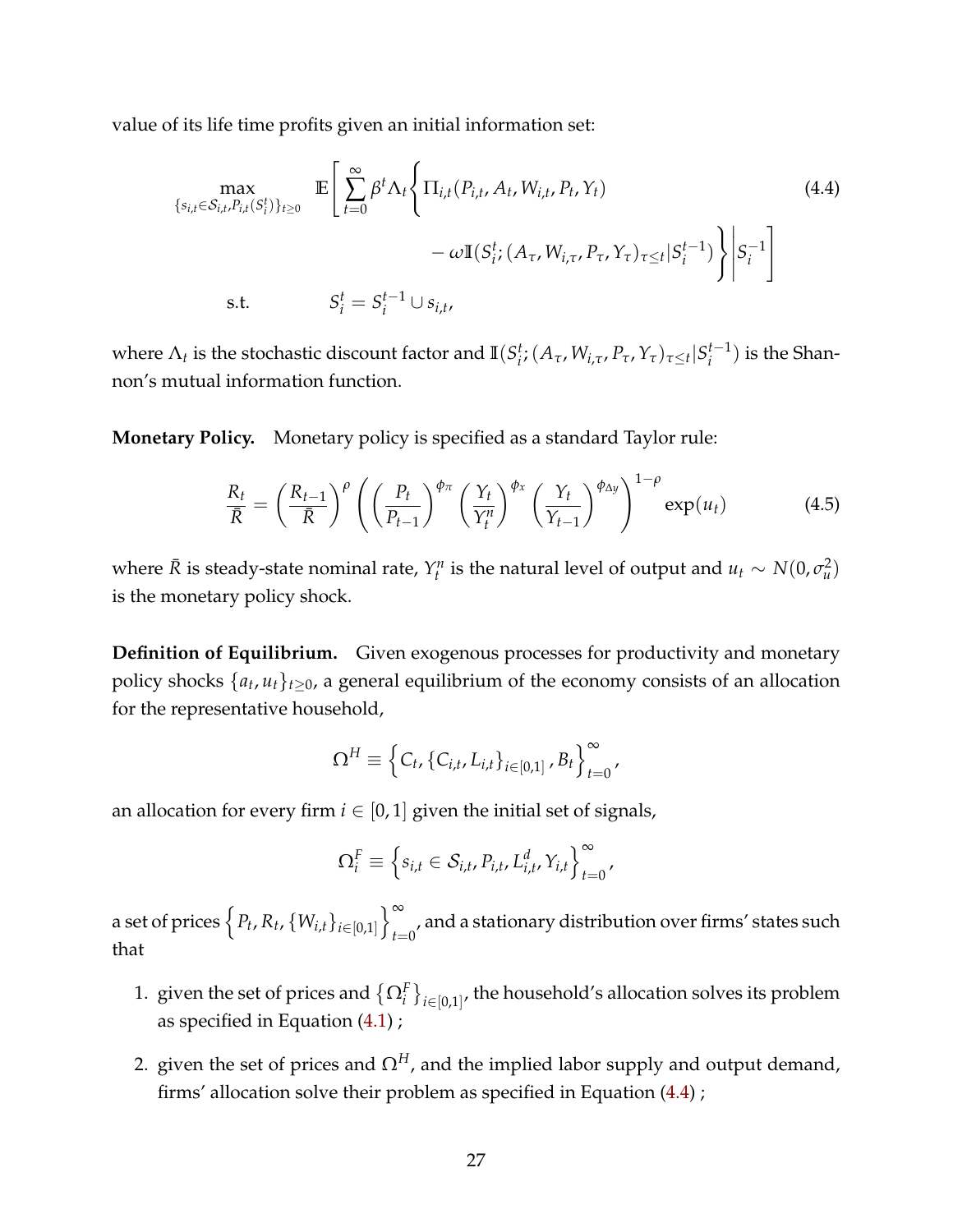value of its life time profits given an initial information set:

$$
\begin{aligned}
\max_{\{s_{i,t}\in\mathcal{S}_{i,t},P_{i,t}(S_i^t)\}_{t\geq 0}} \quad & \mathbb{E}\left[\sum_{t=0}^{\infty}\beta^t\Lambda_t\left\{\Pi_{i,t}(P_{i,t},A_t,W_{i,t},P_t,Y_t)\right.\right. \\
& \qquad\qquad \left.\left. -\,\omega\mathbb{I}(S_i^t;(A_\tau,W_{i,\tau},P_\tau,Y_\tau)_{\tau\leq t}|S_i^{t-1})\right\}\middle|S_i^{-1}\right] \\
\text{s.t.} \quad & S_i^t = S_i^{t-1}\cup s_{i,t},
\end{aligned}
\tag{4.4}
$$

where $\Lambda_t$ is the stochastic discount factor and $\mathbb{I}(S_i^t;(A_\tau,W_{i,\tau},P_\tau,Y_\tau)_{\tau\leq t}|S_i^{t-1})$ is the Shannon's mutual information function.

**Monetary Policy.** Monetary policy is specified as a standard Taylor rule:

$$
\frac{R_t}{\bar{R}} = \left(\frac{R_{t-1}}{\bar{R}}\right)^{\rho}\left(\left(\frac{P_t}{P_{t-1}}\right)^{\phi_\pi}\left(\frac{Y_t}{Y_t^n}\right)^{\phi_x}\left(\frac{Y_t}{Y_{t-1}}\right)^{\phi_{\Delta y}}\right)^{1-\rho}\exp(u_t) \tag{4.5}
$$

where $\bar{R}$ is steady-state nominal rate, $Y_t^n$ is the natural level of output and $u_t \sim N(0,\sigma_u^2)$ is the monetary policy shock.

**Definition of Equilibrium.** Given exogenous processes for productivity and monetary policy shocks $\{a_t,u_t\}_{t\geq 0}$, a general equilibrium of the economy consists of an allocation for the representative household,

$$
\Omega^H \equiv \left\{C_t,\{C_{i,t},L_{i,t}\}_{i\in[0,1]},B_t\right\}_{t=0}^{\infty},
$$

an allocation for every firm $i\in[0,1]$ given the initial set of signals,

$$
\Omega_i^F \equiv \left\{s_{i,t}\in\mathcal{S}_{i,t},P_{i,t},L_{i,t}^d,Y_{i,t}\right\}_{t=0}^{\infty},
$$

a set of prices $\left\{P_t,R_t,\{W_{i,t}\}_{i\in[0,1]}\right\}_{t=0}^{\infty}$, and a stationary distribution over firms' states such that

1. given the set of prices and $\{\Omega_i^F\}_{i\in[0,1]}$, the household's allocation solves its problem as specified in Equation (4.1) ;
2. given the set of prices and $\Omega^H$, and the implied labor supply and output demand, firms' allocation solve their problem as specified in Equation (4.4) ;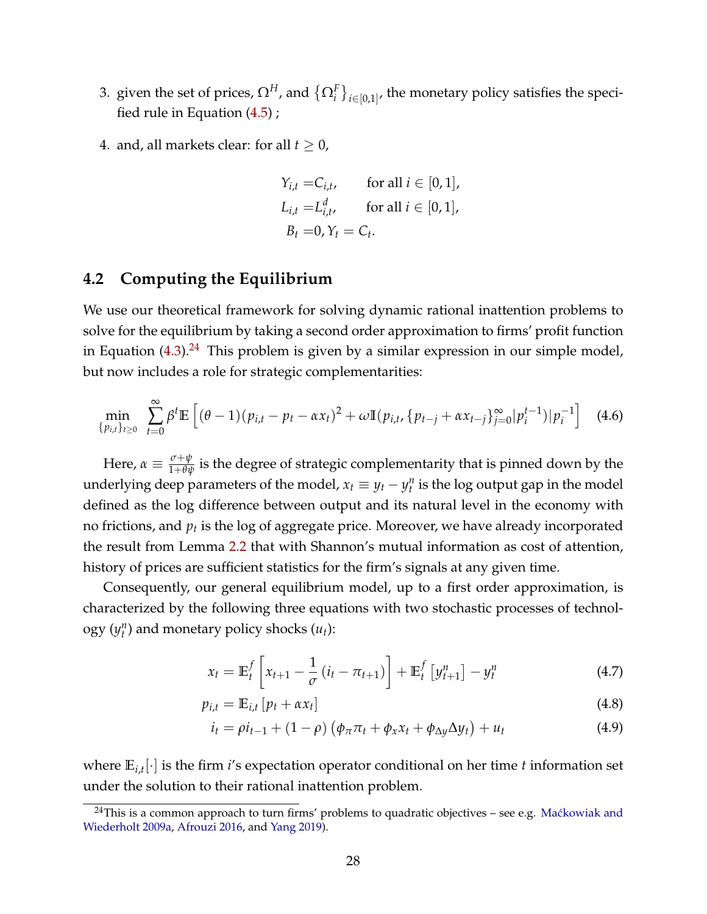3. given the set of prices, $\Omega^H$, and $\{\Omega_i^F\}_{i\in[0,1]}$, the monetary policy satisfies the specified rule in Equation (4.5) ;

4. and, all markets clear: for all $t \geq 0$,

$$
\begin{aligned}
Y_{i,t} &= C_{i,t}, \qquad \text{for all } i \in [0,1], \\
L_{i,t} &= L_{i,t}^d, \qquad \text{for all } i \in [0,1], \\
B_t &= 0, Y_t = C_t.
\end{aligned}
$$

## 4.2 Computing the Equilibrium

We use our theoretical framework for solving dynamic rational inattention problems to solve for the equilibrium by taking a second order approximation to firms' profit function in Equation (4.3).[24] This problem is given by a similar expression in our simple model, but now includes a role for strategic complementarities:

$$
\min_{\{p_{i,t}\}_{t\geq 0}} \sum_{t=0}^{\infty} \beta^t \mathbb{E}\left[(\theta-1)(p_{i,t}-p_t-\alpha x_t)^2 + \omega \mathbb{I}(p_{i,t}, \{p_{t-j}+\alpha x_{t-j}\}_{j=0}^{\infty} | p_i^{t-1}) | p_i^{-1}\right] \quad (4.6)
$$

Here, $\alpha \equiv \frac{\sigma+\psi}{1+\theta\psi}$ is the degree of strategic complementarity that is pinned down by the underlying deep parameters of the model, $x_t \equiv y_t - y_t^n$ is the log output gap in the model defined as the log difference between output and its natural level in the economy with no frictions, and $p_t$ is the log of aggregate price. Moreover, we have already incorporated the result from Lemma 2.2 that with Shannon's mutual information as cost of attention, history of prices are sufficient statistics for the firm's signals at any given time.

Consequently, our general equilibrium model, up to a first order approximation, is characterized by the following three equations with two stochastic processes of technology ($y_t^n$) and monetary policy shocks ($u_t$):

$$
x_t = \mathbb{E}_t^f\left[x_{t+1} - \frac{1}{\sigma}\left(i_t - \pi_{t+1}\right)\right] + \mathbb{E}_t^f\left[y_{t+1}^n\right] - y_t^n \quad (4.7)
$$

$$
p_{i,t} = \mathbb{E}_{i,t}\left[p_t + \alpha x_t\right] \quad (4.8)
$$

$$
i_t = \rho i_{t-1} + (1-\rho)\left(\phi_\pi \pi_t + \phi_x x_t + \phi_{\Delta y} \Delta y_t\right) + u_t \quad (4.9)
$$

where $\mathbb{E}_{i,t}[\cdot]$ is the firm $i$'s expectation operator conditional on her time $t$ information set under the solution to their rational inattention problem.

[24] This is a common approach to turn firms' problems to quadratic objectives – see e.g. Maćkowiak and Wiederholt 2009a, Afrouzi 2016, and Yang 2019).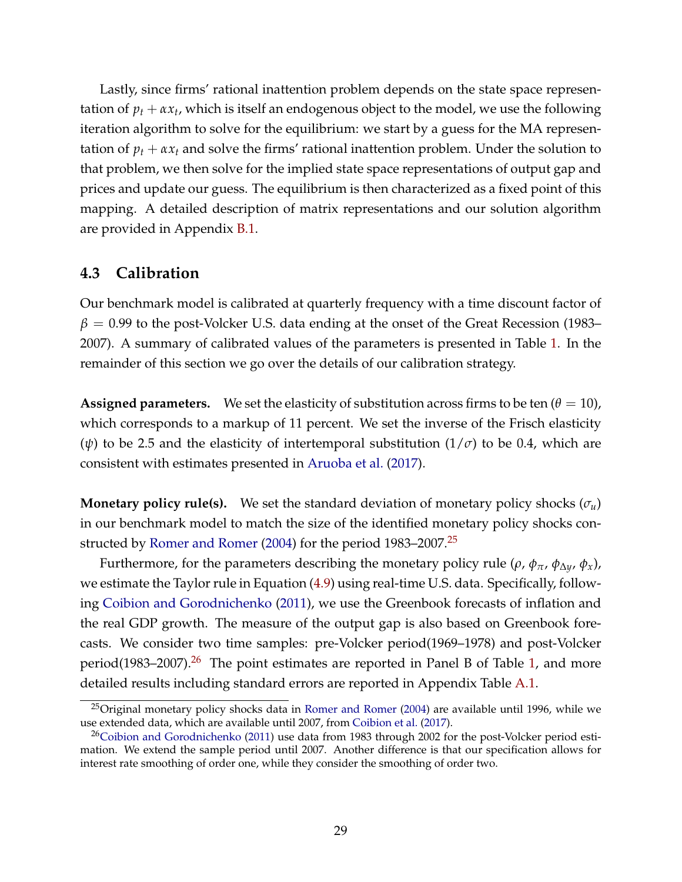Lastly, since firms' rational inattention problem depends on the state space representation of $p_t + \alpha x_t$, which is itself an endogenous object to the model, we use the following iteration algorithm to solve for the equilibrium: we start by a guess for the MA representation of $p_t + \alpha x_t$ and solve the firms' rational inattention problem. Under the solution to that problem, we then solve for the implied state space representations of output gap and prices and update our guess. The equilibrium is then characterized as a fixed point of this mapping. A detailed description of matrix representations and our solution algorithm are provided in Appendix B.1.

## 4.3 Calibration

Our benchmark model is calibrated at quarterly frequency with a time discount factor of $\beta = 0.99$ to the post-Volcker U.S. data ending at the onset of the Great Recession (1983–2007). A summary of calibrated values of the parameters is presented in Table 1. In the remainder of this section we go over the details of our calibration strategy.

**Assigned parameters.** We set the elasticity of substitution across firms to be ten ($\theta = 10$), which corresponds to a markup of 11 percent. We set the inverse of the Frisch elasticity ($\psi$) to be 2.5 and the elasticity of intertemporal substitution ($1/\sigma$) to be 0.4, which are consistent with estimates presented in Aruoba et al. (2017).

**Monetary policy rule(s).** We set the standard deviation of monetary policy shocks ($\sigma_u$) in our benchmark model to match the size of the identified monetary policy shocks constructed by Romer and Romer (2004) for the period 1983–2007.[25]

Furthermore, for the parameters describing the monetary policy rule ($\rho$, $\phi_\pi$, $\phi_{\Delta y}$, $\phi_x$), we estimate the Taylor rule in Equation (4.9) using real-time U.S. data. Specifically, following Coibion and Gorodnichenko (2011), we use the Greenbook forecasts of inflation and the real GDP growth. The measure of the output gap is also based on Greenbook forecasts. We consider two time samples: pre-Volcker period(1969–1978) and post-Volcker period(1983–2007).[26] The point estimates are reported in Panel B of Table 1, and more detailed results including standard errors are reported in Appendix Table A.1.

[25] Original monetary policy shocks data in Romer and Romer (2004) are available until 1996, while we use extended data, which are available until 2007, from Coibion et al. (2017).

[26] Coibion and Gorodnichenko (2011) use data from 1983 through 2002 for the post-Volcker period estimation. We extend the sample period until 2007. Another difference is that our specification allows for interest rate smoothing of order one, while they consider the smoothing of order two.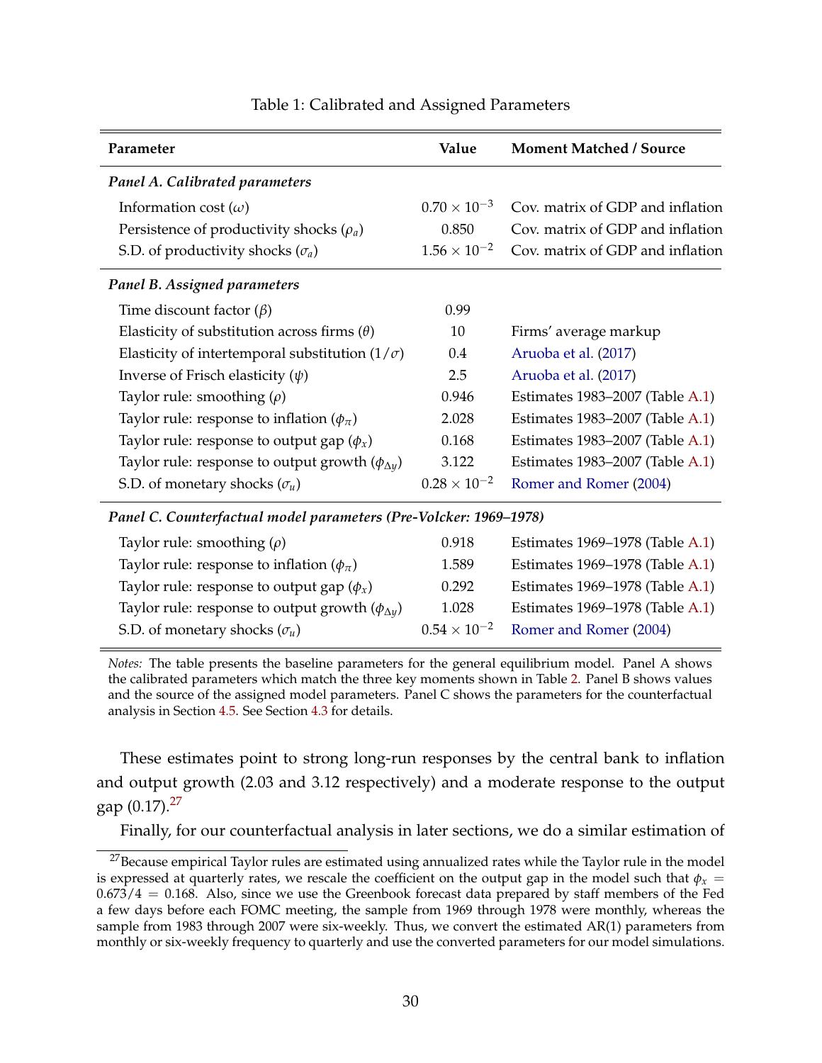Table 1: Calibrated and Assigned Parameters

| Parameter | Value | Moment Matched / Source |
|---|---|---|
| ***Panel A. Calibrated parameters*** | | |
| Information cost ($\omega$) | $0.70 \times 10^{-3}$ | Cov. matrix of GDP and inflation |
| Persistence of productivity shocks ($\rho_a$) | 0.850 | Cov. matrix of GDP and inflation |
| S.D. of productivity shocks ($\sigma_a$) | $1.56 \times 10^{-2}$ | Cov. matrix of GDP and inflation |
| ***Panel B. Assigned parameters*** | | |
| Time discount factor ($\beta$) | 0.99 | |
| Elasticity of substitution across firms ($\theta$) | 10 | Firms' average markup |
| Elasticity of intertemporal substitution ($1/\sigma$) | 0.4 | Aruoba et al. (2017) |
| Inverse of Frisch elasticity ($\psi$) | 2.5 | Aruoba et al. (2017) |
| Taylor rule: smoothing ($\rho$) | 0.946 | Estimates 1983–2007 (Table A.1) |
| Taylor rule: response to inflation ($\phi_\pi$) | 2.028 | Estimates 1983–2007 (Table A.1) |
| Taylor rule: response to output gap ($\phi_x$) | 0.168 | Estimates 1983–2007 (Table A.1) |
| Taylor rule: response to output growth ($\phi_{\Delta y}$) | 3.122 | Estimates 1983–2007 (Table A.1) |
| S.D. of monetary shocks ($\sigma_u$) | $0.28 \times 10^{-2}$ | Romer and Romer (2004) |
| ***Panel C. Counterfactual model parameters (Pre-Volcker: 1969–1978)*** | | |
| Taylor rule: smoothing ($\rho$) | 0.918 | Estimates 1969–1978 (Table A.1) |
| Taylor rule: response to inflation ($\phi_\pi$) | 1.589 | Estimates 1969–1978 (Table A.1) |
| Taylor rule: response to output gap ($\phi_x$) | 0.292 | Estimates 1969–1978 (Table A.1) |
| Taylor rule: response to output growth ($\phi_{\Delta y}$) | 1.028 | Estimates 1969–1978 (Table A.1) |
| S.D. of monetary shocks ($\sigma_u$) | $0.54 \times 10^{-2}$ | Romer and Romer (2004) |

*Notes:* The table presents the baseline parameters for the general equilibrium model. Panel A shows the calibrated parameters which match the three key moments shown in Table 2. Panel B shows values and the source of the assigned model parameters. Panel C shows the parameters for the counterfactual analysis in Section 4.5. See Section 4.3 for details.

These estimates point to strong long-run responses by the central bank to inflation and output growth (2.03 and 3.12 respectively) and a moderate response to the output gap (0.17).[27]

Finally, for our counterfactual analysis in later sections, we do a similar estimation of

[27] Because empirical Taylor rules are estimated using annualized rates while the Taylor rule in the model is expressed at quarterly rates, we rescale the coefficient on the output gap in the model such that $\phi_x = 0.673/4 = 0.168$. Also, since we use the Greenbook forecast data prepared by staff members of the Fed a few days before each FOMC meeting, the sample from 1969 through 1978 were monthly, whereas the sample from 1983 through 2007 were six-weekly. Thus, we convert the estimated AR(1) parameters from monthly or six-weekly frequency to quarterly and use the converted parameters for our model simulations.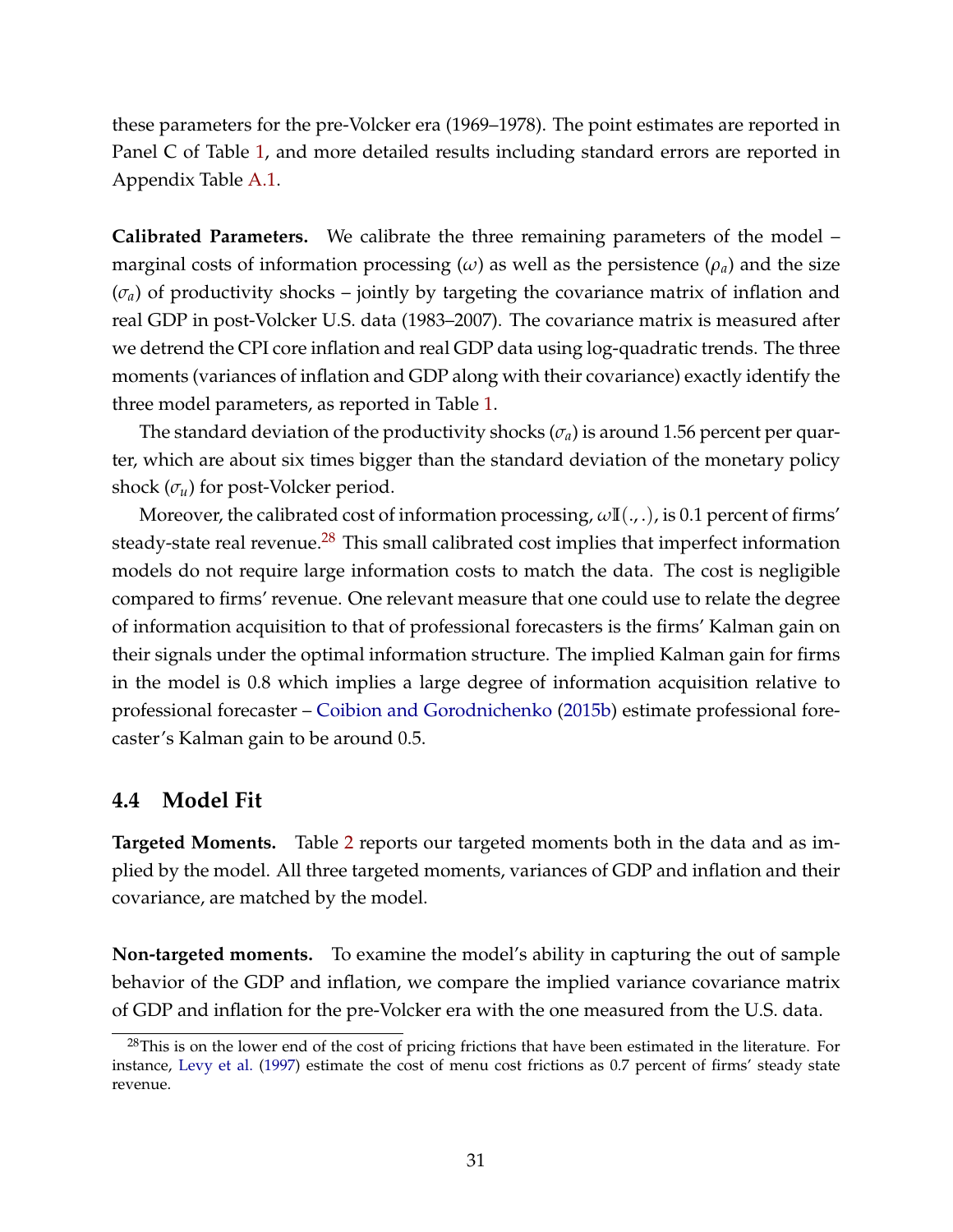these parameters for the pre-Volcker era (1969–1978). The point estimates are reported in Panel C of Table 1, and more detailed results including standard errors are reported in Appendix Table A.1.

**Calibrated Parameters.** We calibrate the three remaining parameters of the model – marginal costs of information processing ($\omega$) as well as the persistence ($\rho_a$) and the size ($\sigma_a$) of productivity shocks – jointly by targeting the covariance matrix of inflation and real GDP in post-Volcker U.S. data (1983–2007). The covariance matrix is measured after we detrend the CPI core inflation and real GDP data using log-quadratic trends. The three moments (variances of inflation and GDP along with their covariance) exactly identify the three model parameters, as reported in Table 1.

The standard deviation of the productivity shocks ($\sigma_a$) is around 1.56 percent per quarter, which are about six times bigger than the standard deviation of the monetary policy shock ($\sigma_u$) for post-Volcker period.

Moreover, the calibrated cost of information processing, $\omega\mathbb{I}(.,.)$, is 0.1 percent of firms' steady-state real revenue.[28] This small calibrated cost implies that imperfect information models do not require large information costs to match the data. The cost is negligible compared to firms' revenue. One relevant measure that one could use to relate the degree of information acquisition to that of professional forecasters is the firms' Kalman gain on their signals under the optimal information structure. The implied Kalman gain for firms in the model is 0.8 which implies a large degree of information acquisition relative to professional forecaster – Coibion and Gorodnichenko (2015b) estimate professional forecaster's Kalman gain to be around 0.5.

## 4.4 Model Fit

**Targeted Moments.** Table 2 reports our targeted moments both in the data and as implied by the model. All three targeted moments, variances of GDP and inflation and their covariance, are matched by the model.

**Non-targeted moments.** To examine the model's ability in capturing the out of sample behavior of the GDP and inflation, we compare the implied variance covariance matrix of GDP and inflation for the pre-Volcker era with the one measured from the U.S. data.

[28] This is on the lower end of the cost of pricing frictions that have been estimated in the literature. For instance, Levy et al. (1997) estimate the cost of menu cost frictions as 0.7 percent of firms' steady state revenue.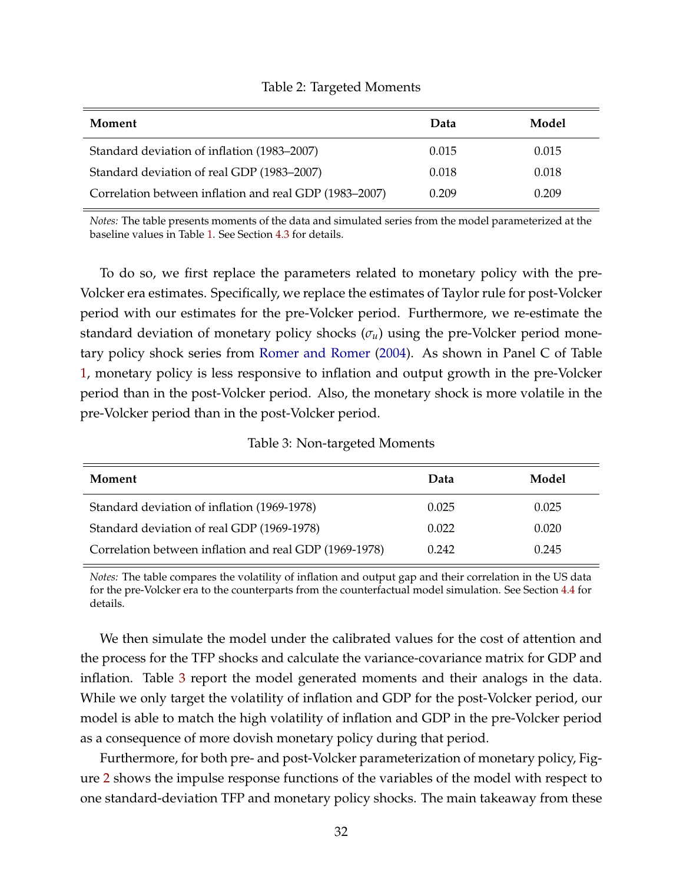Table 2: Targeted Moments

| Moment | Data | Model |
|---|---|---|
| Standard deviation of inflation (1983–2007) | 0.015 | 0.015 |
| Standard deviation of real GDP (1983–2007) | 0.018 | 0.018 |
| Correlation between inflation and real GDP (1983–2007) | 0.209 | 0.209 |

*Notes:* The table presents moments of the data and simulated series from the model parameterized at the baseline values in Table 1. See Section 4.3 for details.

To do so, we first replace the parameters related to monetary policy with the pre-Volcker era estimates. Specifically, we replace the estimates of Taylor rule for post-Volcker period with our estimates for the pre-Volcker period. Furthermore, we re-estimate the standard deviation of monetary policy shocks ($\sigma_u$) using the pre-Volcker period monetary policy shock series from Romer and Romer (2004). As shown in Panel C of Table 1, monetary policy is less responsive to inflation and output growth in the pre-Volcker period than in the post-Volcker period. Also, the monetary shock is more volatile in the pre-Volcker period than in the post-Volcker period.

Table 3: Non-targeted Moments

| Moment | Data | Model |
|---|---|---|
| Standard deviation of inflation (1969-1978) | 0.025 | 0.025 |
| Standard deviation of real GDP (1969-1978) | 0.022 | 0.020 |
| Correlation between inflation and real GDP (1969-1978) | 0.242 | 0.245 |

*Notes:* The table compares the volatility of inflation and output gap and their correlation in the US data for the pre-Volcker era to the counterparts from the counterfactual model simulation. See Section 4.4 for details.

We then simulate the model under the calibrated values for the cost of attention and the process for the TFP shocks and calculate the variance-covariance matrix for GDP and inflation. Table 3 report the model generated moments and their analogs in the data. While we only target the volatility of inflation and GDP for the post-Volcker period, our model is able to match the high volatility of inflation and GDP in the pre-Volcker period as a consequence of more dovish monetary policy during that period.

Furthermore, for both pre- and post-Volcker parameterization of monetary policy, Figure 2 shows the impulse response functions of the variables of the model with respect to one standard-deviation TFP and monetary policy shocks. The main takeaway from these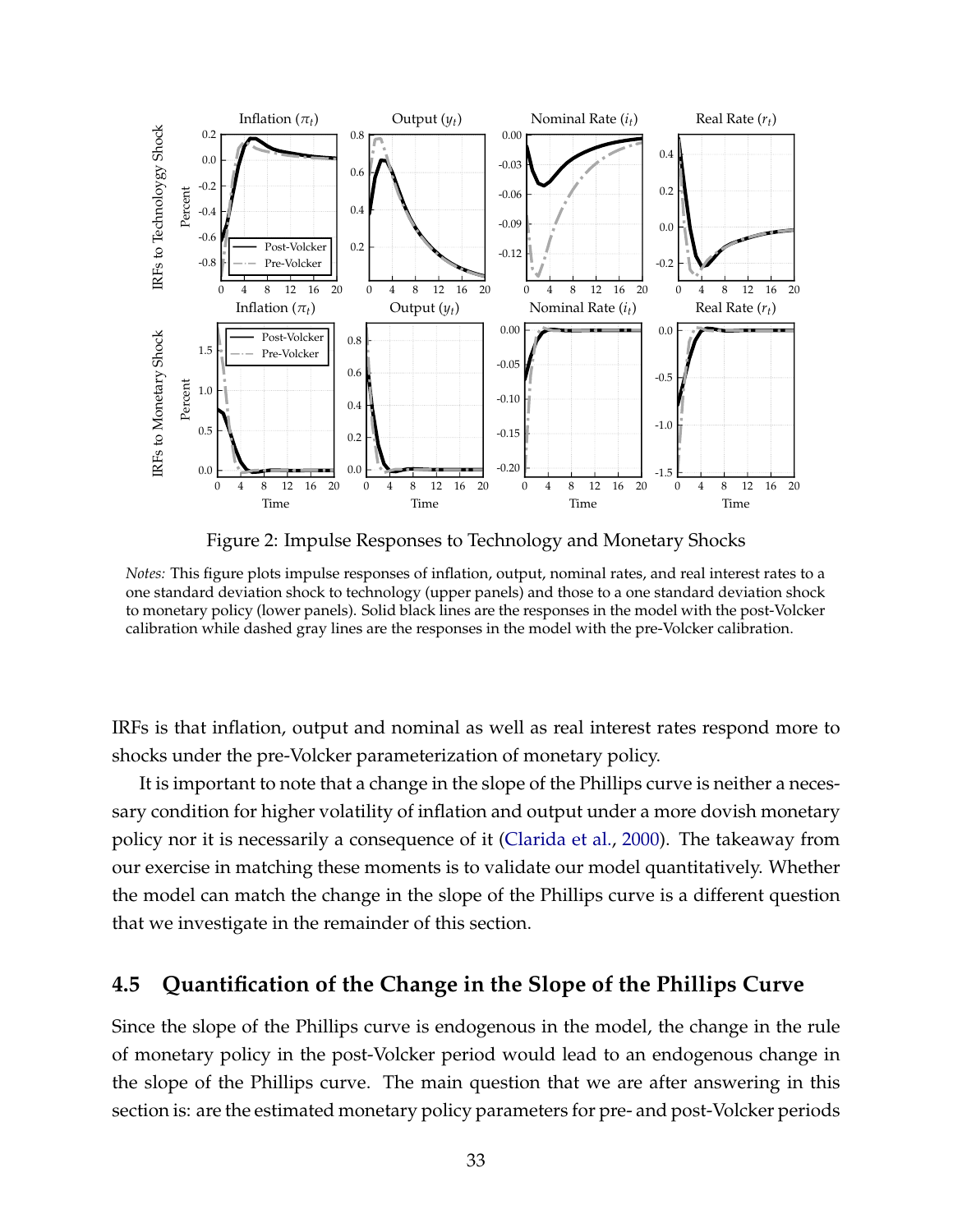Figure 2: Impulse Responses to Technology and Monetary Shocks

*Notes:* This figure plots impulse responses of inflation, output, nominal rates, and real interest rates to a one standard deviation shock to technology (upper panels) and those to a one standard deviation shock to monetary policy (lower panels). Solid black lines are the responses in the model with the post-Volcker calibration while dashed gray lines are the responses in the model with the pre-Volcker calibration.

IRFs is that inflation, output and nominal as well as real interest rates respond more to shocks under the pre-Volcker parameterization of monetary policy.

It is important to note that a change in the slope of the Phillips curve is neither a necessary condition for higher volatility of inflation and output under a more dovish monetary policy nor it is necessarily a consequence of it (Clarida et al., 2000). The takeaway from our exercise in matching these moments is to validate our model quantitatively. Whether the model can match the change in the slope of the Phillips curve is a different question that we investigate in the remainder of this section.

## 4.5 Quantification of the Change in the Slope of the Phillips Curve

Since the slope of the Phillips curve is endogenous in the model, the change in the rule of monetary policy in the post-Volcker period would lead to an endogenous change in the slope of the Phillips curve. The main question that we are after answering in this section is: are the estimated monetary policy parameters for pre- and post-Volcker periods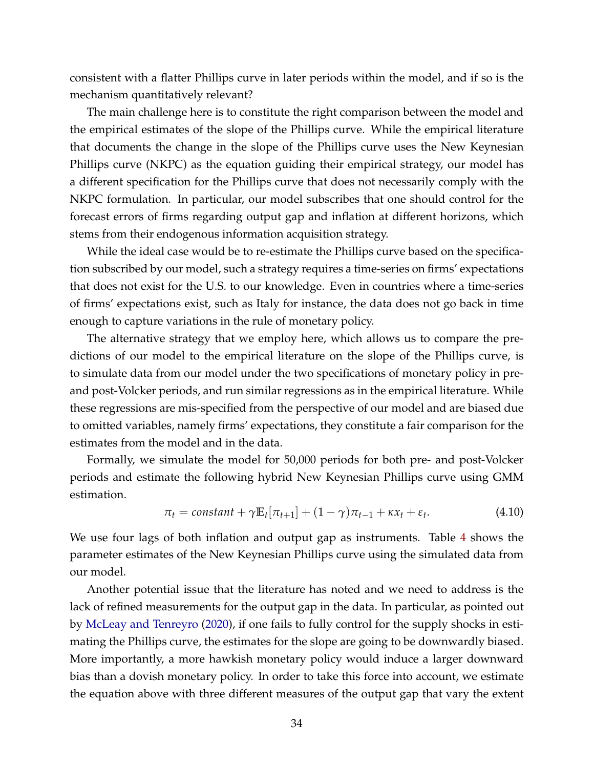consistent with a flatter Phillips curve in later periods within the model, and if so is the mechanism quantitatively relevant?

The main challenge here is to constitute the right comparison between the model and the empirical estimates of the slope of the Phillips curve. While the empirical literature that documents the change in the slope of the Phillips curve uses the New Keynesian Phillips curve (NKPC) as the equation guiding their empirical strategy, our model has a different specification for the Phillips curve that does not necessarily comply with the NKPC formulation. In particular, our model subscribes that one should control for the forecast errors of firms regarding output gap and inflation at different horizons, which stems from their endogenous information acquisition strategy.

While the ideal case would be to re-estimate the Phillips curve based on the specification subscribed by our model, such a strategy requires a time-series on firms' expectations that does not exist for the U.S. to our knowledge. Even in countries where a time-series of firms' expectations exist, such as Italy for instance, the data does not go back in time enough to capture variations in the rule of monetary policy.

The alternative strategy that we employ here, which allows us to compare the predictions of our model to the empirical literature on the slope of the Phillips curve, is to simulate data from our model under the two specifications of monetary policy in pre- and post-Volcker periods, and run similar regressions as in the empirical literature. While these regressions are mis-specified from the perspective of our model and are biased due to omitted variables, namely firms' expectations, they constitute a fair comparison for the estimates from the model and in the data.

Formally, we simulate the model for 50,000 periods for both pre- and post-Volcker periods and estimate the following hybrid New Keynesian Phillips curve using GMM estimation.

$$\pi_t = constant + \gamma \mathbb{E}_t[\pi_{t+1}] + (1-\gamma)\pi_{t-1} + \kappa x_t + \varepsilon_t. \tag{4.10}$$

We use four lags of both inflation and output gap as instruments. Table 4 shows the parameter estimates of the New Keynesian Phillips curve using the simulated data from our model.

Another potential issue that the literature has noted and we need to address is the lack of refined measurements for the output gap in the data. In particular, as pointed out by McLeay and Tenreyro (2020), if one fails to fully control for the supply shocks in estimating the Phillips curve, the estimates for the slope are going to be downwardly biased. More importantly, a more hawkish monetary policy would induce a larger downward bias than a dovish monetary policy. In order to take this force into account, we estimate the equation above with three different measures of the output gap that vary the extent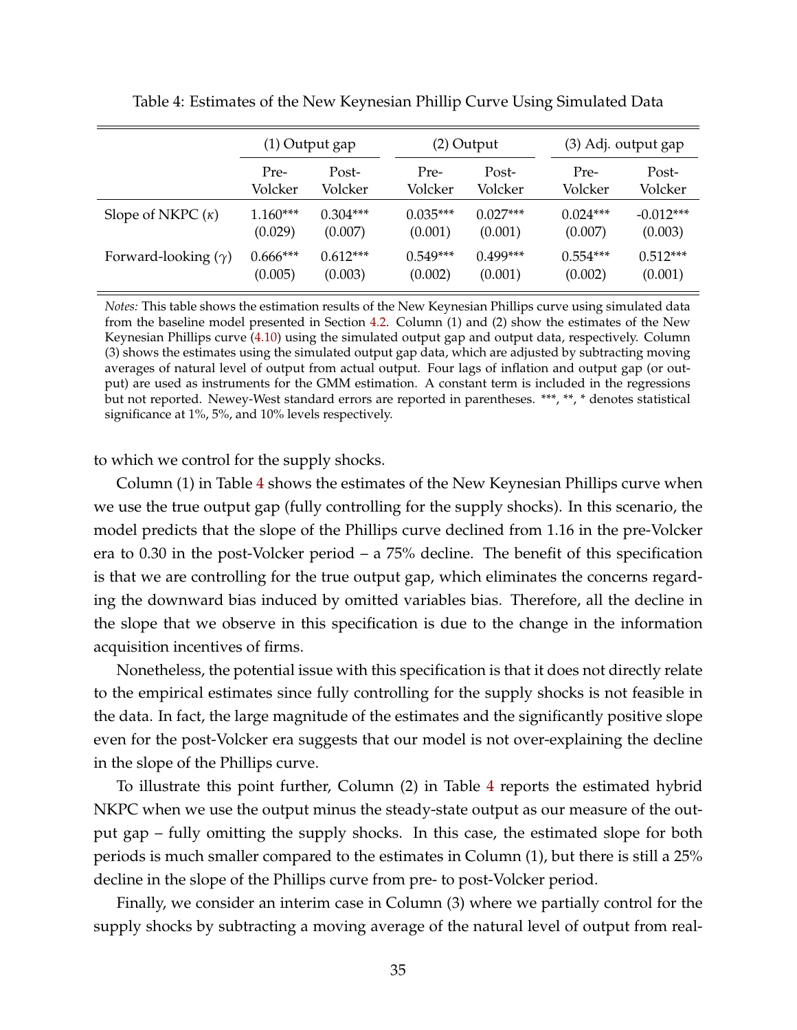Table 4: Estimates of the New Keynesian Phillip Curve Using Simulated Data

| | (1) Output gap | | (2) Output | | (3) Adj. output gap | |
|---|---|---|---|---|---|---|
| | Pre-Volcker | Post-Volcker | Pre-Volcker | Post-Volcker | Pre-Volcker | Post-Volcker |
| Slope of NKPC ($\kappa$) | 1.160*** | 0.304*** | 0.035*** | 0.027*** | 0.024*** | -0.012*** |
| | (0.029) | (0.007) | (0.001) | (0.001) | (0.007) | (0.003) |
| Forward-looking ($\gamma$) | 0.666*** | 0.612*** | 0.549*** | 0.499*** | 0.554*** | 0.512*** |
| | (0.005) | (0.003) | (0.002) | (0.001) | (0.002) | (0.001) |

*Notes:* This table shows the estimation results of the New Keynesian Phillips curve using simulated data from the baseline model presented in Section 4.2. Column (1) and (2) show the estimates of the New Keynesian Phillips curve (4.10) using the simulated output gap and output data, respectively. Column (3) shows the estimates using the simulated output gap data, which are adjusted by subtracting moving averages of natural level of output from actual output. Four lags of inflation and output gap (or output) are used as instruments for the GMM estimation. A constant term is included in the regressions but not reported. Newey-West standard errors are reported in parentheses. ***, **, * denotes statistical significance at 1%, 5%, and 10% levels respectively.

to which we control for the supply shocks.

Column (1) in Table 4 shows the estimates of the New Keynesian Phillips curve when we use the true output gap (fully controlling for the supply shocks). In this scenario, the model predicts that the slope of the Phillips curve declined from 1.16 in the pre-Volcker era to 0.30 in the post-Volcker period – a 75% decline. The benefit of this specification is that we are controlling for the true output gap, which eliminates the concerns regarding the downward bias induced by omitted variables bias. Therefore, all the decline in the slope that we observe in this specification is due to the change in the information acquisition incentives of firms.

Nonetheless, the potential issue with this specification is that it does not directly relate to the empirical estimates since fully controlling for the supply shocks is not feasible in the data. In fact, the large magnitude of the estimates and the significantly positive slope even for the post-Volcker era suggests that our model is not over-explaining the decline in the slope of the Phillips curve.

To illustrate this point further, Column (2) in Table 4 reports the estimated hybrid NKPC when we use the output minus the steady-state output as our measure of the output gap – fully omitting the supply shocks. In this case, the estimated slope for both periods is much smaller compared to the estimates in Column (1), but there is still a 25% decline in the slope of the Phillips curve from pre- to post-Volcker period.

Finally, we consider an interim case in Column (3) where we partially control for the supply shocks by subtracting a moving average of the natural level of output from real-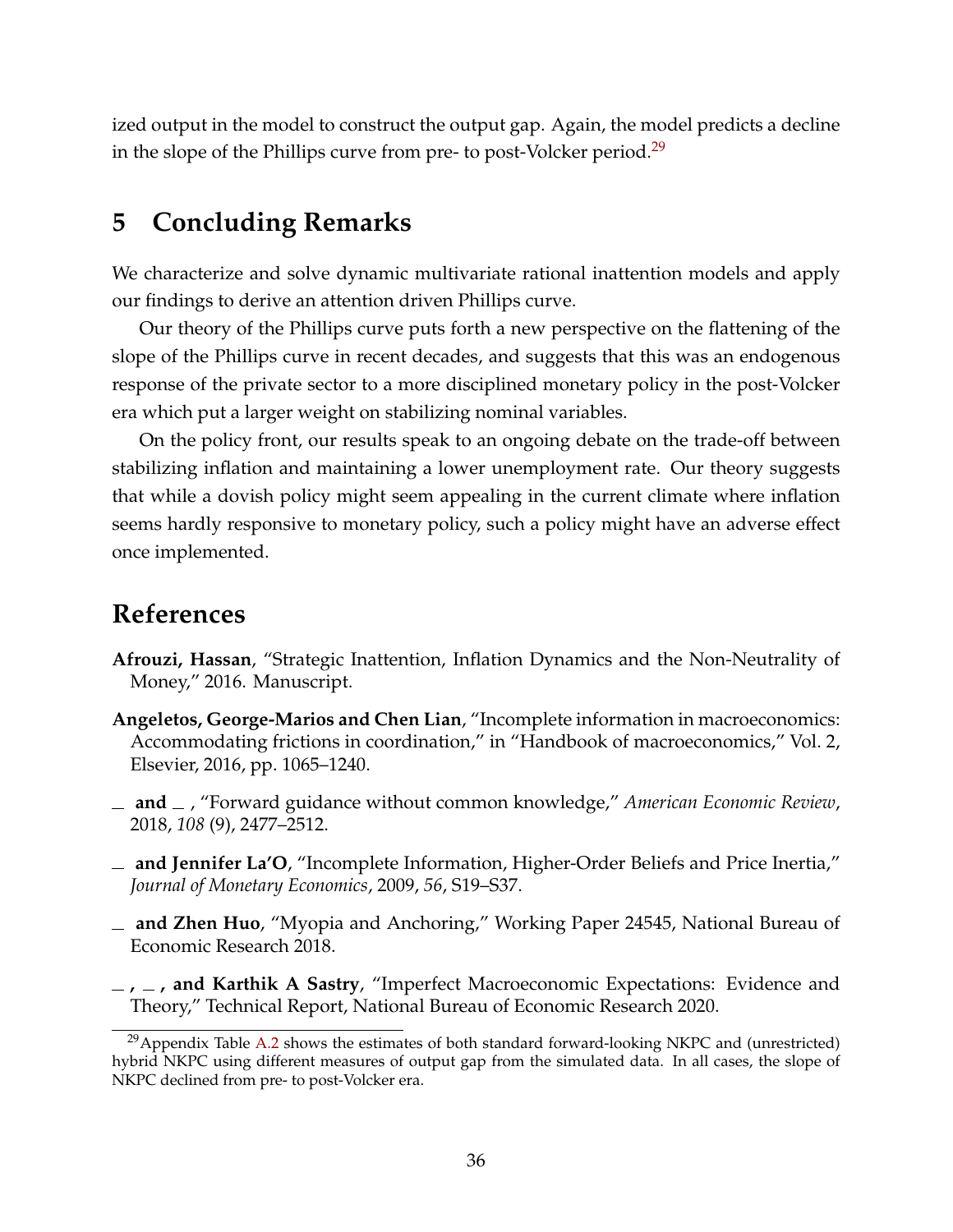ized output in the model to construct the output gap. Again, the model predicts a decline in the slope of the Phillips curve from pre- to post-Volcker period.[29]

# 5 Concluding Remarks

We characterize and solve dynamic multivariate rational inattention models and apply our findings to derive an attention driven Phillips curve.

Our theory of the Phillips curve puts forth a new perspective on the flattening of the slope of the Phillips curve in recent decades, and suggests that this was an endogenous response of the private sector to a more disciplined monetary policy in the post-Volcker era which put a larger weight on stabilizing nominal variables.

On the policy front, our results speak to an ongoing debate on the trade-off between stabilizing inflation and maintaining a lower unemployment rate. Our theory suggests that while a dovish policy might seem appealing in the current climate where inflation seems hardly responsive to monetary policy, such a policy might have an adverse effect once implemented.

# References

**Afrouzi, Hassan**, "Strategic Inattention, Inflation Dynamics and the Non-Neutrality of Money," 2016. Manuscript.

**Angeletos, George-Marios and Chen Lian**, "Incomplete information in macroeconomics: Accommodating frictions in coordination," in "Handbook of macroeconomics," Vol. 2, Elsevier, 2016, pp. 1065–1240.

**\_ and \_** , "Forward guidance without common knowledge," *American Economic Review*, 2018, *108* (9), 2477–2512.

**\_ and Jennifer La'O**, "Incomplete Information, Higher-Order Beliefs and Price Inertia," *Journal of Monetary Economics*, 2009, *56*, S19–S37.

**\_ and Zhen Huo**, "Myopia and Anchoring," Working Paper 24545, National Bureau of Economic Research 2018.

**\_ , \_ , and Karthik A Sastry**, "Imperfect Macroeconomic Expectations: Evidence and Theory," Technical Report, National Bureau of Economic Research 2020.

[29] Appendix Table A.2 shows the estimates of both standard forward-looking NKPC and (unrestricted) hybrid NKPC using different measures of output gap from the simulated data. In all cases, the slope of NKPC declined from pre- to post-Volcker era.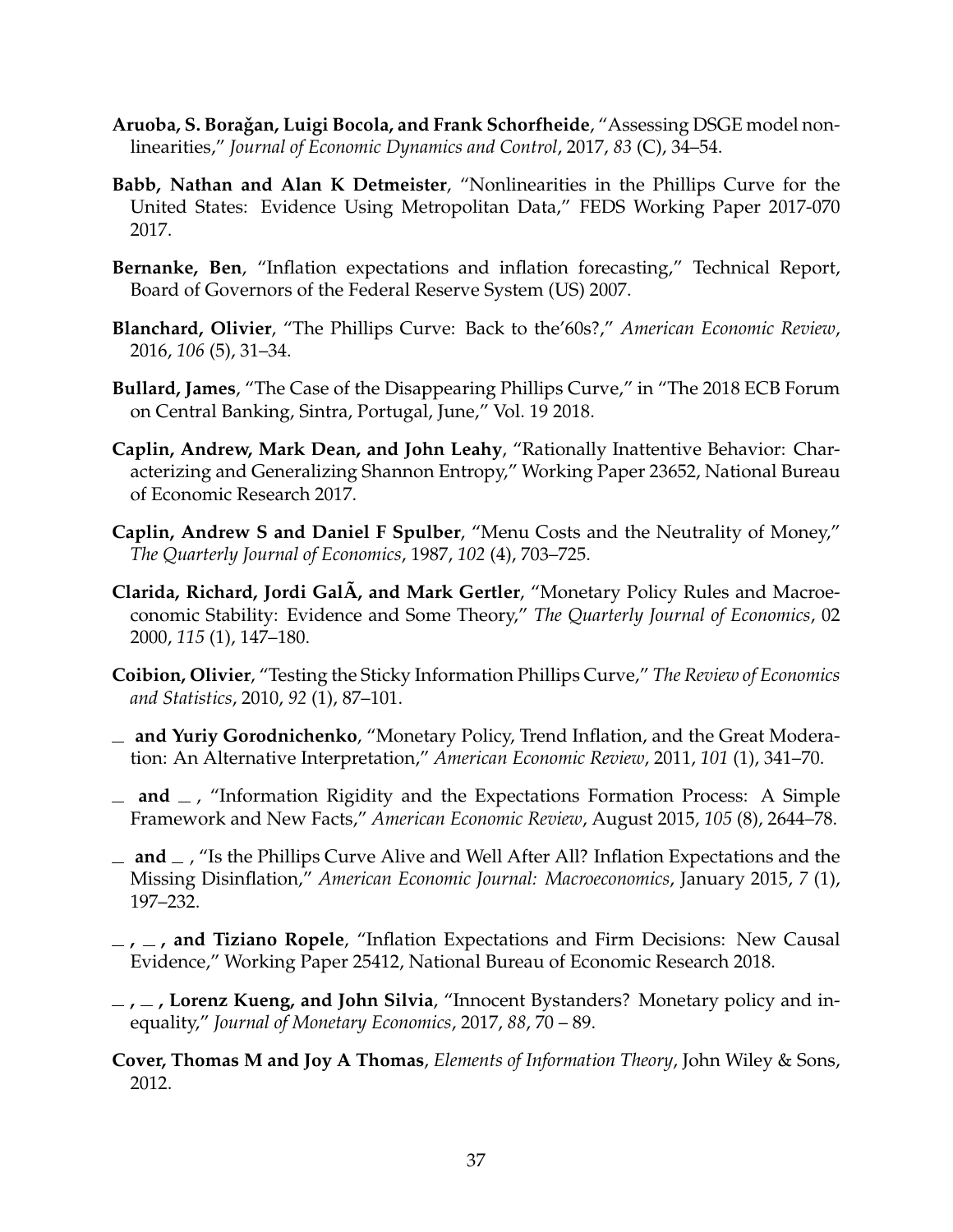**Aruoba, S. Borağan, Luigi Bocola, and Frank Schorfheide**, "Assessing DSGE model nonlinearities," *Journal of Economic Dynamics and Control*, 2017, *83* (C), 34–54.

**Babb, Nathan and Alan K Detmeister**, "Nonlinearities in the Phillips Curve for the United States: Evidence Using Metropolitan Data," FEDS Working Paper 2017-070 2017.

**Bernanke, Ben**, "Inflation expectations and inflation forecasting," Technical Report, Board of Governors of the Federal Reserve System (US) 2007.

**Blanchard, Olivier**, "The Phillips Curve: Back to the'60s?," *American Economic Review*, 2016, *106* (5), 31–34.

**Bullard, James**, "The Case of the Disappearing Phillips Curve," in "The 2018 ECB Forum on Central Banking, Sintra, Portugal, June," Vol. 19 2018.

**Caplin, Andrew, Mark Dean, and John Leahy**, "Rationally Inattentive Behavior: Characterizing and Generalizing Shannon Entropy," Working Paper 23652, National Bureau of Economic Research 2017.

**Caplin, Andrew S and Daniel F Spulber**, "Menu Costs and the Neutrality of Money," *The Quarterly Journal of Economics*, 1987, *102* (4), 703–725.

**Clarida, Richard, Jordi GalÃ, and Mark Gertler**, "Monetary Policy Rules and Macroeconomic Stability: Evidence and Some Theory," *The Quarterly Journal of Economics*, 02 2000, *115* (1), 147–180.

**Coibion, Olivier**, "Testing the Sticky Information Phillips Curve," *The Review of Economics and Statistics*, 2010, *92* (1), 87–101.

**\_ and Yuriy Gorodnichenko**, "Monetary Policy, Trend Inflation, and the Great Moderation: An Alternative Interpretation," *American Economic Review*, 2011, *101* (1), 341–70.

**\_ and \_** , "Information Rigidity and the Expectations Formation Process: A Simple Framework and New Facts," *American Economic Review*, August 2015, *105* (8), 2644–78.

**\_ and \_** , "Is the Phillips Curve Alive and Well After All? Inflation Expectations and the Missing Disinflation," *American Economic Journal: Macroeconomics*, January 2015, *7* (1), 197–232.

**\_ , \_ , and Tiziano Ropele**, "Inflation Expectations and Firm Decisions: New Causal Evidence," Working Paper 25412, National Bureau of Economic Research 2018.

**\_ , \_ , Lorenz Kueng, and John Silvia**, "Innocent Bystanders? Monetary policy and inequality," *Journal of Monetary Economics*, 2017, *88*, 70 – 89.

**Cover, Thomas M and Joy A Thomas**, *Elements of Information Theory*, John Wiley & Sons, 2012.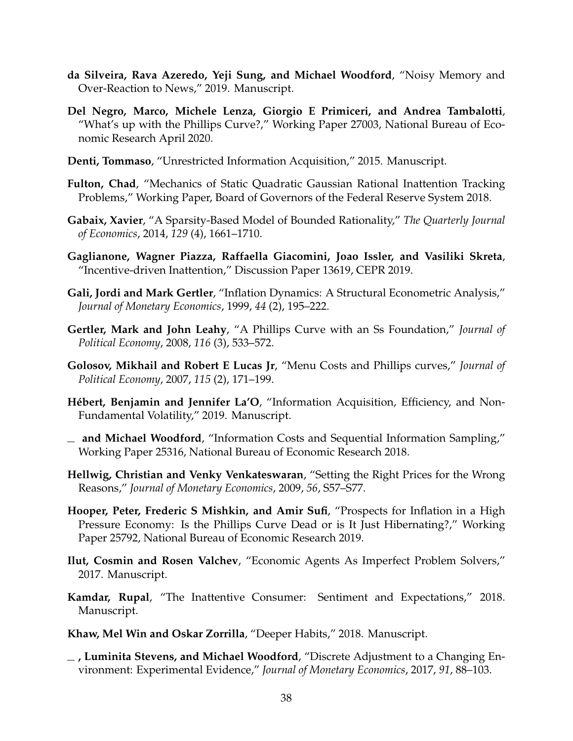**da Silveira, Rava Azeredo, Yeji Sung, and Michael Woodford**, "Noisy Memory and Over-Reaction to News," 2019. Manuscript.

**Del Negro, Marco, Michele Lenza, Giorgio E Primiceri, and Andrea Tambalotti**, "What's up with the Phillips Curve?," Working Paper 27003, National Bureau of Economic Research April 2020.

**Denti, Tommaso**, "Unrestricted Information Acquisition," 2015. Manuscript.

**Fulton, Chad**, "Mechanics of Static Quadratic Gaussian Rational Inattention Tracking Problems," Working Paper, Board of Governors of the Federal Reserve System 2018.

**Gabaix, Xavier**, "A Sparsity-Based Model of Bounded Rationality," *The Quarterly Journal of Economics*, 2014, *129* (4), 1661–1710.

**Gaglianone, Wagner Piazza, Raffaella Giacomini, Joao Issler, and Vasiliki Skreta**, "Incentive-driven Inattention," Discussion Paper 13619, CEPR 2019.

**Gali, Jordi and Mark Gertler**, "Inflation Dynamics: A Structural Econometric Analysis," *Journal of Monetary Economics*, 1999, *44* (2), 195–222.

**Gertler, Mark and John Leahy**, "A Phillips Curve with an Ss Foundation," *Journal of Political Economy*, 2008, *116* (3), 533–572.

**Golosov, Mikhail and Robert E Lucas Jr**, "Menu Costs and Phillips curves," *Journal of Political Economy*, 2007, *115* (2), 171–199.

**Hébert, Benjamin and Jennifer La'O**, "Information Acquisition, Efficiency, and Non-Fundamental Volatility," 2019. Manuscript.

_ **and Michael Woodford**, "Information Costs and Sequential Information Sampling," Working Paper 25316, National Bureau of Economic Research 2018.

**Hellwig, Christian and Venky Venkateswaran**, "Setting the Right Prices for the Wrong Reasons," *Journal of Monetary Economics*, 2009, *56*, S57–S77.

**Hooper, Peter, Frederic S Mishkin, and Amir Sufi**, "Prospects for Inflation in a High Pressure Economy: Is the Phillips Curve Dead or is It Just Hibernating?," Working Paper 25792, National Bureau of Economic Research 2019.

**Ilut, Cosmin and Rosen Valchev**, "Economic Agents As Imperfect Problem Solvers," 2017. Manuscript.

**Kamdar, Rupal**, "The Inattentive Consumer: Sentiment and Expectations," 2018. Manuscript.

**Khaw, Mel Win and Oskar Zorrilla**, "Deeper Habits," 2018. Manuscript.

_ **, Luminita Stevens, and Michael Woodford**, "Discrete Adjustment to a Changing Environment: Experimental Evidence," *Journal of Monetary Economics*, 2017, *91*, 88–103.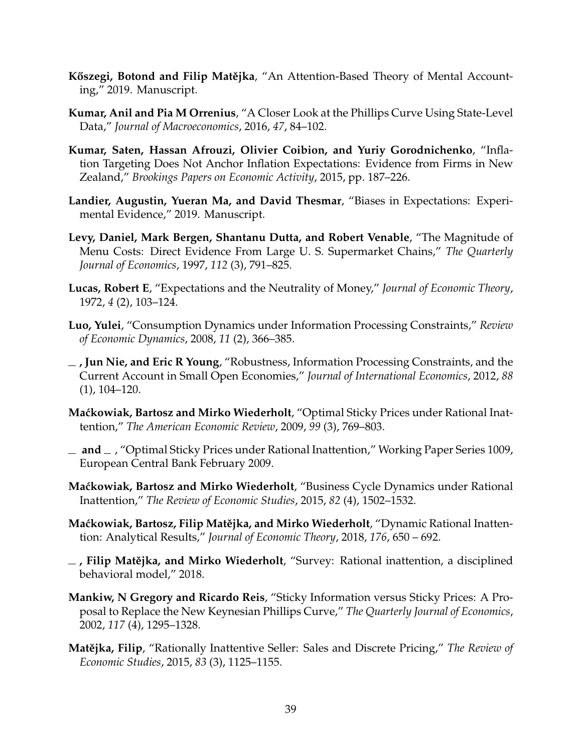**Kőszegi, Botond and Filip Matějka**, "An Attention-Based Theory of Mental Accounting," 2019. Manuscript.

**Kumar, Anil and Pia M Orrenius**, "A Closer Look at the Phillips Curve Using State-Level Data," *Journal of Macroeconomics*, 2016, *47*, 84–102.

**Kumar, Saten, Hassan Afrouzi, Olivier Coibion, and Yuriy Gorodnichenko**, "Inflation Targeting Does Not Anchor Inflation Expectations: Evidence from Firms in New Zealand," *Brookings Papers on Economic Activity*, 2015, pp. 187–226.

**Landier, Augustin, Yueran Ma, and David Thesmar**, "Biases in Expectations: Experimental Evidence," 2019. Manuscript.

**Levy, Daniel, Mark Bergen, Shantanu Dutta, and Robert Venable**, "The Magnitude of Menu Costs: Direct Evidence From Large U. S. Supermarket Chains," *The Quarterly Journal of Economics*, 1997, *112* (3), 791–825.

**Lucas, Robert E**, "Expectations and the Neutrality of Money," *Journal of Economic Theory*, 1972, *4* (2), 103–124.

**Luo, Yulei**, "Consumption Dynamics under Information Processing Constraints," *Review of Economic Dynamics*, 2008, *11* (2), 366–385.

**_ , Jun Nie, and Eric R Young**, "Robustness, Information Processing Constraints, and the Current Account in Small Open Economies," *Journal of International Economics*, 2012, *88* (1), 104–120.

**Maćkowiak, Bartosz and Mirko Wiederholt**, "Optimal Sticky Prices under Rational Inattention," *The American Economic Review*, 2009, *99* (3), 769–803.

**_ and _** , "Optimal Sticky Prices under Rational Inattention," Working Paper Series 1009, European Central Bank February 2009.

**Maćkowiak, Bartosz and Mirko Wiederholt**, "Business Cycle Dynamics under Rational Inattention," *The Review of Economic Studies*, 2015, *82* (4), 1502–1532.

**Maćkowiak, Bartosz, Filip Matějka, and Mirko Wiederholt**, "Dynamic Rational Inattention: Analytical Results," *Journal of Economic Theory*, 2018, *176*, 650 – 692.

**_ , Filip Matějka, and Mirko Wiederholt**, "Survey: Rational inattention, a disciplined behavioral model," 2018.

**Mankiw, N Gregory and Ricardo Reis**, "Sticky Information versus Sticky Prices: A Proposal to Replace the New Keynesian Phillips Curve," *The Quarterly Journal of Economics*, 2002, *117* (4), 1295–1328.

**Matějka, Filip**, "Rationally Inattentive Seller: Sales and Discrete Pricing," *The Review of Economic Studies*, 2015, *83* (3), 1125–1155.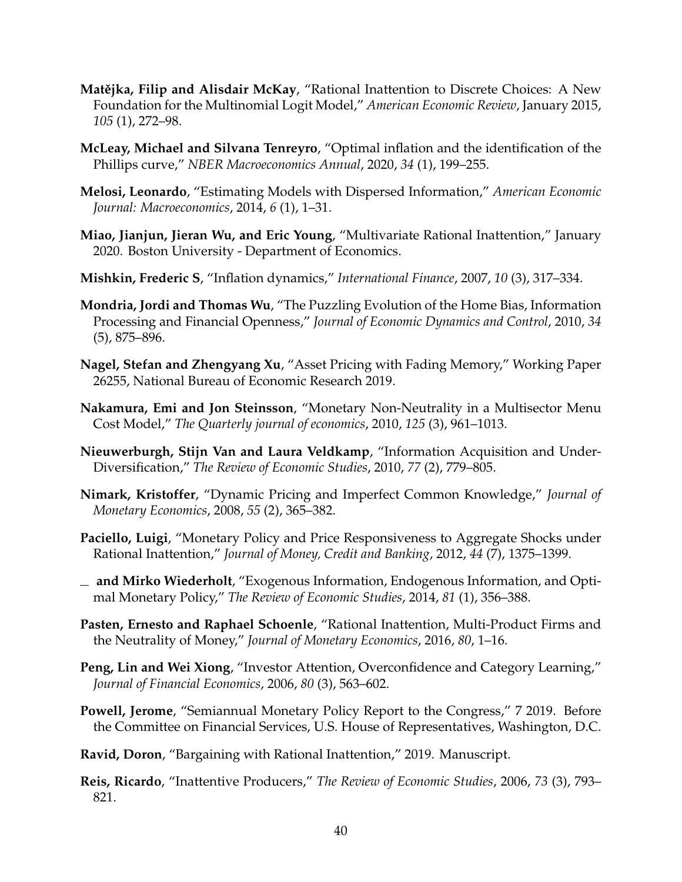**Matějka, Filip and Alisdair McKay**, "Rational Inattention to Discrete Choices: A New Foundation for the Multinomial Logit Model," *American Economic Review*, January 2015, *105* (1), 272–98.

**McLeay, Michael and Silvana Tenreyro**, "Optimal inflation and the identification of the Phillips curve," *NBER Macroeconomics Annual*, 2020, *34* (1), 199–255.

**Melosi, Leonardo**, "Estimating Models with Dispersed Information," *American Economic Journal: Macroeconomics*, 2014, *6* (1), 1–31.

**Miao, Jianjun, Jieran Wu, and Eric Young**, "Multivariate Rational Inattention," January 2020. Boston University - Department of Economics.

**Mishkin, Frederic S**, "Inflation dynamics," *International Finance*, 2007, *10* (3), 317–334.

**Mondria, Jordi and Thomas Wu**, "The Puzzling Evolution of the Home Bias, Information Processing and Financial Openness," *Journal of Economic Dynamics and Control*, 2010, *34* (5), 875–896.

**Nagel, Stefan and Zhengyang Xu**, "Asset Pricing with Fading Memory," Working Paper 26255, National Bureau of Economic Research 2019.

**Nakamura, Emi and Jon Steinsson**, "Monetary Non-Neutrality in a Multisector Menu Cost Model," *The Quarterly journal of economics*, 2010, *125* (3), 961–1013.

**Nieuwerburgh, Stijn Van and Laura Veldkamp**, "Information Acquisition and Under-Diversification," *The Review of Economic Studies*, 2010, *77* (2), 779–805.

**Nimark, Kristoffer**, "Dynamic Pricing and Imperfect Common Knowledge," *Journal of Monetary Economics*, 2008, *55* (2), 365–382.

**Paciello, Luigi**, "Monetary Policy and Price Responsiveness to Aggregate Shocks under Rational Inattention," *Journal of Money, Credit and Banking*, 2012, *44* (7), 1375–1399.

**_ and Mirko Wiederholt**, "Exogenous Information, Endogenous Information, and Optimal Monetary Policy," *The Review of Economic Studies*, 2014, *81* (1), 356–388.

**Pasten, Ernesto and Raphael Schoenle**, "Rational Inattention, Multi-Product Firms and the Neutrality of Money," *Journal of Monetary Economics*, 2016, *80*, 1–16.

**Peng, Lin and Wei Xiong**, "Investor Attention, Overconfidence and Category Learning," *Journal of Financial Economics*, 2006, *80* (3), 563–602.

**Powell, Jerome**, "Semiannual Monetary Policy Report to the Congress," 7 2019. Before the Committee on Financial Services, U.S. House of Representatives, Washington, D.C.

**Ravid, Doron**, "Bargaining with Rational Inattention," 2019. Manuscript.

**Reis, Ricardo**, "Inattentive Producers," *The Review of Economic Studies*, 2006, *73* (3), 793–821.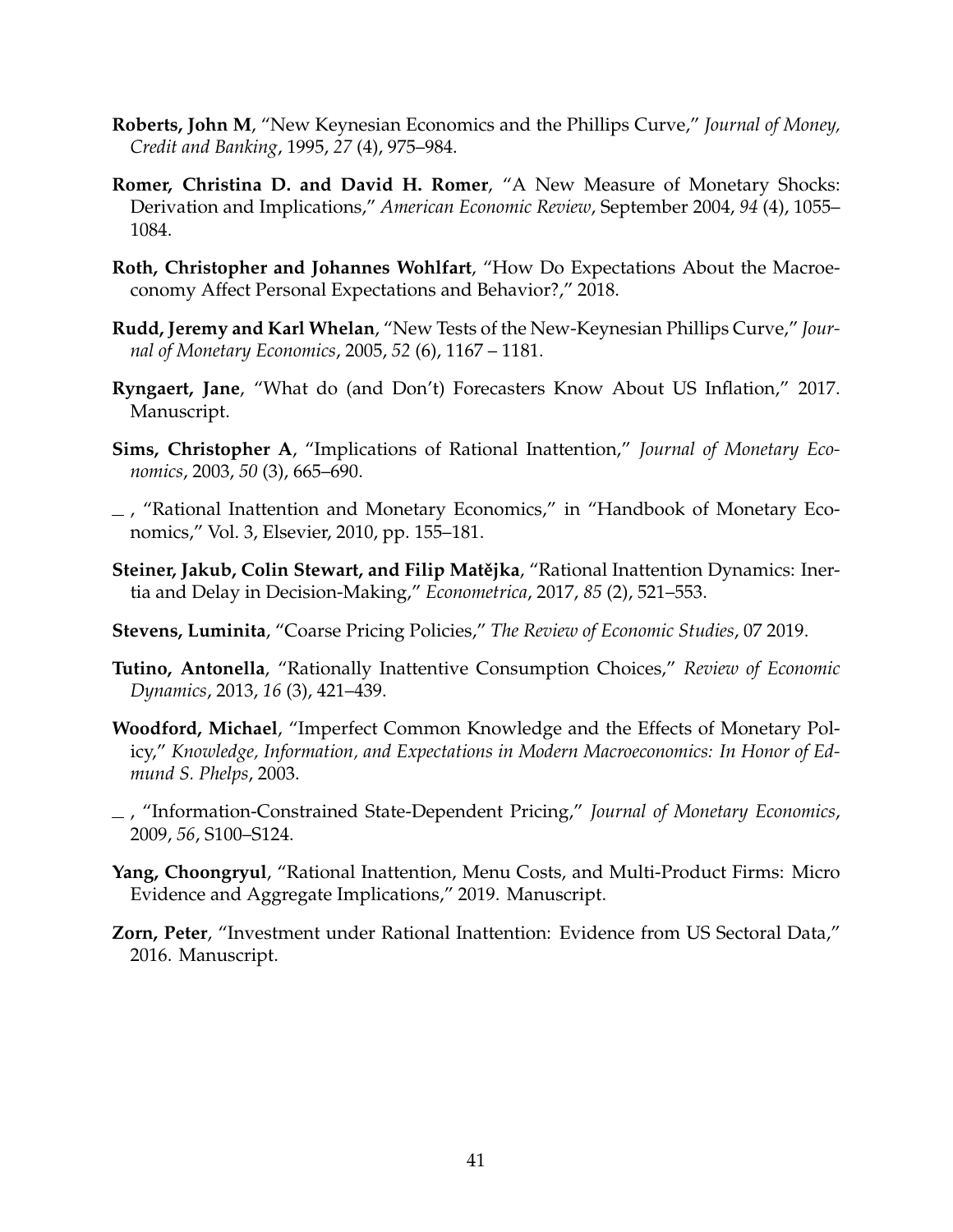**Roberts, John M**, "New Keynesian Economics and the Phillips Curve," *Journal of Money, Credit and Banking*, 1995, *27* (4), 975–984.

**Romer, Christina D. and David H. Romer**, "A New Measure of Monetary Shocks: Derivation and Implications," *American Economic Review*, September 2004, *94* (4), 1055–1084.

**Roth, Christopher and Johannes Wohlfart**, "How Do Expectations About the Macroeconomy Affect Personal Expectations and Behavior?," 2018.

**Rudd, Jeremy and Karl Whelan**, "New Tests of the New-Keynesian Phillips Curve," *Journal of Monetary Economics*, 2005, *52* (6), 1167 – 1181.

**Ryngaert, Jane**, "What do (and Don't) Forecasters Know About US Inflation," 2017. Manuscript.

**Sims, Christopher A**, "Implications of Rational Inattention," *Journal of Monetary Economics*, 2003, *50* (3), 665–690.

\_ , "Rational Inattention and Monetary Economics," in "Handbook of Monetary Economics," Vol. 3, Elsevier, 2010, pp. 155–181.

**Steiner, Jakub, Colin Stewart, and Filip Matějka**, "Rational Inattention Dynamics: Inertia and Delay in Decision-Making," *Econometrica*, 2017, *85* (2), 521–553.

**Stevens, Luminita**, "Coarse Pricing Policies," *The Review of Economic Studies*, 07 2019.

**Tutino, Antonella**, "Rationally Inattentive Consumption Choices," *Review of Economic Dynamics*, 2013, *16* (3), 421–439.

**Woodford, Michael**, "Imperfect Common Knowledge and the Effects of Monetary Policy," *Knowledge, Information, and Expectations in Modern Macroeconomics: In Honor of Edmund S. Phelps*, 2003.

\_ , "Information-Constrained State-Dependent Pricing," *Journal of Monetary Economics*, 2009, *56*, S100–S124.

**Yang, Choongryul**, "Rational Inattention, Menu Costs, and Multi-Product Firms: Micro Evidence and Aggregate Implications," 2019. Manuscript.

**Zorn, Peter**, "Investment under Rational Inattention: Evidence from US Sectoral Data," 2016. Manuscript.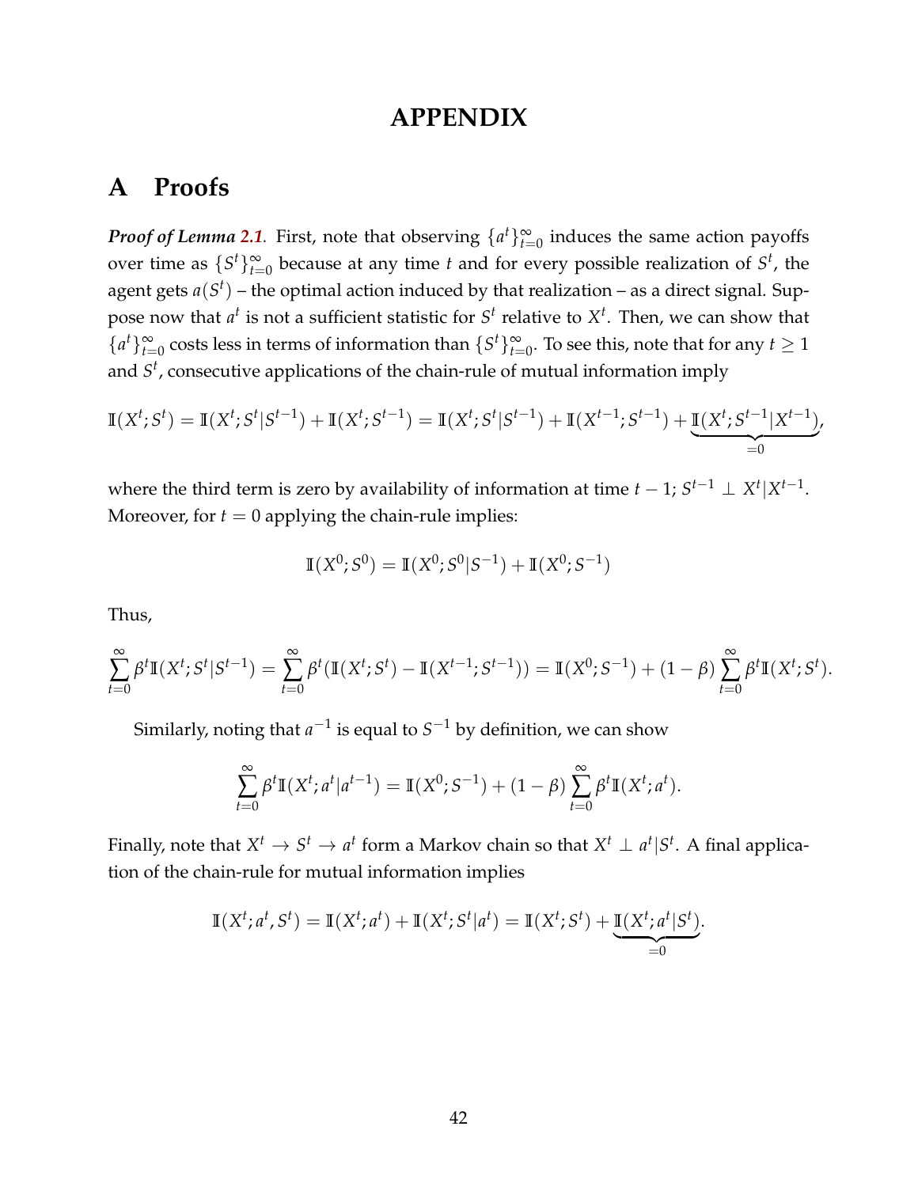# APPENDIX

## A Proofs

***Proof of Lemma 2.1.*** First, note that observing $\{a^t\}_{t=0}^{\infty}$ induces the same action payoffs over time as $\{S^t\}_{t=0}^{\infty}$ because at any time $t$ and for every possible realization of $S^t$, the agent gets $a(S^t)$ – the optimal action induced by that realization – as a direct signal. Suppose now that $a^t$ is not a sufficient statistic for $S^t$ relative to $X^t$. Then, we can show that $\{a^t\}_{t=0}^{\infty}$ costs less in terms of information than $\{S^t\}_{t=0}^{\infty}$. To see this, note that for any $t \geq 1$ and $S^t$, consecutive applications of the chain-rule of mutual information imply

$$\mathbb{I}(X^t; S^t) = \mathbb{I}(X^t; S^t | S^{t-1}) + \mathbb{I}(X^t; S^{t-1}) = \mathbb{I}(X^t; S^t | S^{t-1}) + \mathbb{I}(X^{t-1}; S^{t-1}) + \underbrace{\mathbb{I}(X^t; S^{t-1} | X^{t-1})}_{=0},$$

where the third term is zero by availability of information at time $t-1$; $S^{t-1} \perp X^t | X^{t-1}$. Moreover, for $t = 0$ applying the chain-rule implies:

$$\mathbb{I}(X^0; S^0) = \mathbb{I}(X^0; S^0 | S^{-1}) + \mathbb{I}(X^0; S^{-1})$$

Thus,

$$\sum_{t=0}^{\infty} \beta^t \mathbb{I}(X^t; S^t | S^{t-1}) = \sum_{t=0}^{\infty} \beta^t (\mathbb{I}(X^t; S^t) - \mathbb{I}(X^{t-1}; S^{t-1})) = \mathbb{I}(X^0; S^{-1}) + (1-\beta) \sum_{t=0}^{\infty} \beta^t \mathbb{I}(X^t; S^t).$$

Similarly, noting that $a^{-1}$ is equal to $S^{-1}$ by definition, we can show

$$\sum_{t=0}^{\infty} \beta^t \mathbb{I}(X^t; a^t | a^{t-1}) = \mathbb{I}(X^0; S^{-1}) + (1-\beta) \sum_{t=0}^{\infty} \beta^t \mathbb{I}(X^t; a^t).$$

Finally, note that $X^t \to S^t \to a^t$ form a Markov chain so that $X^t \perp a^t | S^t$. A final application of the chain-rule for mutual information implies

$$\mathbb{I}(X^t; a^t, S^t) = \mathbb{I}(X^t; a^t) + \mathbb{I}(X^t; S^t | a^t) = \mathbb{I}(X^t; S^t) + \underbrace{\mathbb{I}(X^t; a^t | S^t)}_{=0}.$$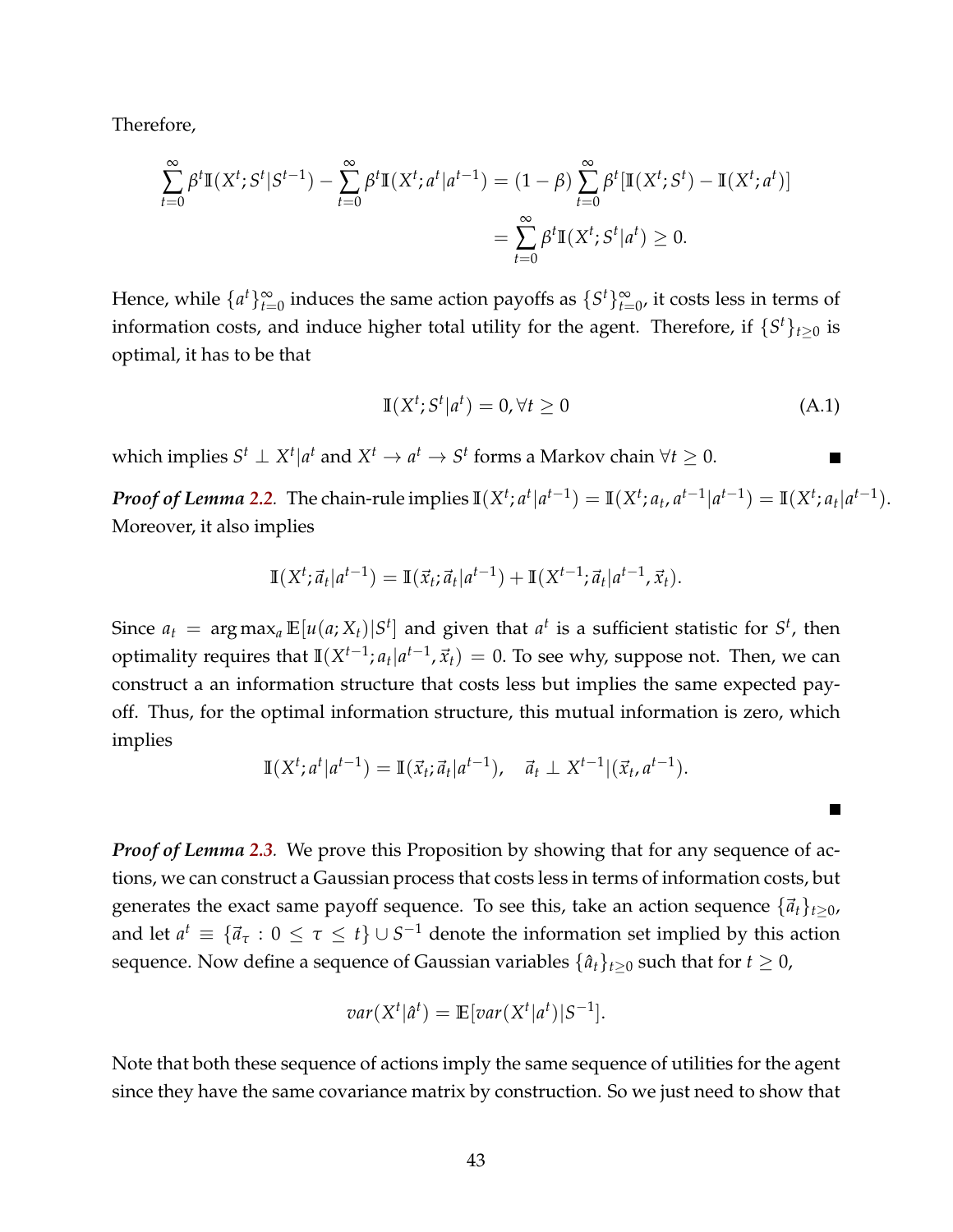Therefore,

$$\sum_{t=0}^{\infty} \beta^t \mathbb{I}(X^t; S^t | S^{t-1}) - \sum_{t=0}^{\infty} \beta^t \mathbb{I}(X^t; a^t | a^{t-1}) = (1-\beta) \sum_{t=0}^{\infty} \beta^t [\mathbb{I}(X^t; S^t) - \mathbb{I}(X^t; a^t)]$$
$$= \sum_{t=0}^{\infty} \beta^t \mathbb{I}(X^t; S^t | a^t) \geq 0.$$

Hence, while $\{a^t\}_{t=0}^{\infty}$ induces the same action payoffs as $\{S^t\}_{t=0}^{\infty}$, it costs less in terms of information costs, and induce higher total utility for the agent. Therefore, if $\{S^t\}_{t\geq 0}$ is optimal, it has to be that

$$\mathbb{I}(X^t; S^t | a^t) = 0, \forall t \geq 0 \tag{A.1}$$

which implies $S^t \perp X^t | a^t$ and $X^t \to a^t \to S^t$ forms a Markov chain $\forall t \geq 0$. ∎

***Proof of Lemma 2.2.*** The chain-rule implies $\mathbb{I}(X^t; a^t | a^{t-1}) = \mathbb{I}(X^t; a_t, a^{t-1} | a^{t-1}) = \mathbb{I}(X^t; a_t | a^{t-1})$. Moreover, it also implies

$$\mathbb{I}(X^t; \vec{a}_t | a^{t-1}) = \mathbb{I}(\vec{x}_t; \vec{a}_t | a^{t-1}) + \mathbb{I}(X^{t-1}; \vec{a}_t | a^{t-1}, \vec{x}_t).$$

Since $a_t = \arg\max_a \mathbb{E}[u(a; X_t) | S^t]$ and given that $a^t$ is a sufficient statistic for $S^t$, then optimality requires that $\mathbb{I}(X^{t-1}; a_t | a^{t-1}, \vec{x}_t) = 0$. To see why, suppose not. Then, we can construct a an information structure that costs less but implies the same expected payoff. Thus, for the optimal information structure, this mutual information is zero, which implies

$$\mathbb{I}(X^t; a^t | a^{t-1}) = \mathbb{I}(\vec{x}_t; \vec{a}_t | a^{t-1}), \quad \vec{a}_t \perp X^{t-1} | (\vec{x}_t, a^{t-1}).$$

∎

***Proof of Lemma 2.3.*** We prove this Proposition by showing that for any sequence of actions, we can construct a Gaussian process that costs less in terms of information costs, but generates the exact same payoff sequence. To see this, take an action sequence $\{\vec{a}_t\}_{t\geq 0}$, and let $a^t \equiv \{\vec{a}_\tau : 0 \leq \tau \leq t\} \cup S^{-1}$ denote the information set implied by this action sequence. Now define a sequence of Gaussian variables $\{\hat{a}_t\}_{t\geq 0}$ such that for $t \geq 0$,

$$var(X^t | \hat{a}^t) = \mathbb{E}[var(X^t | a^t) | S^{-1}].$$

Note that both these sequence of actions imply the same sequence of utilities for the agent since they have the same covariance matrix by construction. So we just need to show that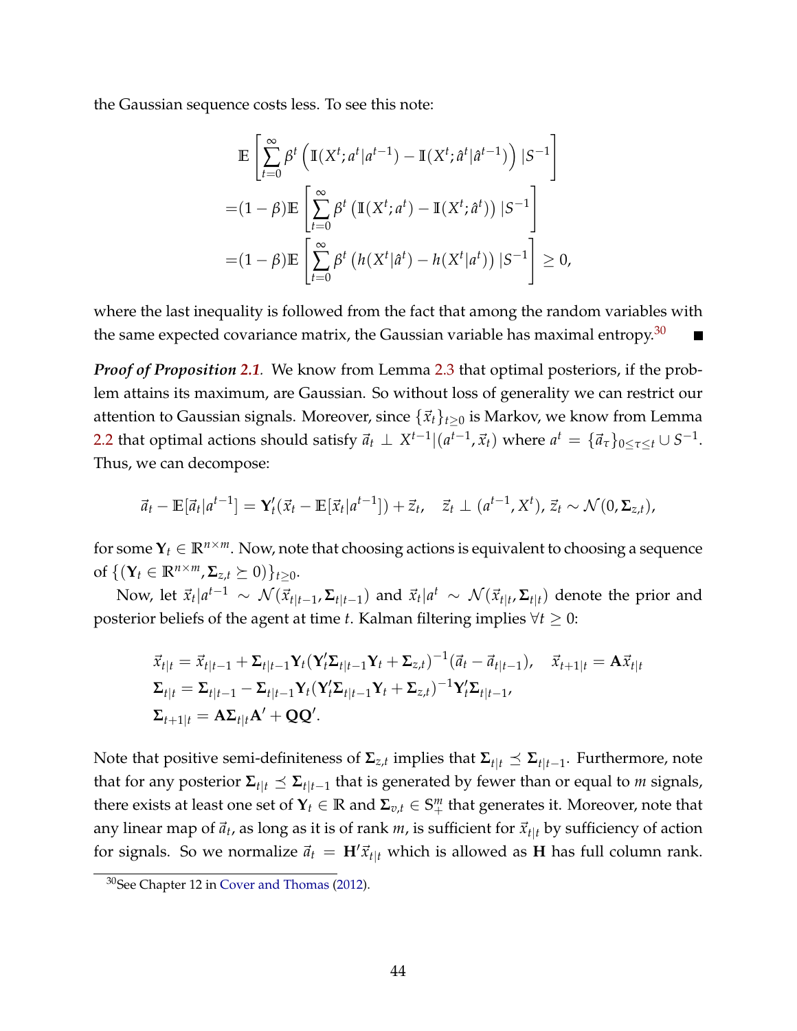the Gaussian sequence costs less. To see this note:

$$
\begin{aligned}
&\mathbb{E}\left[\sum_{t=0}^{\infty}\beta^t\left(\mathbb{I}(X^t;a^t|a^{t-1})-\mathbb{I}(X^t;\hat{a}^t|\hat{a}^{t-1})\right)|S^{-1}\right]\\
=&(1-\beta)\mathbb{E}\left[\sum_{t=0}^{\infty}\beta^t\left(\mathbb{I}(X^t;a^t)-\mathbb{I}(X^t;\hat{a}^t)\right)|S^{-1}\right]\\
=&(1-\beta)\mathbb{E}\left[\sum_{t=0}^{\infty}\beta^t\left(h(X^t|\hat{a}^t)-h(X^t|a^t)\right)|S^{-1}\right]\geq 0,
\end{aligned}
$$

where the last inequality is followed from the fact that among the random variables with the same expected covariance matrix, the Gaussian variable has maximal entropy.[30] ∎

***Proof of Proposition 2.1.*** We know from Lemma 2.3 that optimal posteriors, if the problem attains its maximum, are Gaussian. So without loss of generality we can restrict our attention to Gaussian signals. Moreover, since $\{\vec{x}_t\}_{t\geq 0}$ is Markov, we know from Lemma 2.2 that optimal actions should satisfy $\vec{a}_t \perp X^{t-1}|(a^{t-1},\vec{x}_t)$ where $a^t=\{\vec{a}_\tau\}_{0\leq\tau\leq t}\cup S^{-1}$. Thus, we can decompose:

$$
\vec{a}_t-\mathbb{E}[\vec{a}_t|a^{t-1}]=\mathbf{Y}_t'(\vec{x}_t-\mathbb{E}[\vec{x}_t|a^{t-1}])+\vec{z}_t,\quad \vec{z}_t\perp(a^{t-1},X^t),\,\vec{z}_t\sim\mathcal{N}(0,\mathbf{\Sigma}_{z,t}),
$$

for some $\mathbf{Y}_t\in\mathbb{R}^{n\times m}$. Now, note that choosing actions is equivalent to choosing a sequence of $\{(\mathbf{Y}_t\in\mathbb{R}^{n\times m},\mathbf{\Sigma}_{z,t}\succeq 0)\}_{t\geq 0}$.

Now, let $\vec{x}_t|a^{t-1}\sim\mathcal{N}(\vec{x}_{t|t-1},\mathbf{\Sigma}_{t|t-1})$ and $\vec{x}_t|a^t\sim\mathcal{N}(\vec{x}_{t|t},\mathbf{\Sigma}_{t|t})$ denote the prior and posterior beliefs of the agent at time $t$. Kalman filtering implies $\forall t\geq 0$:

$$
\begin{aligned}
&\vec{x}_{t|t}=\vec{x}_{t|t-1}+\mathbf{\Sigma}_{t|t-1}\mathbf{Y}_t(\mathbf{Y}_t'\mathbf{\Sigma}_{t|t-1}\mathbf{Y}_t+\mathbf{\Sigma}_{z,t})^{-1}(\vec{a}_t-\vec{a}_{t|t-1}),\quad \vec{x}_{t+1|t}=\mathbf{A}\vec{x}_{t|t}\\
&\mathbf{\Sigma}_{t|t}=\mathbf{\Sigma}_{t|t-1}-\mathbf{\Sigma}_{t|t-1}\mathbf{Y}_t(\mathbf{Y}_t'\mathbf{\Sigma}_{t|t-1}\mathbf{Y}_t+\mathbf{\Sigma}_{z,t})^{-1}\mathbf{Y}_t'\mathbf{\Sigma}_{t|t-1},\\
&\mathbf{\Sigma}_{t+1|t}=\mathbf{A}\mathbf{\Sigma}_{t|t}\mathbf{A}'+\mathbf{Q}\mathbf{Q}'.
\end{aligned}
$$

Note that positive semi-definiteness of $\mathbf{\Sigma}_{z,t}$ implies that $\mathbf{\Sigma}_{t|t}\preceq\mathbf{\Sigma}_{t|t-1}$. Furthermore, note that for any posterior $\mathbf{\Sigma}_{t|t}\preceq\mathbf{\Sigma}_{t|t-1}$ that is generated by fewer than or equal to $m$ signals, there exists at least one set of $\mathbf{Y}_t\in\mathbb{R}$ and $\mathbf{\Sigma}_{v,t}\in\mathbb{S}_+^m$ that generates it. Moreover, note that any linear map of $\vec{a}_t$, as long as it is of rank $m$, is sufficient for $\vec{x}_{t|t}$ by sufficiency of action for signals. So we normalize $\vec{a}_t=\mathbf{H}'\vec{x}_{t|t}$ which is allowed as $\mathbf{H}$ has full column rank.

[30] See Chapter 12 in Cover and Thomas (2012).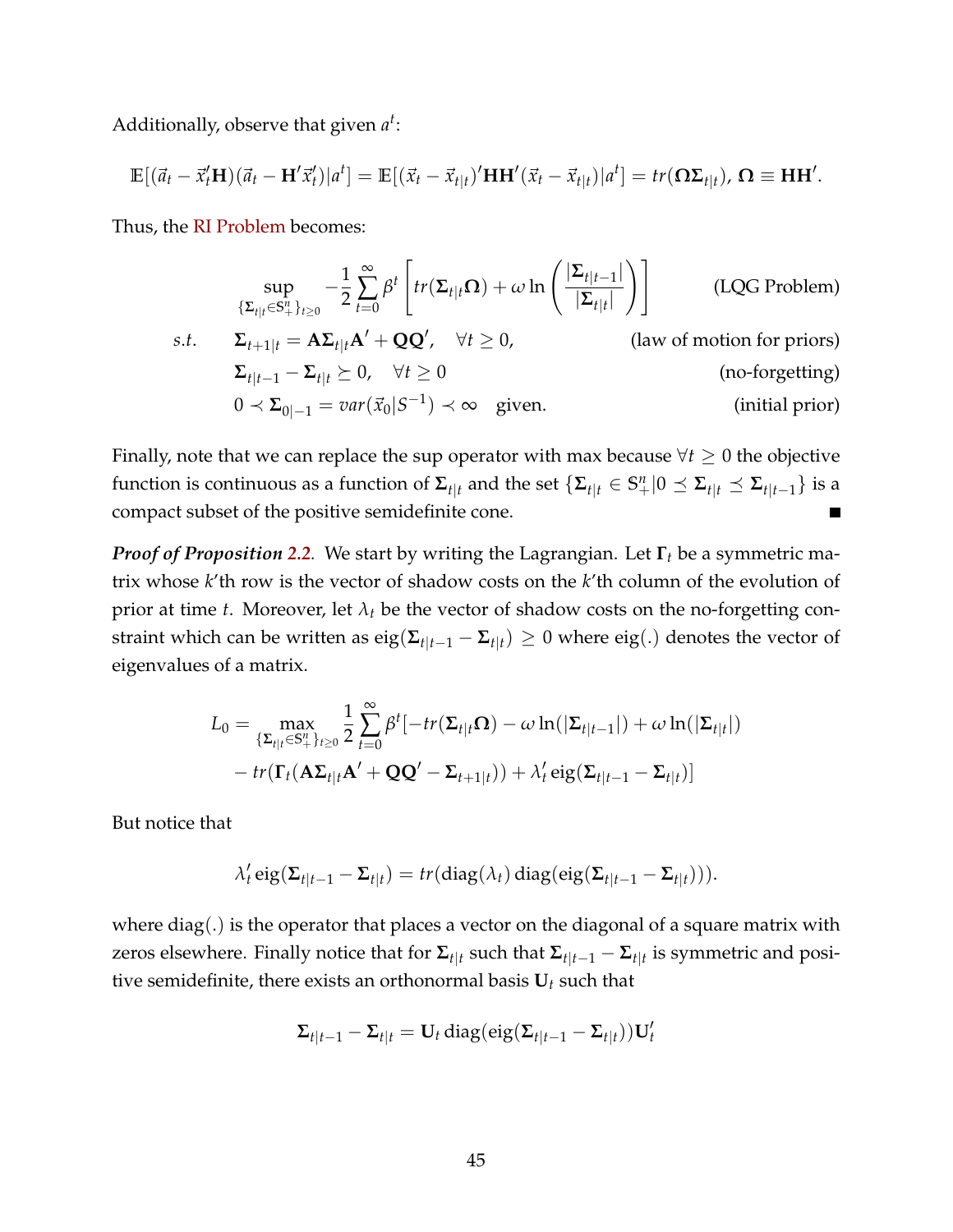Additionally, observe that given $a^t$:

$$\mathbb{E}[(\vec{a}_t - \vec{x}_t'\mathbf{H})(\vec{a}_t - \mathbf{H}'\vec{x}_t')|a^t] = \mathbb{E}[(\vec{x}_t - \vec{x}_{t|t})'\mathbf{H}\mathbf{H}'(\vec{x}_t - \vec{x}_{t|t})|a^t] = tr(\mathbf{\Omega}\mathbf{\Sigma}_{t|t}),\ \mathbf{\Omega} \equiv \mathbf{H}\mathbf{H}'.$$

Thus, the RI Problem becomes:

$$\sup_{\{\mathbf{\Sigma}_{t|t} \in \mathbb{S}_+^n\}_{t\geq 0}} -\frac{1}{2}\sum_{t=0}^{\infty}\beta^t\left[tr(\mathbf{\Sigma}_{t|t}\mathbf{\Omega}) + \omega \ln\left(\frac{|\mathbf{\Sigma}_{t|t-1}|}{|\mathbf{\Sigma}_{t|t}|}\right)\right] \qquad \text{(LQG Problem)}$$

$$s.t. \quad \mathbf{\Sigma}_{t+1|t} = \mathbf{A}\mathbf{\Sigma}_{t|t}\mathbf{A}' + \mathbf{Q}\mathbf{Q}', \quad \forall t \geq 0, \qquad \text{(law of motion for priors)}$$

$$\mathbf{\Sigma}_{t|t-1} - \mathbf{\Sigma}_{t|t} \succeq 0, \quad \forall t \geq 0 \qquad \text{(no-forgetting)}$$

$$0 \prec \mathbf{\Sigma}_{0|-1} = var(\vec{x}_0|S^{-1}) \prec \infty \quad \text{given.} \qquad \text{(initial prior)}$$

Finally, note that we can replace the sup operator with max because $\forall t \geq 0$ the objective function is continuous as a function of $\mathbf{\Sigma}_{t|t}$ and the set $\{\mathbf{\Sigma}_{t|t} \in \mathbb{S}_+^n | 0 \preceq \mathbf{\Sigma}_{t|t} \preceq \mathbf{\Sigma}_{t|t-1}\}$ is a compact subset of the positive semidefinite cone. ■

***Proof of Proposition 2.2.*** We start by writing the Lagrangian. Let $\mathbf{\Gamma}_t$ be a symmetric matrix whose $k$'th row is the vector of shadow costs on the $k$'th column of the evolution of prior at time $t$. Moreover, let $\lambda_t$ be the vector of shadow costs on the no-forgetting constraint which can be written as $\text{eig}(\mathbf{\Sigma}_{t|t-1} - \mathbf{\Sigma}_{t|t}) \geq 0$ where eig(.) denotes the vector of eigenvalues of a matrix.

$$L_0 = \max_{\{\mathbf{\Sigma}_{t|t} \in \mathbb{S}_+^n\}_{t\geq 0}} \frac{1}{2}\sum_{t=0}^{\infty}\beta^t[-tr(\mathbf{\Sigma}_{t|t}\mathbf{\Omega}) - \omega\ln(|\mathbf{\Sigma}_{t|t-1}|) + \omega\ln(|\mathbf{\Sigma}_{t|t}|)$$
$$- tr(\mathbf{\Gamma}_t(\mathbf{A}\mathbf{\Sigma}_{t|t}\mathbf{A}' + \mathbf{Q}\mathbf{Q}' - \mathbf{\Sigma}_{t+1|t})) + \lambda_t'\,\text{eig}(\mathbf{\Sigma}_{t|t-1} - \mathbf{\Sigma}_{t|t})]$$

But notice that

$$\lambda_t'\,\text{eig}(\mathbf{\Sigma}_{t|t-1} - \mathbf{\Sigma}_{t|t}) = tr(\text{diag}(\lambda_t)\,\text{diag}(\text{eig}(\mathbf{\Sigma}_{t|t-1} - \mathbf{\Sigma}_{t|t}))).$$

where diag(.) is the operator that places a vector on the diagonal of a square matrix with zeros elsewhere. Finally notice that for $\mathbf{\Sigma}_{t|t}$ such that $\mathbf{\Sigma}_{t|t-1} - \mathbf{\Sigma}_{t|t}$ is symmetric and positive semidefinite, there exists an orthonormal basis $\mathbf{U}_t$ such that

$$\mathbf{\Sigma}_{t|t-1} - \mathbf{\Sigma}_{t|t} = \mathbf{U}_t\,\text{diag}(\text{eig}(\mathbf{\Sigma}_{t|t-1} - \mathbf{\Sigma}_{t|t}))\mathbf{U}_t'$$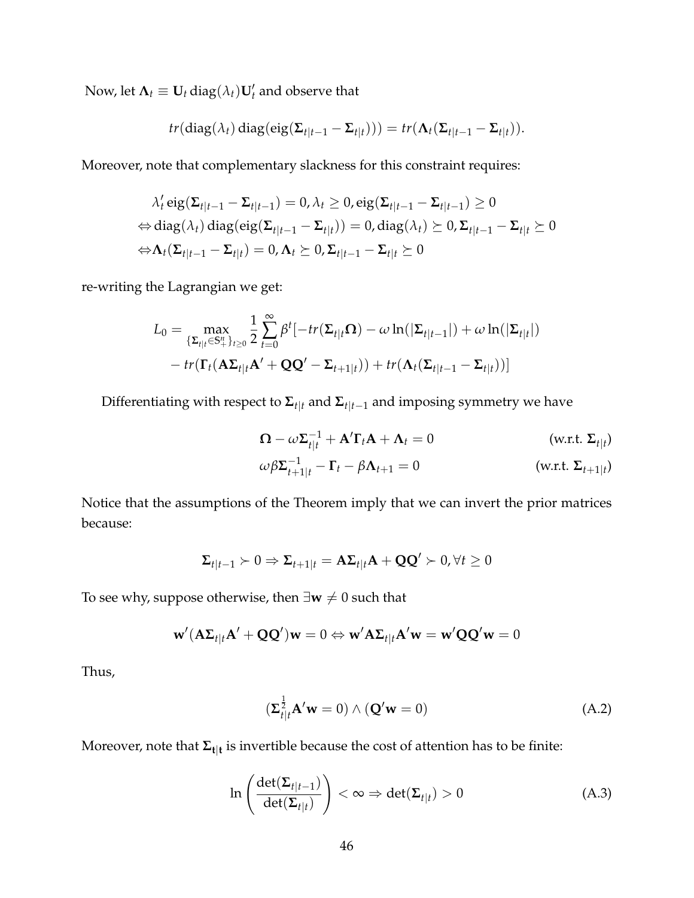Now, let $\mathbf{\Lambda}_t \equiv \mathbf{U}_t \operatorname{diag}(\lambda_t)\mathbf{U}_t'$ and observe that

$$tr(\operatorname{diag}(\lambda_t)\operatorname{diag}(\operatorname{eig}(\mathbf{\Sigma}_{t|t-1} - \mathbf{\Sigma}_{t|t}))) = tr(\mathbf{\Lambda}_t(\mathbf{\Sigma}_{t|t-1} - \mathbf{\Sigma}_{t|t})).$$

Moreover, note that complementary slackness for this constraint requires:

$$\begin{aligned}
&\lambda_t' \operatorname{eig}(\mathbf{\Sigma}_{t|t-1} - \mathbf{\Sigma}_{t|t-1}) = 0, \lambda_t \geq 0, \operatorname{eig}(\mathbf{\Sigma}_{t|t-1} - \mathbf{\Sigma}_{t|t-1}) \geq 0 \\
\Leftrightarrow &\operatorname{diag}(\lambda_t)\operatorname{diag}(\operatorname{eig}(\mathbf{\Sigma}_{t|t-1} - \mathbf{\Sigma}_{t|t})) = 0, \operatorname{diag}(\lambda_t) \succeq 0, \mathbf{\Sigma}_{t|t-1} - \mathbf{\Sigma}_{t|t} \succeq 0 \\
\Leftrightarrow &\mathbf{\Lambda}_t(\mathbf{\Sigma}_{t|t-1} - \mathbf{\Sigma}_{t|t}) = 0, \mathbf{\Lambda}_t \succeq 0, \mathbf{\Sigma}_{t|t-1} - \mathbf{\Sigma}_{t|t} \succeq 0
\end{aligned}$$

re-writing the Lagrangian we get:

$$\begin{aligned}
L_0 = \max_{\{\mathbf{\Sigma}_{t|t} \in \mathbb{S}_+^n\}_{t\geq 0}} \frac{1}{2}\sum_{t=0}^{\infty} \beta^t [&-tr(\mathbf{\Sigma}_{t|t}\mathbf{\Omega}) - \omega \ln(|\mathbf{\Sigma}_{t|t-1}|) + \omega \ln(|\mathbf{\Sigma}_{t|t}|) \\
&- tr(\mathbf{\Gamma}_t(\mathbf{A}\mathbf{\Sigma}_{t|t}\mathbf{A}' + \mathbf{Q}\mathbf{Q}' - \mathbf{\Sigma}_{t+1|t})) + tr(\mathbf{\Lambda}_t(\mathbf{\Sigma}_{t|t-1} - \mathbf{\Sigma}_{t|t}))]
\end{aligned}$$

Differentiating with respect to $\mathbf{\Sigma}_{t|t}$ and $\mathbf{\Sigma}_{t|t-1}$ and imposing symmetry we have

$$\mathbf{\Omega} - \omega\mathbf{\Sigma}_{t|t}^{-1} + \mathbf{A}'\mathbf{\Gamma}_t\mathbf{A} + \mathbf{\Lambda}_t = 0 \qquad \text{(w.r.t. } \mathbf{\Sigma}_{t|t})$$

$$\omega\beta\mathbf{\Sigma}_{t+1|t}^{-1} - \mathbf{\Gamma}_t - \beta\mathbf{\Lambda}_{t+1} = 0 \qquad \text{(w.r.t. } \mathbf{\Sigma}_{t+1|t})$$

Notice that the assumptions of the Theorem imply that we can invert the prior matrices because:

$$\mathbf{\Sigma}_{t|t-1} \succ 0 \Rightarrow \mathbf{\Sigma}_{t+1|t} = \mathbf{A}\mathbf{\Sigma}_{t|t}\mathbf{A} + \mathbf{Q}\mathbf{Q}' \succ 0, \forall t \geq 0$$

To see why, suppose otherwise, then $\exists \mathbf{w} \neq 0$ such that

$$\mathbf{w}'(\mathbf{A}\mathbf{\Sigma}_{t|t}\mathbf{A}' + \mathbf{Q}\mathbf{Q}')\mathbf{w} = 0 \Leftrightarrow \mathbf{w}'\mathbf{A}\mathbf{\Sigma}_{t|t}\mathbf{A}'\mathbf{w} = \mathbf{w}'\mathbf{Q}\mathbf{Q}'\mathbf{w} = 0$$

Thus,

$$(\mathbf{\Sigma}_{t|t}^{\frac{1}{2}}\mathbf{A}'\mathbf{w} = 0) \wedge (\mathbf{Q}'\mathbf{w} = 0) \tag{A.2}$$

Moreover, note that $\mathbf{\Sigma_{t|t}}$ is invertible because the cost of attention has to be finite:

$$\ln\left(\frac{\det(\mathbf{\Sigma}_{t|t-1})}{\det(\mathbf{\Sigma}_{t|t})}\right) < \infty \Rightarrow \det(\mathbf{\Sigma}_{t|t}) > 0 \tag{A.3}$$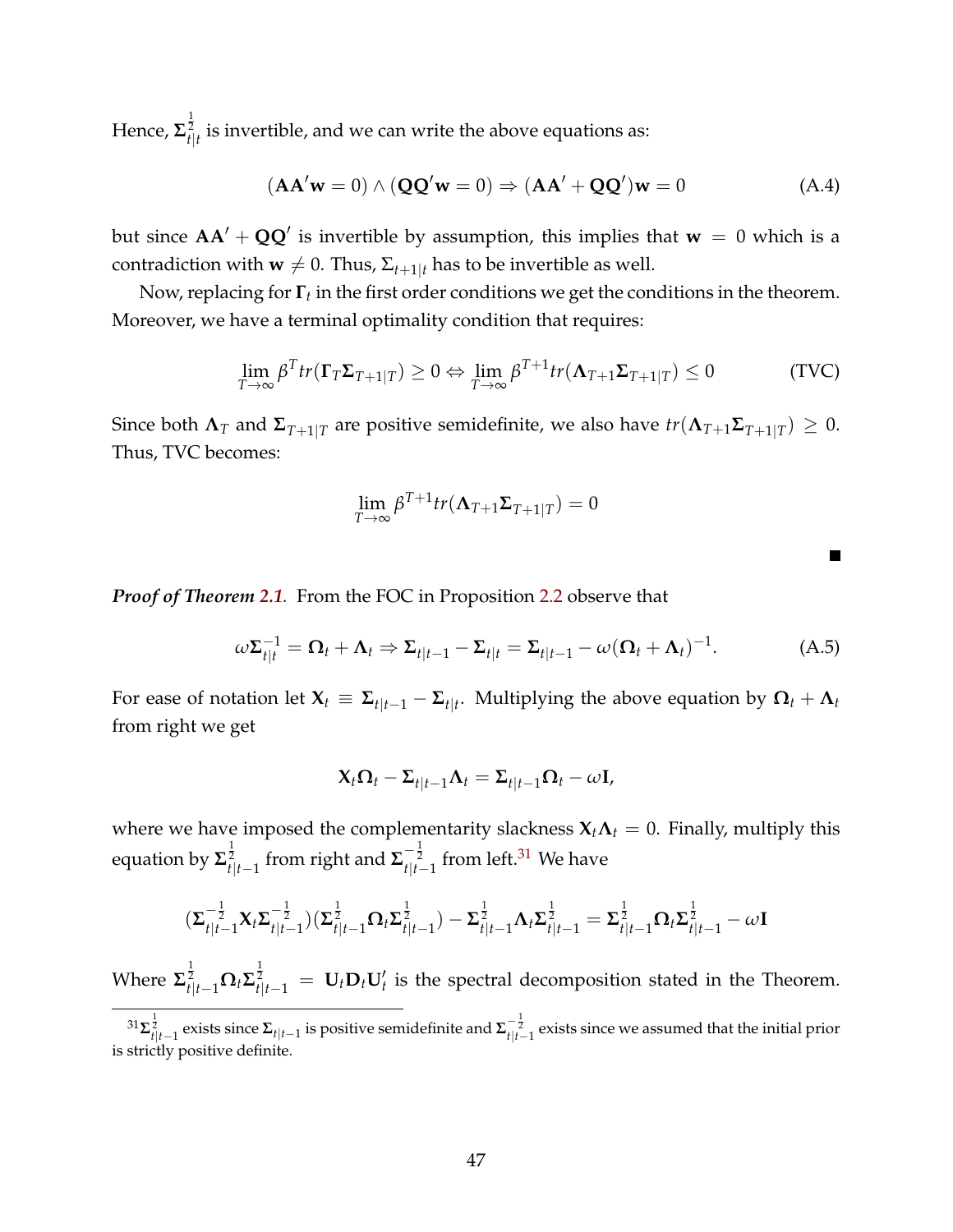Hence, $\mathbf{\Sigma}_{t|t}^{\frac{1}{2}}$ is invertible, and we can write the above equations as:

$$(\mathbf{A}\mathbf{A}'\mathbf{w} = 0) \wedge (\mathbf{Q}\mathbf{Q}'\mathbf{w} = 0) \Rightarrow (\mathbf{A}\mathbf{A}' + \mathbf{Q}\mathbf{Q}')\mathbf{w} = 0 \tag{A.4}$$

but since $\mathbf{A}\mathbf{A}' + \mathbf{Q}\mathbf{Q}'$ is invertible by assumption, this implies that $\mathbf{w} = 0$ which is a contradiction with $\mathbf{w} \neq 0$. Thus, $\Sigma_{t+1|t}$ has to be invertible as well.

Now, replacing for $\mathbf{\Gamma}_t$ in the first order conditions we get the conditions in the theorem. Moreover, we have a terminal optimality condition that requires:

$$\lim_{T\to\infty} \beta^T tr(\mathbf{\Gamma}_T \mathbf{\Sigma}_{T+1|T}) \geq 0 \Leftrightarrow \lim_{T\to\infty} \beta^{T+1} tr(\mathbf{\Lambda}_{T+1}\mathbf{\Sigma}_{T+1|T}) \leq 0 \tag{TVC}$$

Since both $\mathbf{\Lambda}_T$ and $\mathbf{\Sigma}_{T+1|T}$ are positive semidefinite, we also have $tr(\mathbf{\Lambda}_{T+1}\mathbf{\Sigma}_{T+1|T}) \geq 0$. Thus, TVC becomes:

$$\lim_{T\to\infty} \beta^{T+1} tr(\mathbf{\Lambda}_{T+1}\mathbf{\Sigma}_{T+1|T}) = 0$$

■

***Proof of Theorem 2.1.*** From the FOC in Proposition 2.2 observe that

$$\omega \mathbf{\Sigma}_{t|t}^{-1} = \mathbf{\Omega}_t + \mathbf{\Lambda}_t \Rightarrow \mathbf{\Sigma}_{t|t-1} - \mathbf{\Sigma}_{t|t} = \mathbf{\Sigma}_{t|t-1} - \omega(\mathbf{\Omega}_t + \mathbf{\Lambda}_t)^{-1}. \tag{A.5}$$

For ease of notation let $\mathbf{X}_t \equiv \mathbf{\Sigma}_{t|t-1} - \mathbf{\Sigma}_{t|t}$. Multiplying the above equation by $\mathbf{\Omega}_t + \mathbf{\Lambda}_t$ from right we get

$$\mathbf{X}_t\mathbf{\Omega}_t - \mathbf{\Sigma}_{t|t-1}\mathbf{\Lambda}_t = \mathbf{\Sigma}_{t|t-1}\mathbf{\Omega}_t - \omega\mathbf{I},$$

where we have imposed the complementarity slackness $\mathbf{X}_t\mathbf{\Lambda}_t = 0$. Finally, multiply this equation by $\mathbf{\Sigma}_{t|t-1}^{\frac{1}{2}}$ from right and $\mathbf{\Sigma}_{t|t-1}^{-\frac{1}{2}}$ from left.[31] We have

$$(\mathbf{\Sigma}_{t|t-1}^{-\frac{1}{2}}\mathbf{X}_t\mathbf{\Sigma}_{t|t-1}^{-\frac{1}{2}})(\mathbf{\Sigma}_{t|t-1}^{\frac{1}{2}}\mathbf{\Omega}_t\mathbf{\Sigma}_{t|t-1}^{\frac{1}{2}}) - \mathbf{\Sigma}_{t|t-1}^{\frac{1}{2}}\mathbf{\Lambda}_t\mathbf{\Sigma}_{t|t-1}^{\frac{1}{2}} = \mathbf{\Sigma}_{t|t-1}^{\frac{1}{2}}\mathbf{\Omega}_t\mathbf{\Sigma}_{t|t-1}^{\frac{1}{2}} - \omega\mathbf{I}$$

Where $\mathbf{\Sigma}_{t|t-1}^{\frac{1}{2}}\mathbf{\Omega}_t\mathbf{\Sigma}_{t|t-1}^{\frac{1}{2}} = \mathbf{U}_t\mathbf{D}_t\mathbf{U}_t'$ is the spectral decomposition stated in the Theorem.

[31] $\mathbf{\Sigma}_{t|t-1}^{\frac{1}{2}}$ exists since $\mathbf{\Sigma}_{t|t-1}$ is positive semidefinite and $\mathbf{\Sigma}_{t|t-1}^{-\frac{1}{2}}$ exists since we assumed that the initial prior is strictly positive definite.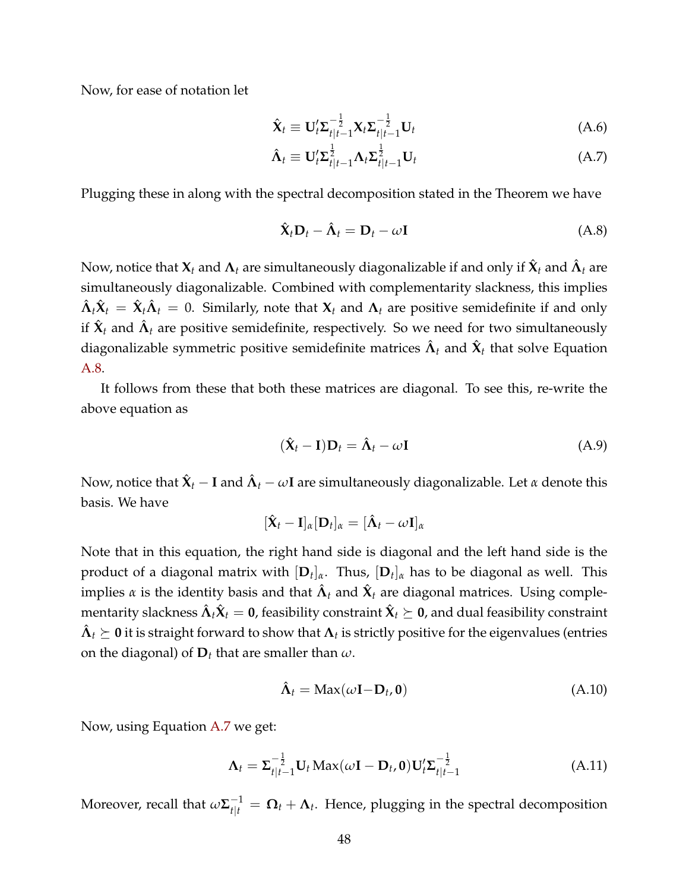Now, for ease of notation let

$$\hat{\mathbf{X}}_t \equiv \mathbf{U}_t' \boldsymbol{\Sigma}_{t|t-1}^{-\frac{1}{2}} \mathbf{X}_t \boldsymbol{\Sigma}_{t|t-1}^{-\frac{1}{2}} \mathbf{U}_t \tag{A.6}$$

$$\hat{\boldsymbol{\Lambda}}_t \equiv \mathbf{U}_t' \boldsymbol{\Sigma}_{t|t-1}^{\frac{1}{2}} \boldsymbol{\Lambda}_t \boldsymbol{\Sigma}_{t|t-1}^{\frac{1}{2}} \mathbf{U}_t \tag{A.7}$$

Plugging these in along with the spectral decomposition stated in the Theorem we have

$$\hat{\mathbf{X}}_t \mathbf{D}_t - \hat{\boldsymbol{\Lambda}}_t = \mathbf{D}_t - \omega \mathbf{I} \tag{A.8}$$

Now, notice that $\mathbf{X}_t$ and $\boldsymbol{\Lambda}_t$ are simultaneously diagonalizable if and only if $\hat{\mathbf{X}}_t$ and $\hat{\boldsymbol{\Lambda}}_t$ are simultaneously diagonalizable. Combined with complementarity slackness, this implies $\hat{\boldsymbol{\Lambda}}_t \hat{\mathbf{X}}_t = \hat{\mathbf{X}}_t \hat{\boldsymbol{\Lambda}}_t = 0$. Similarly, note that $\mathbf{X}_t$ and $\boldsymbol{\Lambda}_t$ are positive semidefinite if and only if $\hat{\mathbf{X}}_t$ and $\hat{\boldsymbol{\Lambda}}_t$ are positive semidefinite, respectively. So we need for two simultaneously diagonalizable symmetric positive semidefinite matrices $\hat{\boldsymbol{\Lambda}}_t$ and $\hat{\mathbf{X}}_t$ that solve Equation A.8.

It follows from these that both these matrices are diagonal. To see this, re-write the above equation as

$$(\hat{\mathbf{X}}_t - \mathbf{I}) \mathbf{D}_t = \hat{\boldsymbol{\Lambda}}_t - \omega \mathbf{I} \tag{A.9}$$

Now, notice that $\hat{\mathbf{X}}_t - \mathbf{I}$ and $\hat{\boldsymbol{\Lambda}}_t - \omega \mathbf{I}$ are simultaneously diagonalizable. Let $\alpha$ denote this basis. We have

$$[\hat{\mathbf{X}}_t - \mathbf{I}]_\alpha [\mathbf{D}_t]_\alpha = [\hat{\boldsymbol{\Lambda}}_t - \omega \mathbf{I}]_\alpha$$

Note that in this equation, the right hand side is diagonal and the left hand side is the product of a diagonal matrix with $[\mathbf{D}_t]_\alpha$. Thus, $[\mathbf{D}_t]_\alpha$ has to be diagonal as well. This implies $\alpha$ is the identity basis and that $\hat{\boldsymbol{\Lambda}}_t$ and $\hat{\mathbf{X}}_t$ are diagonal matrices. Using complementarity slackness $\hat{\boldsymbol{\Lambda}}_t \hat{\mathbf{X}}_t = \mathbf{0}$, feasibility constraint $\hat{\mathbf{X}}_t \succeq \mathbf{0}$, and dual feasibility constraint $\hat{\boldsymbol{\Lambda}}_t \succeq \mathbf{0}$ it is straight forward to show that $\boldsymbol{\Lambda}_t$ is strictly positive for the eigenvalues (entries on the diagonal) of $\mathbf{D}_t$ that are smaller than $\omega$.

$$\hat{\boldsymbol{\Lambda}}_t = \text{Max}(\omega \mathbf{I} - \mathbf{D}_t, \mathbf{0}) \tag{A.10}$$

Now, using Equation A.7 we get:

$$\boldsymbol{\Lambda}_t = \boldsymbol{\Sigma}_{t|t-1}^{-\frac{1}{2}} \mathbf{U}_t \,\text{Max}(\omega \mathbf{I} - \mathbf{D}_t, \mathbf{0}) \mathbf{U}_t' \boldsymbol{\Sigma}_{t|t-1}^{-\frac{1}{2}} \tag{A.11}$$

Moreover, recall that $\omega \boldsymbol{\Sigma}_{t|t}^{-1} = \boldsymbol{\Omega}_t + \boldsymbol{\Lambda}_t$. Hence, plugging in the spectral decomposition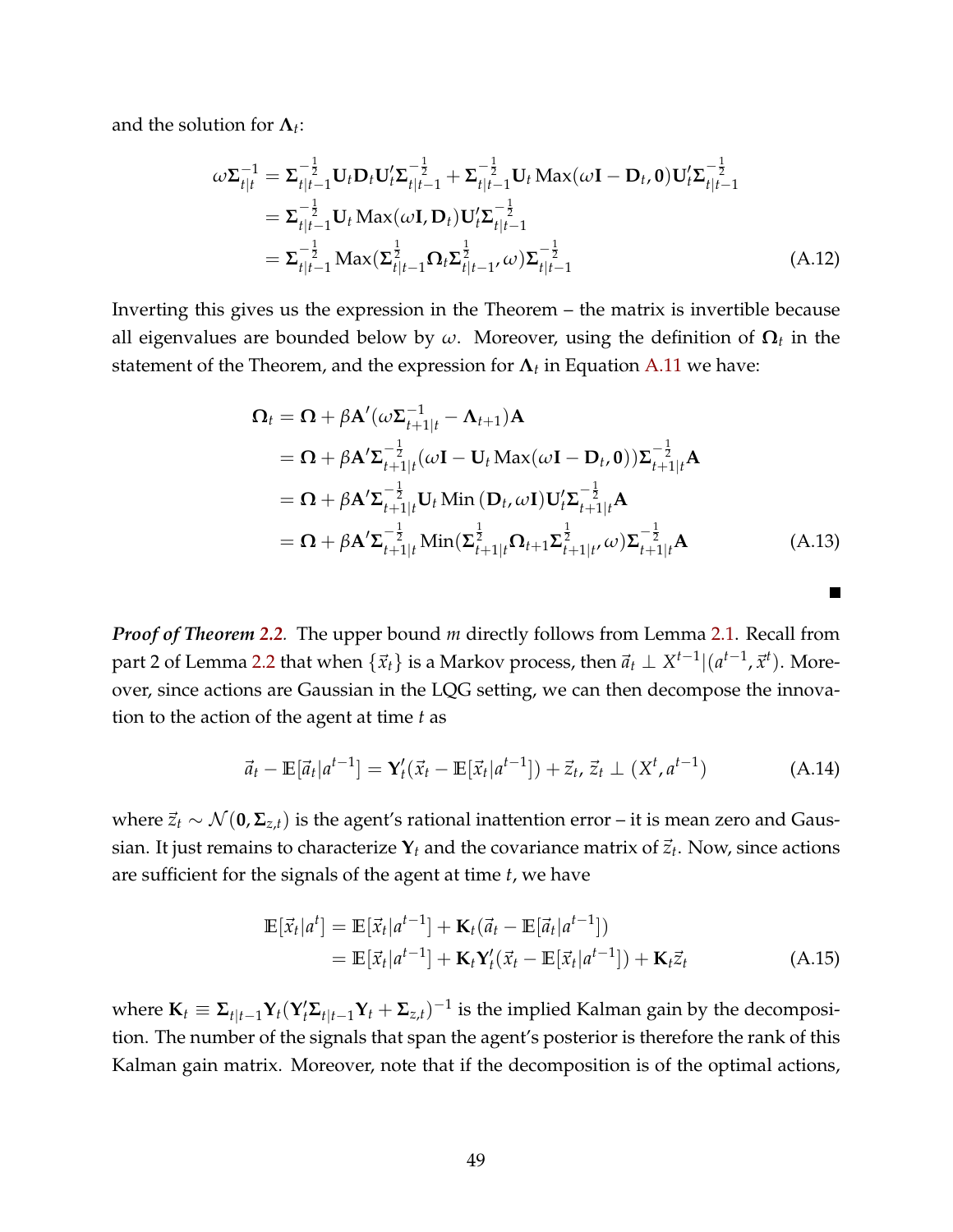and the solution for $\mathbf{\Lambda}_t$:

$$
\begin{aligned}
\omega \mathbf{\Sigma}_{t|t}^{-1} &= \mathbf{\Sigma}_{t|t-1}^{-\frac{1}{2}} \mathbf{U}_t \mathbf{D}_t \mathbf{U}_t' \mathbf{\Sigma}_{t|t-1}^{-\frac{1}{2}} + \mathbf{\Sigma}_{t|t-1}^{-\frac{1}{2}} \mathbf{U}_t \operatorname{Max}(\omega \mathbf{I} - \mathbf{D}_t, \mathbf{0}) \mathbf{U}_t' \mathbf{\Sigma}_{t|t-1}^{-\frac{1}{2}} \\
&= \mathbf{\Sigma}_{t|t-1}^{-\frac{1}{2}} \mathbf{U}_t \operatorname{Max}(\omega \mathbf{I}, \mathbf{D}_t) \mathbf{U}_t' \mathbf{\Sigma}_{t|t-1}^{-\frac{1}{2}} \\
&= \mathbf{\Sigma}_{t|t-1}^{-\frac{1}{2}} \operatorname{Max}(\mathbf{\Sigma}_{t|t-1}^{\frac{1}{2}} \mathbf{\Omega}_t \mathbf{\Sigma}_{t|t-1}^{\frac{1}{2}}, \omega) \mathbf{\Sigma}_{t|t-1}^{-\frac{1}{2}}
\end{aligned} \tag{A.12}
$$

Inverting this gives us the expression in the Theorem – the matrix is invertible because all eigenvalues are bounded below by $\omega$. Moreover, using the definition of $\mathbf{\Omega}_t$ in the statement of the Theorem, and the expression for $\mathbf{\Lambda}_t$ in Equation A.11 we have:

$$
\begin{aligned}
\mathbf{\Omega}_t &= \mathbf{\Omega} + \beta \mathbf{A}' (\omega \mathbf{\Sigma}_{t+1|t}^{-1} - \mathbf{\Lambda}_{t+1}) \mathbf{A} \\
&= \mathbf{\Omega} + \beta \mathbf{A}' \mathbf{\Sigma}_{t+1|t}^{-\frac{1}{2}} (\omega \mathbf{I} - \mathbf{U}_t \operatorname{Max}(\omega \mathbf{I} - \mathbf{D}_t, \mathbf{0})) \mathbf{\Sigma}_{t+1|t}^{-\frac{1}{2}} \mathbf{A} \\
&= \mathbf{\Omega} + \beta \mathbf{A}' \mathbf{\Sigma}_{t+1|t}^{-\frac{1}{2}} \mathbf{U}_t \operatorname{Min}(\mathbf{D}_t, \omega \mathbf{I}) \mathbf{U}_t' \mathbf{\Sigma}_{t+1|t}^{-\frac{1}{2}} \mathbf{A} \\
&= \mathbf{\Omega} + \beta \mathbf{A}' \mathbf{\Sigma}_{t+1|t}^{-\frac{1}{2}} \operatorname{Min}(\mathbf{\Sigma}_{t+1|t}^{\frac{1}{2}} \mathbf{\Omega}_{t+1} \mathbf{\Sigma}_{t+1|t}^{\frac{1}{2}}, \omega) \mathbf{\Sigma}_{t+1|t}^{-\frac{1}{2}} \mathbf{A}
\end{aligned} \tag{A.13}
$$

■

***Proof of Theorem 2.2.*** The upper bound $m$ directly follows from Lemma 2.1. Recall from part 2 of Lemma 2.2 that when $\{\vec{x}_t\}$ is a Markov process, then $\vec{a}_t \perp X^{t-1} | (a^{t-1}, \vec{x}^t)$. Moreover, since actions are Gaussian in the LQG setting, we can then decompose the innovation to the action of the agent at time $t$ as

$$
\vec{a}_t - \mathbb{E}[\vec{a}_t | a^{t-1}] = \mathbf{Y}_t' (\vec{x}_t - \mathbb{E}[\vec{x}_t | a^{t-1}]) + \vec{z}_t, \; \vec{z}_t \perp (X^t, a^{t-1}) \tag{A.14}
$$

where $\vec{z}_t \sim \mathcal{N}(\mathbf{0}, \mathbf{\Sigma}_{z,t})$ is the agent's rational inattention error – it is mean zero and Gaussian. It just remains to characterize $\mathbf{Y}_t$ and the covariance matrix of $\vec{z}_t$. Now, since actions are sufficient for the signals of the agent at time $t$, we have

$$
\begin{aligned}
\mathbb{E}[\vec{x}_t | a^t] &= \mathbb{E}[\vec{x}_t | a^{t-1}] + \mathbf{K}_t (\vec{a}_t - \mathbb{E}[\vec{a}_t | a^{t-1}]) \\
&= \mathbb{E}[\vec{x}_t | a^{t-1}] + \mathbf{K}_t \mathbf{Y}_t' (\vec{x}_t - \mathbb{E}[\vec{x}_t | a^{t-1}]) + \mathbf{K}_t \vec{z}_t
\end{aligned} \tag{A.15}
$$

where $\mathbf{K}_t \equiv \mathbf{\Sigma}_{t|t-1} \mathbf{Y}_t (\mathbf{Y}_t' \mathbf{\Sigma}_{t|t-1} \mathbf{Y}_t + \mathbf{\Sigma}_{z,t})^{-1}$ is the implied Kalman gain by the decomposition. The number of the signals that span the agent's posterior is therefore the rank of this Kalman gain matrix. Moreover, note that if the decomposition is of the optimal actions,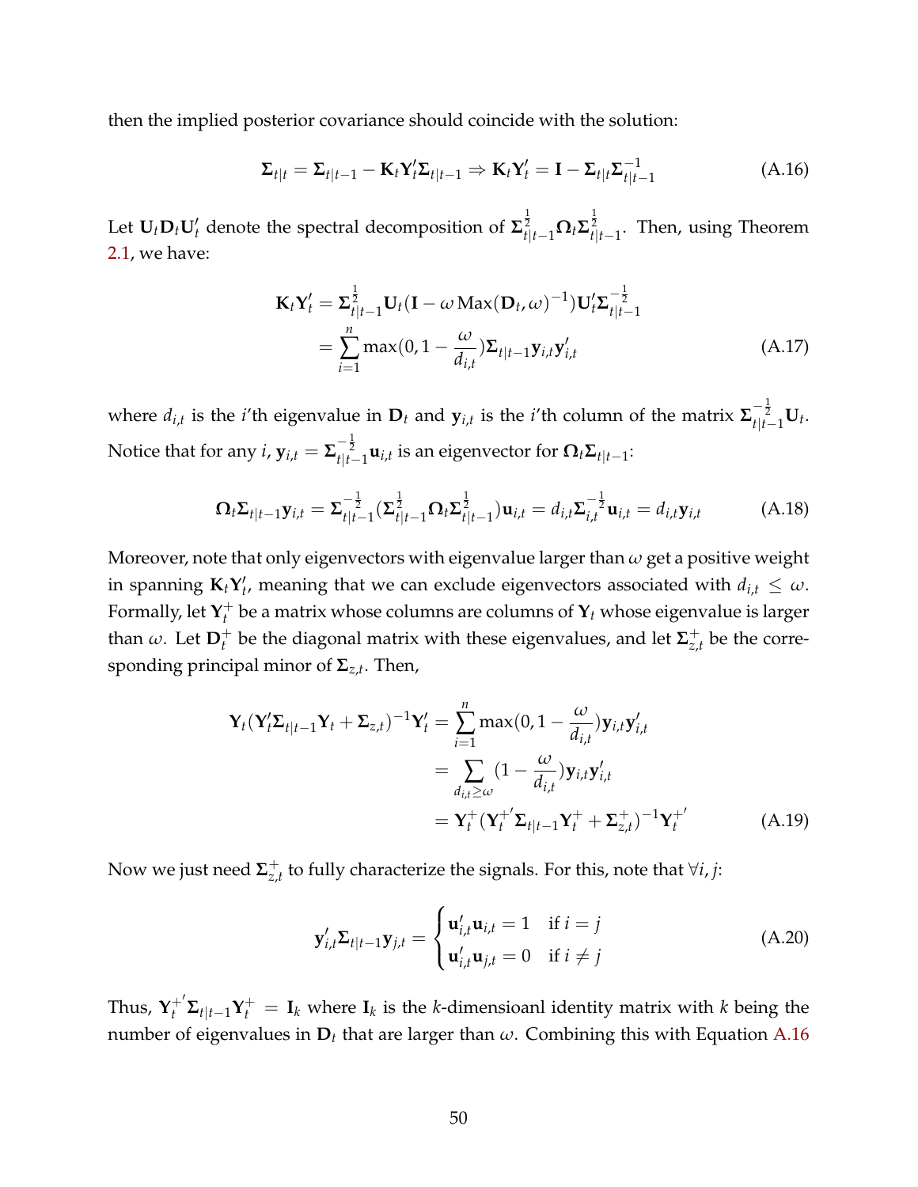then the implied posterior covariance should coincide with the solution:

$$\mathbf{\Sigma}_{t|t} = \mathbf{\Sigma}_{t|t-1} - \mathbf{K}_t \mathbf{Y}_t' \mathbf{\Sigma}_{t|t-1} \Rightarrow \mathbf{K}_t \mathbf{Y}_t' = \mathbf{I} - \mathbf{\Sigma}_{t|t} \mathbf{\Sigma}_{t|t-1}^{-1} \tag{A.16}$$

Let $\mathbf{U}_t \mathbf{D}_t \mathbf{U}_t'$ denote the spectral decomposition of $\mathbf{\Sigma}_{t|t-1}^{\frac{1}{2}} \mathbf{\Omega}_t \mathbf{\Sigma}_{t|t-1}^{\frac{1}{2}}$. Then, using Theorem 2.1, we have:

$$\begin{aligned}
\mathbf{K}_t \mathbf{Y}_t' &= \mathbf{\Sigma}_{t|t-1}^{\frac{1}{2}} \mathbf{U}_t (\mathbf{I} - \omega \operatorname{Max}(\mathbf{D}_t, \omega)^{-1}) \mathbf{U}_t' \mathbf{\Sigma}_{t|t-1}^{-\frac{1}{2}} \\
&= \sum_{i=1}^{n} \max(0, 1 - \frac{\omega}{d_{i,t}}) \mathbf{\Sigma}_{t|t-1} \mathbf{y}_{i,t} \mathbf{y}_{i,t}'
\end{aligned} \tag{A.17}$$

where $d_{i,t}$ is the $i$'th eigenvalue in $\mathbf{D}_t$ and $\mathbf{y}_{i,t}$ is the $i$'th column of the matrix $\mathbf{\Sigma}_{t|t-1}^{-\frac{1}{2}} \mathbf{U}_t$. Notice that for any $i$, $\mathbf{y}_{i,t} = \mathbf{\Sigma}_{t|t-1}^{-\frac{1}{2}} \mathbf{u}_{i,t}$ is an eigenvector for $\mathbf{\Omega}_t \mathbf{\Sigma}_{t|t-1}$:

$$\mathbf{\Omega}_t \mathbf{\Sigma}_{t|t-1} \mathbf{y}_{i,t} = \mathbf{\Sigma}_{t|t-1}^{-\frac{1}{2}} (\mathbf{\Sigma}_{t|t-1}^{\frac{1}{2}} \mathbf{\Omega}_t \mathbf{\Sigma}_{t|t-1}^{\frac{1}{2}}) \mathbf{u}_{i,t} = d_{i,t} \mathbf{\Sigma}_{i,t}^{-\frac{1}{2}} \mathbf{u}_{i,t} = d_{i,t} \mathbf{y}_{i,t} \tag{A.18}$$

Moreover, note that only eigenvectors with eigenvalue larger than $\omega$ get a positive weight in spanning $\mathbf{K}_t \mathbf{Y}_t'$, meaning that we can exclude eigenvectors associated with $d_{i,t} \leq \omega$. Formally, let $\mathbf{Y}_t^+$ be a matrix whose columns are columns of $\mathbf{Y}_t$ whose eigenvalue is larger than $\omega$. Let $\mathbf{D}_t^+$ be the diagonal matrix with these eigenvalues, and let $\mathbf{\Sigma}_{z,t}^+$ be the corresponding principal minor of $\mathbf{\Sigma}_{z,t}$. Then,

$$\begin{aligned}
\mathbf{Y}_t (\mathbf{Y}_t' \mathbf{\Sigma}_{t|t-1} \mathbf{Y}_t + \mathbf{\Sigma}_{z,t})^{-1} \mathbf{Y}_t' &= \sum_{i=1}^{n} \max(0, 1 - \frac{\omega}{d_{i,t}}) \mathbf{y}_{i,t} \mathbf{y}_{i,t}' \\
&= \sum_{d_{i,t} \geq \omega} (1 - \frac{\omega}{d_{i,t}}) \mathbf{y}_{i,t} \mathbf{y}_{i,t}' \\
&= \mathbf{Y}_t^+ (\mathbf{Y}_t^{+'} \mathbf{\Sigma}_{t|t-1} \mathbf{Y}_t^+ + \mathbf{\Sigma}_{z,t}^+)^{-1} \mathbf{Y}_t^{+'}
\end{aligned} \tag{A.19}$$

Now we just need $\mathbf{\Sigma}_{z,t}^+$ to fully characterize the signals. For this, note that $\forall i, j$:

$$\mathbf{y}_{i,t}' \mathbf{\Sigma}_{t|t-1} \mathbf{y}_{j,t} = \begin{cases} \mathbf{u}_{i,t}' \mathbf{u}_{i,t} = 1 & \text{if } i = j \\ \mathbf{u}_{i,t}' \mathbf{u}_{j,t} = 0 & \text{if } i \neq j \end{cases} \tag{A.20}$$

Thus, $\mathbf{Y}_t^{+'} \mathbf{\Sigma}_{t|t-1} \mathbf{Y}_t^+ = \mathbf{I}_k$ where $\mathbf{I}_k$ is the $k$-dimensioanl identity matrix with $k$ being the number of eigenvalues in $\mathbf{D}_t$ that are larger than $\omega$. Combining this with Equation A.16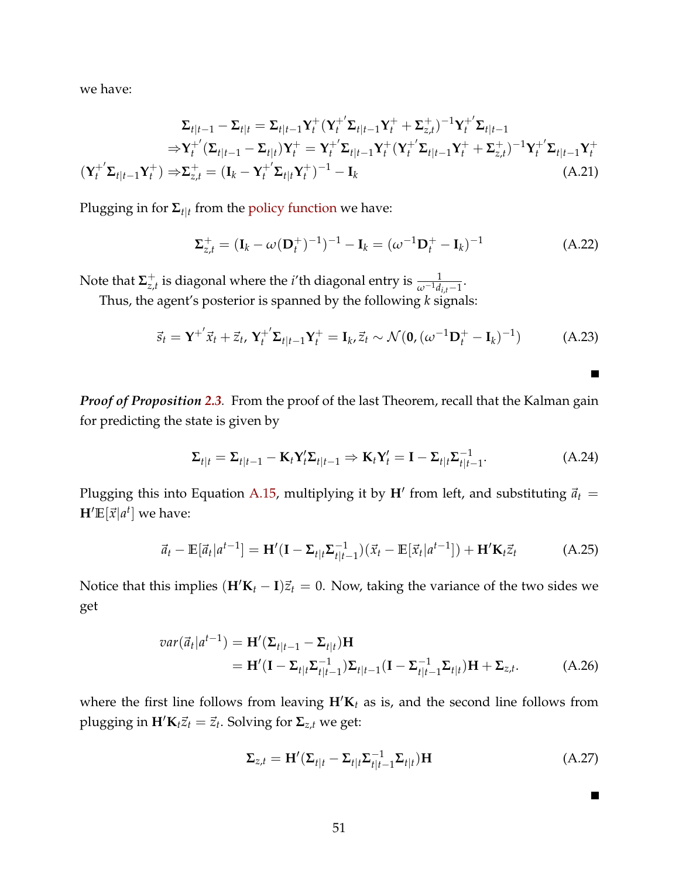we have:

$$
\begin{aligned}
\mathbf{\Sigma}_{t|t-1} - \mathbf{\Sigma}_{t|t} &= \mathbf{\Sigma}_{t|t-1}\mathbf{Y}_t^{+}(\mathbf{Y}_t^{+'}\mathbf{\Sigma}_{t|t-1}\mathbf{Y}_t^{+} + \mathbf{\Sigma}_{z,t}^{+})^{-1}\mathbf{Y}_t^{+'}\mathbf{\Sigma}_{t|t-1} \\
\Rightarrow \mathbf{Y}_t^{+'}(\mathbf{\Sigma}_{t|t-1} - \mathbf{\Sigma}_{t|t})\mathbf{Y}_t^{+} &= \mathbf{Y}_t^{+'}\mathbf{\Sigma}_{t|t-1}\mathbf{Y}_t^{+}(\mathbf{Y}_t^{+'}\mathbf{\Sigma}_{t|t-1}\mathbf{Y}_t^{+} + \mathbf{\Sigma}_{z,t}^{+})^{-1}\mathbf{Y}_t^{+'}\mathbf{\Sigma}_{t|t-1}\mathbf{Y}_t^{+} \\
(\mathbf{Y}_t^{+'}\mathbf{\Sigma}_{t|t-1}\mathbf{Y}_t^{+}) \Rightarrow \mathbf{\Sigma}_{z,t}^{+} &= (\mathbf{I}_k - \mathbf{Y}_t^{+'}\mathbf{\Sigma}_{t|t}\mathbf{Y}_t^{+})^{-1} - \mathbf{I}_k
\end{aligned}
\tag{A.21}
$$

Plugging in for $\mathbf{\Sigma}_{t|t}$ from the policy function we have:

$$
\mathbf{\Sigma}_{z,t}^{+} = (\mathbf{I}_k - \omega(\mathbf{D}_t^{+})^{-1})^{-1} - \mathbf{I}_k = (\omega^{-1}\mathbf{D}_t^{+} - \mathbf{I}_k)^{-1} \tag{A.22}
$$

Note that $\mathbf{\Sigma}_{z,t}^{+}$ is diagonal where the $i$'th diagonal entry is $\frac{1}{\omega^{-1}d_{i,t}-1}$.

Thus, the agent's posterior is spanned by the following $k$ signals:

$$
\vec{s}_t = \mathbf{Y}^{+'}\vec{x}_t + \vec{z}_t,\ \mathbf{Y}_t^{+'}\mathbf{\Sigma}_{t|t-1}\mathbf{Y}_t^{+} = \mathbf{I}_k,\ \vec{z}_t \sim \mathcal{N}(\mathbf{0}, (\omega^{-1}\mathbf{D}_t^{+} - \mathbf{I}_k)^{-1}) \tag{A.23}
$$

■

***Proof of Proposition 2.3.*** From the proof of the last Theorem, recall that the Kalman gain for predicting the state is given by

$$
\mathbf{\Sigma}_{t|t} = \mathbf{\Sigma}_{t|t-1} - \mathbf{K}_t\mathbf{Y}_t'\mathbf{\Sigma}_{t|t-1} \Rightarrow \mathbf{K}_t\mathbf{Y}_t' = \mathbf{I} - \mathbf{\Sigma}_{t|t}\mathbf{\Sigma}_{t|t-1}^{-1}. \tag{A.24}
$$

Plugging this into Equation A.15, multiplying it by $\mathbf{H}'$ from left, and substituting $\vec{a}_t = \mathbf{H}'\mathbb{E}[\vec{x}|a^t]$ we have:

$$
\vec{a}_t - \mathbb{E}[\vec{a}_t|a^{t-1}] = \mathbf{H}'(\mathbf{I} - \mathbf{\Sigma}_{t|t}\mathbf{\Sigma}_{t|t-1}^{-1})(\vec{x}_t - \mathbb{E}[\vec{x}_t|a^{t-1}]) + \mathbf{H}'\mathbf{K}_t\vec{z}_t \tag{A.25}
$$

Notice that this implies $(\mathbf{H}'\mathbf{K}_t - \mathbf{I})\vec{z}_t = 0$. Now, taking the variance of the two sides we get

$$
\begin{aligned}
var(\vec{a}_t|a^{t-1}) &= \mathbf{H}'(\mathbf{\Sigma}_{t|t-1} - \mathbf{\Sigma}_{t|t})\mathbf{H} \\
&= \mathbf{H}'(\mathbf{I} - \mathbf{\Sigma}_{t|t}\mathbf{\Sigma}_{t|t-1}^{-1})\mathbf{\Sigma}_{t|t-1}(\mathbf{I} - \mathbf{\Sigma}_{t|t-1}^{-1}\mathbf{\Sigma}_{t|t})\mathbf{H} + \mathbf{\Sigma}_{z,t}.
\end{aligned}
\tag{A.26}
$$

where the first line follows from leaving $\mathbf{H}'\mathbf{K}_t$ as is, and the second line follows from plugging in $\mathbf{H}'\mathbf{K}_t\vec{z}_t = \vec{z}_t$. Solving for $\mathbf{\Sigma}_{z,t}$ we get:

$$
\mathbf{\Sigma}_{z,t} = \mathbf{H}'(\mathbf{\Sigma}_{t|t} - \mathbf{\Sigma}_{t|t}\mathbf{\Sigma}_{t|t-1}^{-1}\mathbf{\Sigma}_{t|t})\mathbf{H} \tag{A.27}
$$

■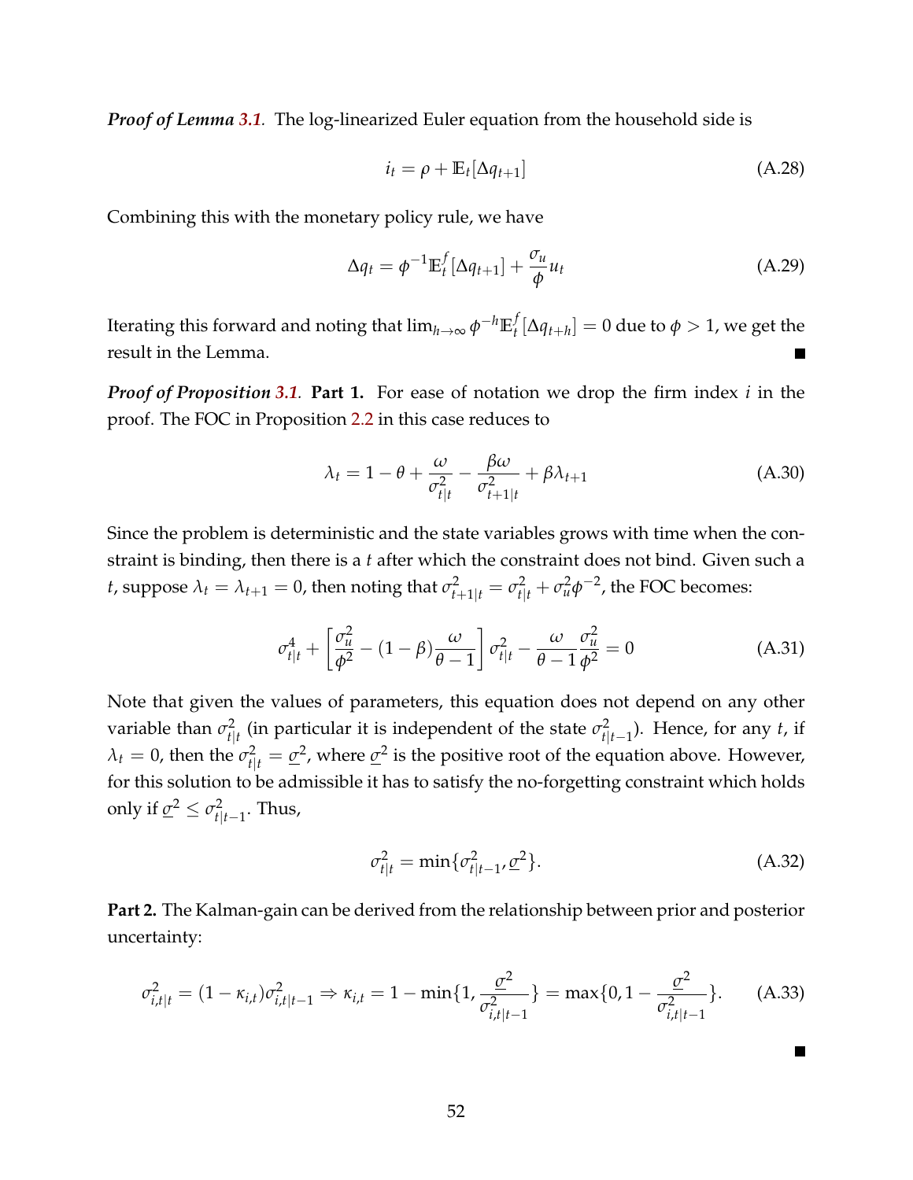***Proof of Lemma 3.1.*** The log-linearized Euler equation from the household side is

$$i_t = \rho + \mathbb{E}_t[\Delta q_{t+1}] \tag{A.28}$$

Combining this with the monetary policy rule, we have

$$\Delta q_t = \phi^{-1}\mathbb{E}_t^f[\Delta q_{t+1}] + \frac{\sigma_u}{\phi}u_t \tag{A.29}$$

Iterating this forward and noting that $\lim_{h\to\infty}\phi^{-h}\mathbb{E}_t^f[\Delta q_{t+h}] = 0$ due to $\phi > 1$, we get the result in the Lemma. ■

***Proof of Proposition 3.1.*** **Part 1.** For ease of notation we drop the firm index $i$ in the proof. The FOC in Proposition 2.2 in this case reduces to

$$\lambda_t = 1 - \theta + \frac{\omega}{\sigma_{t|t}^2} - \frac{\beta\omega}{\sigma_{t+1|t}^2} + \beta\lambda_{t+1} \tag{A.30}$$

Since the problem is deterministic and the state variables grows with time when the constraint is binding, then there is a $t$ after which the constraint does not bind. Given such a $t$, suppose $\lambda_t = \lambda_{t+1} = 0$, then noting that $\sigma_{t+1|t}^2 = \sigma_{t|t}^2 + \sigma_u^2\phi^{-2}$, the FOC becomes:

$$\sigma_{t|t}^4 + \left[\frac{\sigma_u^2}{\phi^2} - (1-\beta)\frac{\omega}{\theta-1}\right]\sigma_{t|t}^2 - \frac{\omega}{\theta-1}\frac{\sigma_u^2}{\phi^2} = 0 \tag{A.31}$$

Note that given the values of parameters, this equation does not depend on any other variable than $\sigma_{t|t}^2$ (in particular it is independent of the state $\sigma_{t|t-1}^2$). Hence, for any $t$, if $\lambda_t = 0$, then the $\sigma_{t|t}^2 = \underline{\sigma}^2$, where $\underline{\sigma}^2$ is the positive root of the equation above. However, for this solution to be admissible it has to satisfy the no-forgetting constraint which holds only if $\underline{\sigma}^2 \leq \sigma_{t|t-1}^2$. Thus,

$$\sigma_{t|t}^2 = \min\{\sigma_{t|t-1}^2, \underline{\sigma}^2\}. \tag{A.32}$$

**Part 2.** The Kalman-gain can be derived from the relationship between prior and posterior uncertainty:

$$\sigma_{i,t|t}^2 = (1-\kappa_{i,t})\sigma_{i,t|t-1}^2 \Rightarrow \kappa_{i,t} = 1 - \min\{1, \frac{\underline{\sigma}^2}{\sigma_{i,t|t-1}^2}\} = \max\{0, 1 - \frac{\underline{\sigma}^2}{\sigma_{i,t|t-1}^2}\}. \tag{A.33}$$

■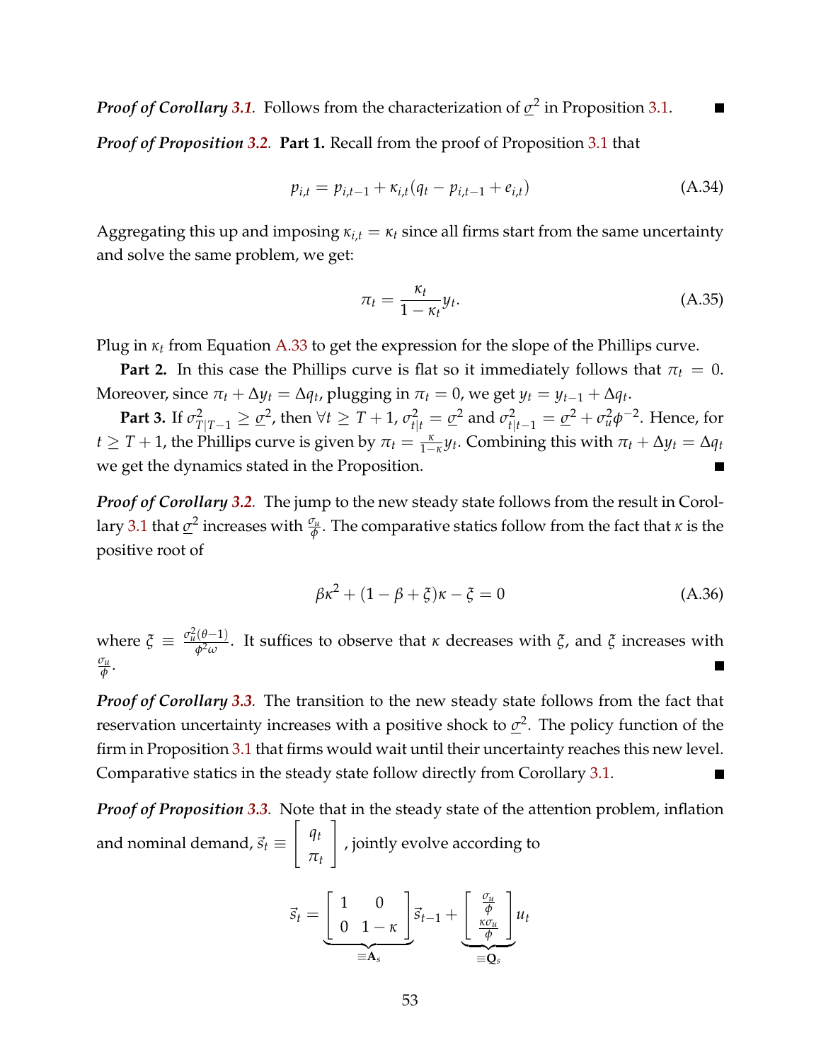***Proof of Corollary 3.1.*** Follows from the characterization of $\underline{\sigma}^2$ in Proposition 3.1. ■

***Proof of Proposition 3.2.*** **Part 1.** Recall from the proof of Proposition 3.1 that

$$p_{i,t} = p_{i,t-1} + \kappa_{i,t}(q_t - p_{i,t-1} + e_{i,t}) \tag{A.34}$$

Aggregating this up and imposing $\kappa_{i,t} = \kappa_t$ since all firms start from the same uncertainty and solve the same problem, we get:

$$\pi_t = \frac{\kappa_t}{1-\kappa_t} y_t. \tag{A.35}$$

Plug in $\kappa_t$ from Equation A.33 to get the expression for the slope of the Phillips curve.

**Part 2.** In this case the Phillips curve is flat so it immediately follows that $\pi_t = 0$. Moreover, since $\pi_t + \Delta y_t = \Delta q_t$, plugging in $\pi_t = 0$, we get $y_t = y_{t-1} + \Delta q_t$.

**Part 3.** If $\sigma^2_{T|T-1} \geq \underline{\sigma}^2$, then $\forall t \geq T+1$, $\sigma^2_{t|t} = \underline{\sigma}^2$ and $\sigma^2_{t|t-1} = \underline{\sigma}^2 + \sigma_u^2 \phi^{-2}$. Hence, for $t \geq T+1$, the Phillips curve is given by $\pi_t = \frac{\kappa}{1-\kappa} y_t$. Combining this with $\pi_t + \Delta y_t = \Delta q_t$ we get the dynamics stated in the Proposition. ■

***Proof of Corollary 3.2.*** The jump to the new steady state follows from the result in Corollary 3.1 that $\underline{\sigma}^2$ increases with $\frac{\sigma_u}{\phi}$. The comparative statics follow from the fact that $\kappa$ is the positive root of

$$\beta\kappa^2 + (1-\beta+\xi)\kappa - \xi = 0 \tag{A.36}$$

where $\xi \equiv \frac{\sigma_u^2(\theta-1)}{\phi^2 \omega}$. It suffices to observe that $\kappa$ decreases with $\xi$, and $\xi$ increases with $\frac{\sigma_u}{\phi}$. ■

***Proof of Corollary 3.3.*** The transition to the new steady state follows from the fact that reservation uncertainty increases with a positive shock to $\underline{\sigma}^2$. The policy function of the firm in Proposition 3.1 that firms would wait until their uncertainty reaches this new level. Comparative statics in the steady state follow directly from Corollary 3.1. ■

***Proof of Proposition 3.3.*** Note that in the steady state of the attention problem, inflation and nominal demand, $\vec{s}_t \equiv \begin{bmatrix} q_t \\ \pi_t \end{bmatrix}$, jointly evolve according to

$$\vec{s}_t = \underbrace{\begin{bmatrix} 1 & 0 \\ 0 & 1-\kappa \end{bmatrix}}_{\equiv \mathbf{A}_s} \vec{s}_{t-1} + \underbrace{\begin{bmatrix} \frac{\sigma_u}{\phi} \\ \frac{\kappa \sigma_u}{\phi} \end{bmatrix}}_{\equiv \mathbf{Q}_s} u_t$$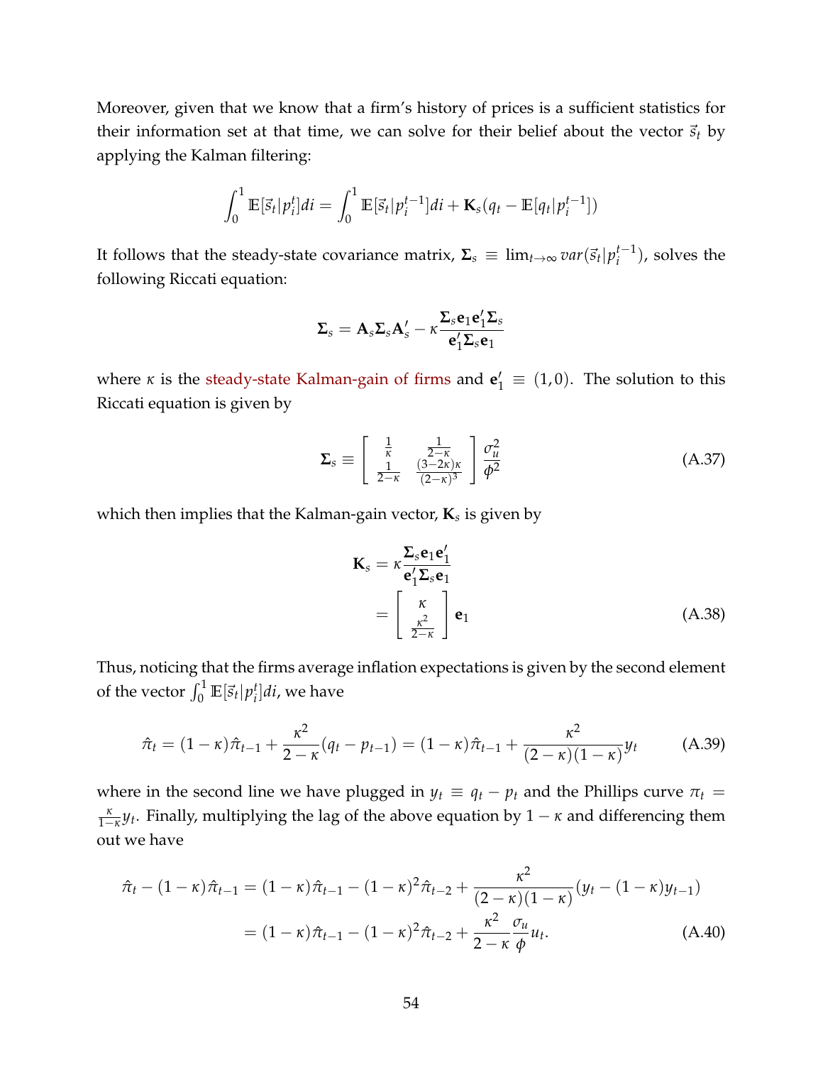Moreover, given that we know that a firm's history of prices is a sufficient statistics for their information set at that time, we can solve for their belief about the vector $\vec{s}_t$ by applying the Kalman filtering:

$$\int_0^1 \mathbb{E}[\vec{s}_t|p_i^t]di = \int_0^1 \mathbb{E}[\vec{s}_t|p_i^{t-1}]di + \mathbf{K}_s(q_t - \mathbb{E}[q_t|p_i^{t-1}])$$

It follows that the steady-state covariance matrix, $\mathbf{\Sigma}_s \equiv \lim_{t\to\infty} var(\vec{s}_t|p_i^{t-1})$, solves the following Riccati equation:

$$\mathbf{\Sigma}_s = \mathbf{A}_s\mathbf{\Sigma}_s\mathbf{A}_s' - \kappa\frac{\mathbf{\Sigma}_s\mathbf{e}_1\mathbf{e}_1'\mathbf{\Sigma}_s}{\mathbf{e}_1'\mathbf{\Sigma}_s\mathbf{e}_1}$$

where $\kappa$ is the steady-state Kalman-gain of firms and $\mathbf{e}_1' \equiv (1,0)$. The solution to this Riccati equation is given by

$$\mathbf{\Sigma}_s \equiv \begin{bmatrix} \frac{1}{\kappa} & \frac{1}{2-\kappa} \\ \frac{1}{2-\kappa} & \frac{(3-2\kappa)\kappa}{(2-\kappa)^3} \end{bmatrix} \frac{\sigma_u^2}{\phi^2} \tag{A.37}$$

which then implies that the Kalman-gain vector, $\mathbf{K}_s$ is given by

$$\begin{aligned} \mathbf{K}_s &= \kappa\frac{\mathbf{\Sigma}_s\mathbf{e}_1\mathbf{e}_1'}{\mathbf{e}_1'\mathbf{\Sigma}_s\mathbf{e}_1} \\ &= \begin{bmatrix} \kappa \\ \frac{\kappa^2}{2-\kappa} \end{bmatrix} \mathbf{e}_1 \end{aligned} \tag{A.38}$$

Thus, noticing that the firms average inflation expectations is given by the second element of the vector $\int_0^1 \mathbb{E}[\vec{s}_t|p_i^t]di$, we have

$$\hat{\pi}_t = (1-\kappa)\hat{\pi}_{t-1} + \frac{\kappa^2}{2-\kappa}(q_t - p_{t-1}) = (1-\kappa)\hat{\pi}_{t-1} + \frac{\kappa^2}{(2-\kappa)(1-\kappa)}y_t \tag{A.39}$$

where in the second line we have plugged in $y_t \equiv q_t - p_t$ and the Phillips curve $\pi_t = \frac{\kappa}{1-\kappa}y_t$. Finally, multiplying the lag of the above equation by $1-\kappa$ and differencing them out we have

$$\begin{aligned} \hat{\pi}_t - (1-\kappa)\hat{\pi}_{t-1} &= (1-\kappa)\hat{\pi}_{t-1} - (1-\kappa)^2\hat{\pi}_{t-2} + \frac{\kappa^2}{(2-\kappa)(1-\kappa)}(y_t - (1-\kappa)y_{t-1}) \\ &= (1-\kappa)\hat{\pi}_{t-1} - (1-\kappa)^2\hat{\pi}_{t-2} + \frac{\kappa^2}{2-\kappa}\frac{\sigma_u}{\phi}u_t. \end{aligned} \tag{A.40}$$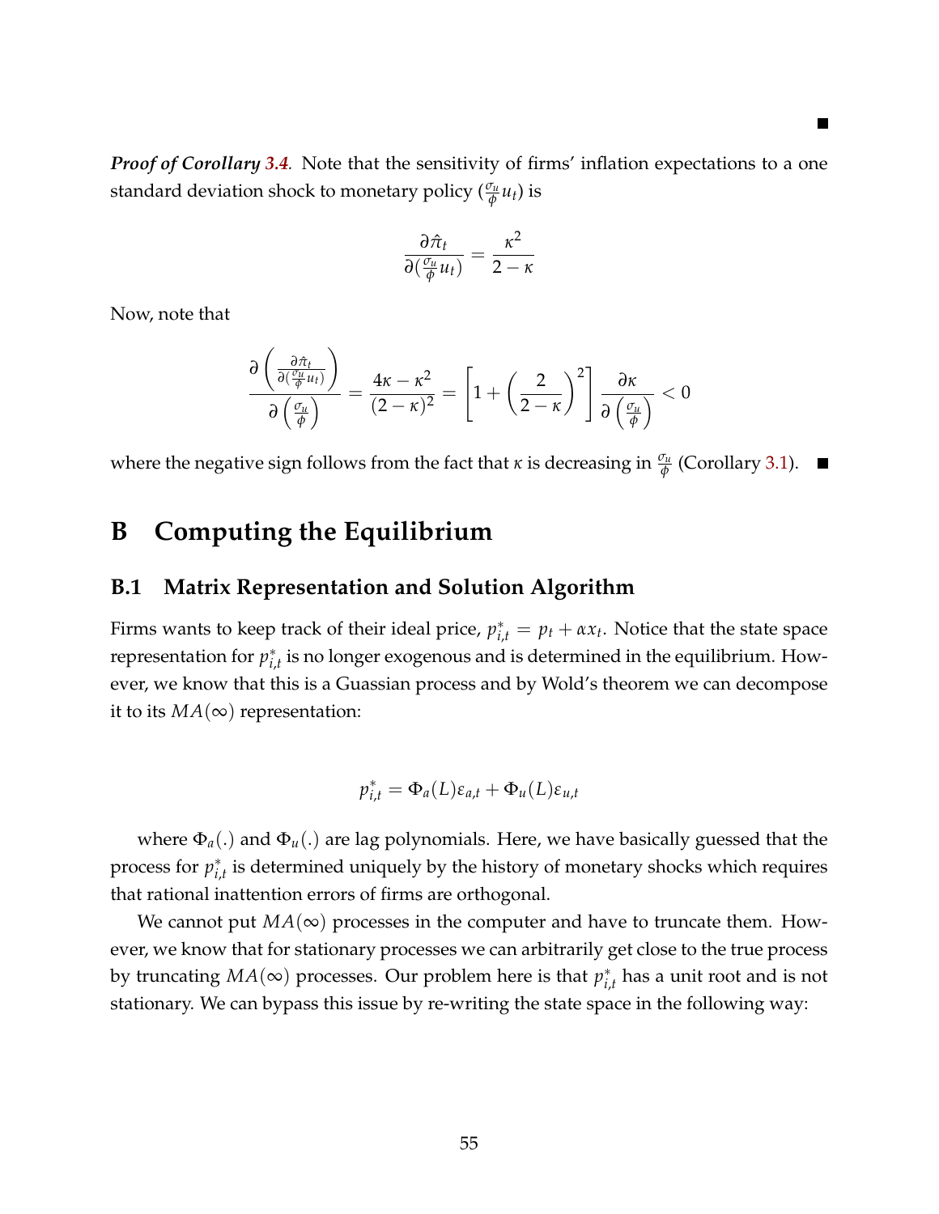■

***Proof of Corollary 3.4.*** Note that the sensitivity of firms' inflation expectations to a one standard deviation shock to monetary policy ($\frac{\sigma_u}{\phi} u_t$) is

$$\frac{\partial \hat{\pi}_t}{\partial (\frac{\sigma_u}{\phi} u_t)} = \frac{\kappa^2}{2 - \kappa}$$

Now, note that

$$\frac{\partial \left( \frac{\partial \hat{\pi}_t}{\partial (\frac{\sigma_u}{\phi} u_t)} \right)}{\partial \left( \frac{\sigma_u}{\phi} \right)} = \frac{4\kappa - \kappa^2}{(2-\kappa)^2} = \left[ 1 + \left( \frac{2}{2-\kappa} \right)^2 \right] \frac{\partial \kappa}{\partial \left( \frac{\sigma_u}{\phi} \right)} < 0$$

where the negative sign follows from the fact that $\kappa$ is decreasing in $\frac{\sigma_u}{\phi}$ (Corollary 3.1). ■

# B Computing the Equilibrium

## B.1 Matrix Representation and Solution Algorithm

Firms wants to keep track of their ideal price, $p^*_{i,t} = p_t + \alpha x_t$. Notice that the state space representation for $p^*_{i,t}$ is no longer exogenous and is determined in the equilibrium. However, we know that this is a Guassian process and by Wold's theorem we can decompose it to its $MA(\infty)$ representation:

$$p^*_{i,t} = \Phi_a(L)\varepsilon_{a,t} + \Phi_u(L)\varepsilon_{u,t}$$

where $\Phi_a(.)$ and $\Phi_u(.)$ are lag polynomials. Here, we have basically guessed that the process for $p^*_{i,t}$ is determined uniquely by the history of monetary shocks which requires that rational inattention errors of firms are orthogonal.

We cannot put $MA(\infty)$ processes in the computer and have to truncate them. However, we know that for stationary processes we can arbitrarily get close to the true process by truncating $MA(\infty)$ processes. Our problem here is that $p^*_{i,t}$ has a unit root and is not stationary. We can bypass this issue by re-writing the state space in the following way: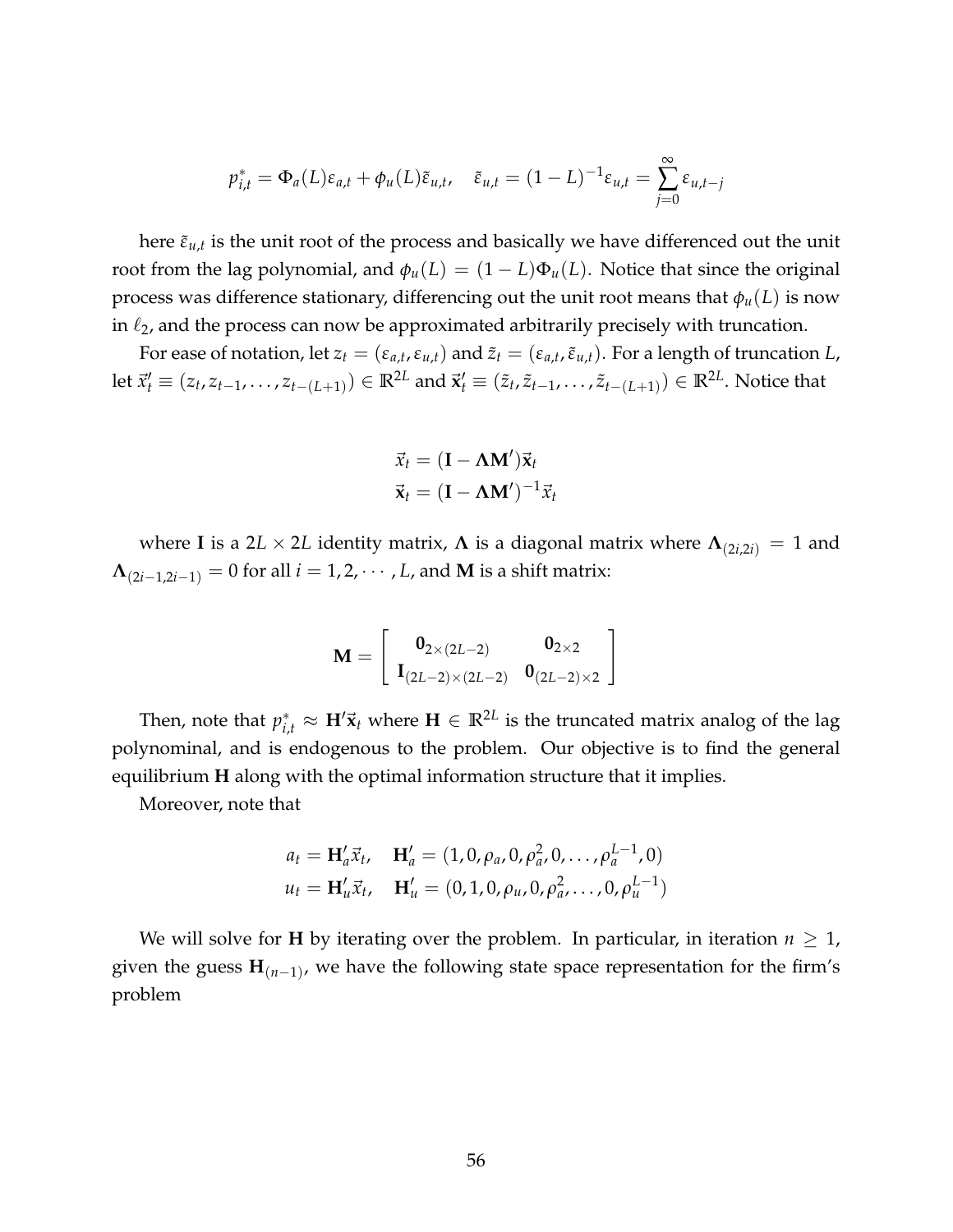$$p^*_{i,t} = \Phi_a(L)\varepsilon_{a,t} + \phi_u(L)\tilde{\varepsilon}_{u,t}, \quad \tilde{\varepsilon}_{u,t} = (1-L)^{-1}\varepsilon_{u,t} = \sum_{j=0}^{\infty} \varepsilon_{u,t-j}$$

here $\tilde{\varepsilon}_{u,t}$ is the unit root of the process and basically we have differenced out the unit root from the lag polynomial, and $\phi_u(L) = (1-L)\Phi_u(L)$. Notice that since the original process was difference stationary, differencing out the unit root means that $\phi_u(L)$ is now in $\ell_2$, and the process can now be approximated arbitrarily precisely with truncation.

For ease of notation, let $z_t = (\varepsilon_{a,t}, \varepsilon_{u,t})$ and $\tilde{z}_t = (\varepsilon_{a,t}, \tilde{\varepsilon}_{u,t})$. For a length of truncation $L$, let $\vec{x}'_t \equiv (z_t, z_{t-1}, \ldots, z_{t-(L+1)}) \in \mathbb{R}^{2L}$ and $\vec{\mathbf{x}}'_t \equiv (\tilde{z}_t, \tilde{z}_{t-1}, \ldots, \tilde{z}_{t-(L+1)}) \in \mathbb{R}^{2L}$. Notice that

$$\vec{x}_t = (\mathbf{I} - \mathbf{\Lambda}\mathbf{M}')\vec{\mathbf{x}}_t$$
$$\vec{\mathbf{x}}_t = (\mathbf{I} - \mathbf{\Lambda}\mathbf{M}')^{-1}\vec{x}_t$$

where $\mathbf{I}$ is a $2L \times 2L$ identity matrix, $\mathbf{\Lambda}$ is a diagonal matrix where $\mathbf{\Lambda}_{(2i,2i)} = 1$ and $\mathbf{\Lambda}_{(2i-1,2i-1)} = 0$ for all $i = 1, 2, \cdots, L$, and $\mathbf{M}$ is a shift matrix:

$$\mathbf{M} = \left[ \begin{array}{cc} \mathbf{0}_{2\times(2L-2)} & \mathbf{0}_{2\times 2} \\ \mathbf{I}_{(2L-2)\times(2L-2)} & \mathbf{0}_{(2L-2)\times 2} \end{array} \right]$$

Then, note that $p^*_{i,t} \approx \mathbf{H}'\vec{\mathbf{x}}_t$ where $\mathbf{H} \in \mathbb{R}^{2L}$ is the truncated matrix analog of the lag polynominal, and is endogenous to the problem. Our objective is to find the general equilibrium $\mathbf{H}$ along with the optimal information structure that it implies.

Moreover, note that

$$a_t = \mathbf{H}'_a\vec{x}_t, \quad \mathbf{H}'_a = (1, 0, \rho_a, 0, \rho_a^2, 0, \ldots, \rho_a^{L-1}, 0)$$
$$u_t = \mathbf{H}'_u\vec{x}_t, \quad \mathbf{H}'_u = (0, 1, 0, \rho_u, 0, \rho_a^2, \ldots, 0, \rho_u^{L-1})$$

We will solve for $\mathbf{H}$ by iterating over the problem. In particular, in iteration $n \geq 1$, given the guess $\mathbf{H}_{(n-1)}$, we have the following state space representation for the firm's problem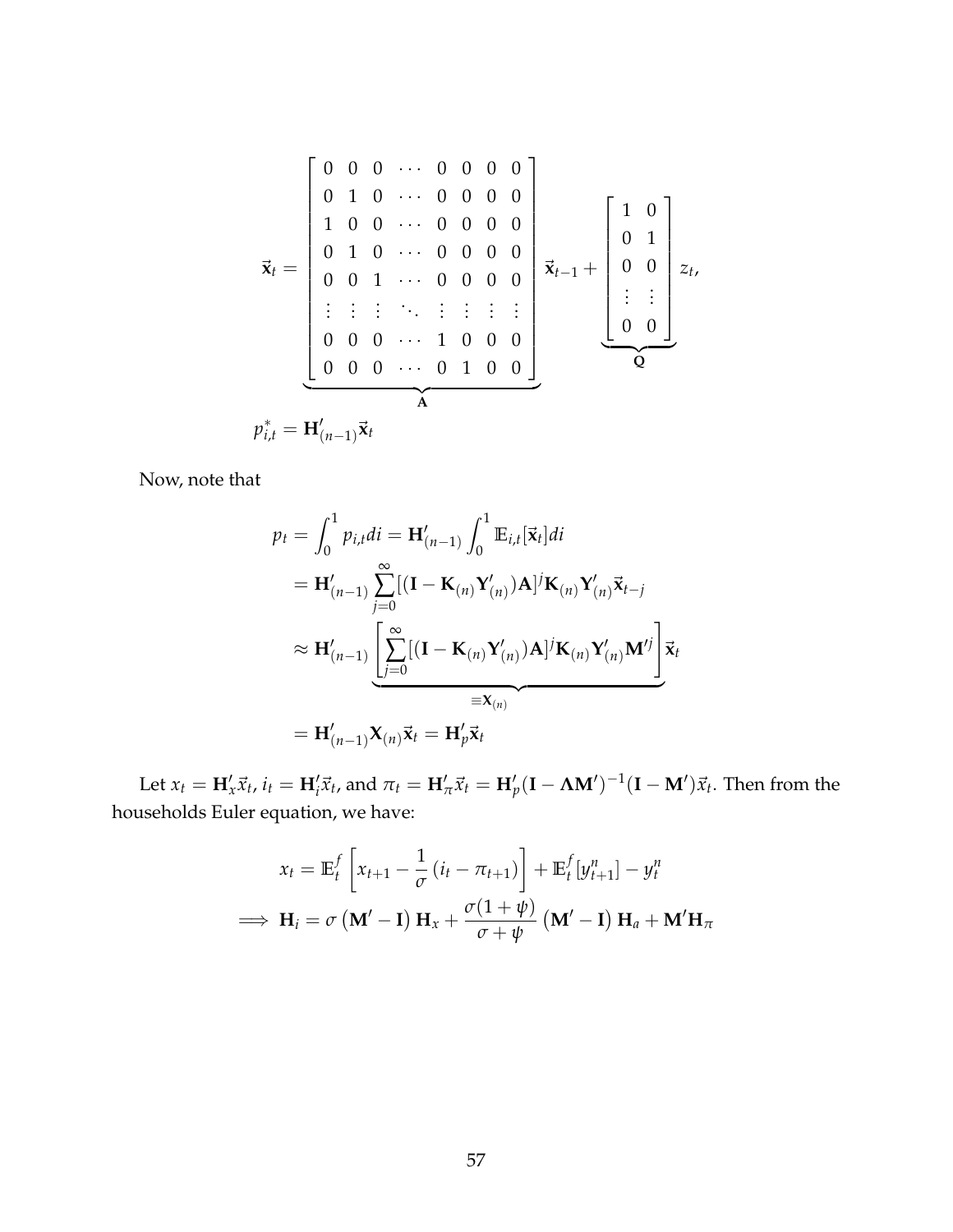$$
\vec{\mathbf{x}}_t = \underbrace{\begin{bmatrix} 0 & 0 & 0 & \cdots & 0 & 0 & 0 & 0 \\ 0 & 1 & 0 & \cdots & 0 & 0 & 0 & 0 \\ 1 & 0 & 0 & \cdots & 0 & 0 & 0 & 0 \\ 0 & 1 & 0 & \cdots & 0 & 0 & 0 & 0 \\ 0 & 0 & 1 & \cdots & 0 & 0 & 0 & 0 \\ \vdots & \vdots & \vdots & \ddots & \vdots & \vdots & \vdots & \vdots \\ 0 & 0 & 0 & \cdots & 1 & 0 & 0 & 0 \\ 0 & 0 & 0 & \cdots & 0 & 1 & 0 & 0 \end{bmatrix}}_{\mathbf{A}} \vec{\mathbf{x}}_{t-1} + \underbrace{\begin{bmatrix} 1 & 0 \\ 0 & 1 \\ 0 & 0 \\ \vdots & \vdots \\ 0 & 0 \end{bmatrix}}_{\mathbf{Q}} z_t,
$$

$$
p^*_{i,t} = \mathbf{H}'_{(n-1)} \vec{\mathbf{x}}_t
$$

Now, note that

$$
\begin{aligned}
p_t &= \int_0^1 p_{i,t} di = \mathbf{H}'_{(n-1)} \int_0^1 \mathbb{E}_{i,t}[\vec{\mathbf{x}}_t] di \\
&= \mathbf{H}'_{(n-1)} \sum_{j=0}^{\infty} [(\mathbf{I} - \mathbf{K}_{(n)} \mathbf{Y}'_{(n)}) \mathbf{A}]^j \mathbf{K}_{(n)} \mathbf{Y}'_{(n)} \vec{\mathbf{x}}_{t-j} \\
&\approx \mathbf{H}'_{(n-1)} \underbrace{\left[ \sum_{j=0}^{\infty} [(\mathbf{I} - \mathbf{K}_{(n)} \mathbf{Y}'_{(n)}) \mathbf{A}]^j \mathbf{K}_{(n)} \mathbf{Y}'_{(n)} \mathbf{M}'^j \right]}_{\equiv \mathbf{X}_{(n)}} \vec{\mathbf{x}}_t \\
&= \mathbf{H}'_{(n-1)} \mathbf{X}_{(n)} \vec{\mathbf{x}}_t = \mathbf{H}'_p \vec{\mathbf{x}}_t
\end{aligned}
$$

Let $x_t = \mathbf{H}'_x \vec{x}_t$, $i_t = \mathbf{H}'_i \vec{x}_t$, and $\pi_t = \mathbf{H}'_\pi \vec{x}_t = \mathbf{H}'_p (\mathbf{I} - \mathbf{\Lambda} \mathbf{M}')^{-1} (\mathbf{I} - \mathbf{M}') \vec{x}_t$. Then from the households Euler equation, we have:

$$
\begin{aligned}
x_t &= \mathbb{E}^f_t \left[ x_{t+1} - \frac{1}{\sigma} \left( i_t - \pi_{t+1} \right) \right] + \mathbb{E}^f_t [y^n_{t+1}] - y^n_t \\
\implies \mathbf{H}_i &= \sigma \left( \mathbf{M}' - \mathbf{I} \right) \mathbf{H}_x + \frac{\sigma(1+\psi)}{\sigma + \psi} \left( \mathbf{M}' - \mathbf{I} \right) \mathbf{H}_a + \mathbf{M}' \mathbf{H}_\pi
\end{aligned}
$$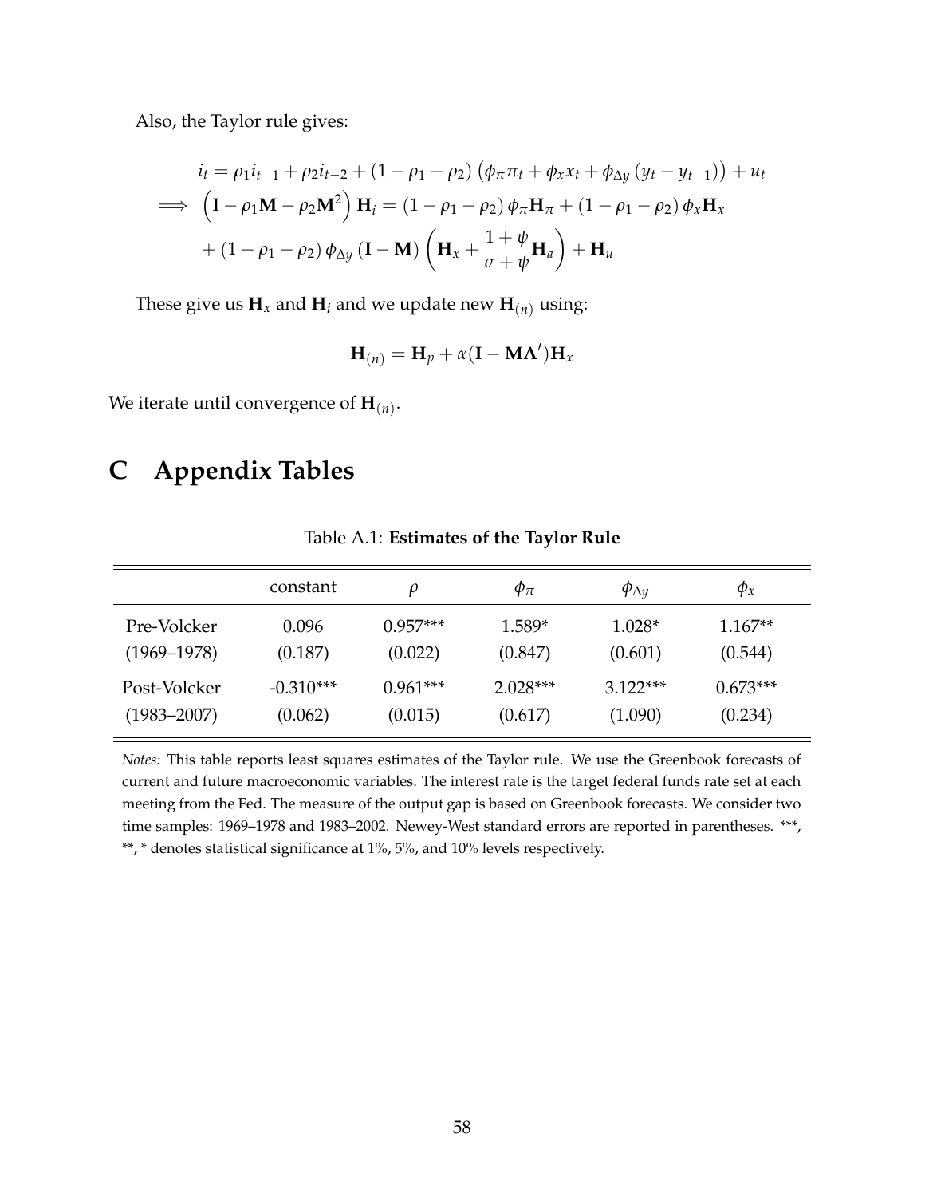Also, the Taylor rule gives:

$$
\begin{aligned}
& i_t = \rho_1 i_{t-1} + \rho_2 i_{t-2} + (1 - \rho_1 - \rho_2)\left(\phi_\pi \pi_t + \phi_x x_t + \phi_{\Delta y}\left(y_t - y_{t-1}\right)\right) + u_t \\
\implies & \left(\mathbf{I} - \rho_1 \mathbf{M} - \rho_2 \mathbf{M}^2\right)\mathbf{H}_i = (1 - \rho_1 - \rho_2)\,\phi_\pi \mathbf{H}_\pi + (1 - \rho_1 - \rho_2)\,\phi_x \mathbf{H}_x \\
& + (1 - \rho_1 - \rho_2)\,\phi_{\Delta y}\left(\mathbf{I} - \mathbf{M}\right)\left(\mathbf{H}_x + \frac{1+\psi}{\sigma+\psi}\mathbf{H}_a\right) + \mathbf{H}_u
\end{aligned}
$$

These give us $\mathbf{H}_x$ and $\mathbf{H}_i$ and we update new $\mathbf{H}_{(n)}$ using:

$$
\mathbf{H}_{(n)} = \mathbf{H}_p + \alpha(\mathbf{I} - \mathbf{M}\mathbf{\Lambda}')\mathbf{H}_x
$$

We iterate until convergence of $\mathbf{H}_{(n)}$.

# C Appendix Tables

Table A.1: **Estimates of the Taylor Rule**

| | constant | $\rho$ | $\phi_\pi$ | $\phi_{\Delta y}$ | $\phi_x$ |
|---|---|---|---|---|---|
| Pre-Volcker | 0.096 | 0.957*** | 1.589* | 1.028* | 1.167** |
| (1969–1978) | (0.187) | (0.022) | (0.847) | (0.601) | (0.544) |
| Post-Volcker | -0.310*** | 0.961*** | 2.028*** | 3.122*** | 0.673*** |
| (1983–2007) | (0.062) | (0.015) | (0.617) | (1.090) | (0.234) |

*Notes:* This table reports least squares estimates of the Taylor rule. We use the Greenbook forecasts of current and future macroeconomic variables. The interest rate is the target federal funds rate set at each meeting from the Fed. The measure of the output gap is based on Greenbook forecasts. We consider two time samples: 1969–1978 and 1983–2002. Newey-West standard errors are reported in parentheses. ***, **, * denotes statistical significance at 1%, 5%, and 10% levels respectively.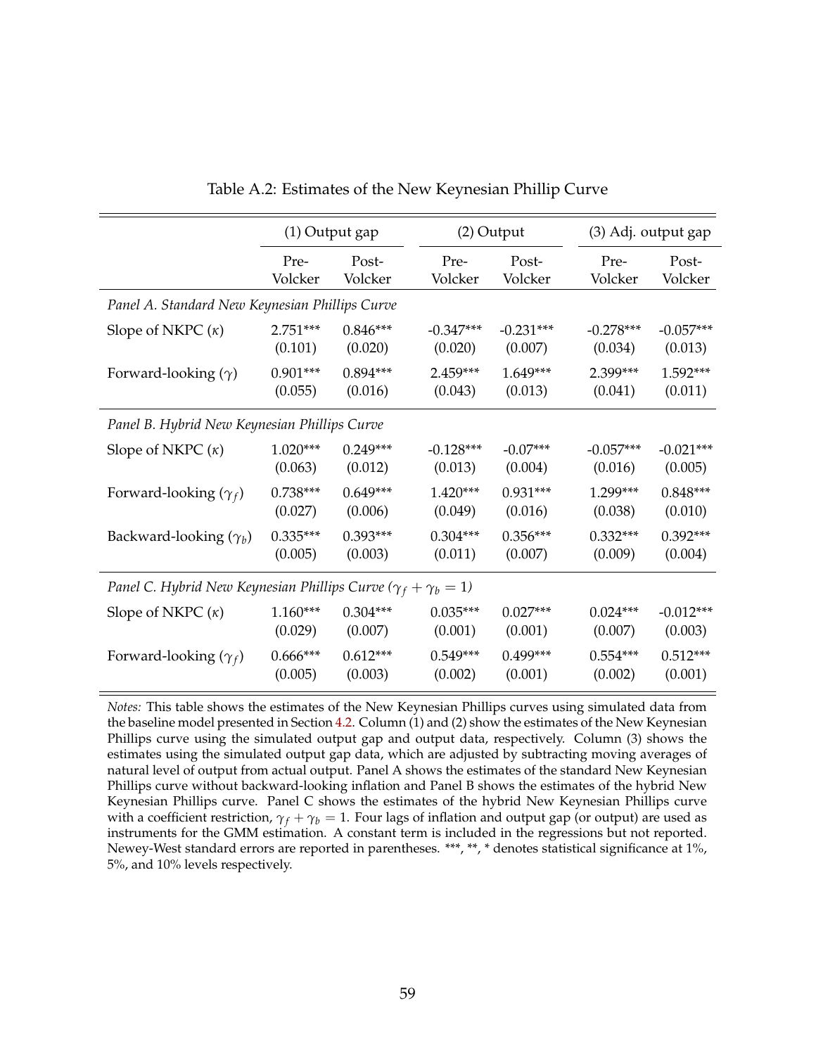Table A.2: Estimates of the New Keynesian Phillip Curve

| | (1) Output gap | | (2) Output | | (3) Adj. output gap | |
|---|---|---|---|---|---|---|
| | Pre-Volcker | Post-Volcker | Pre-Volcker | Post-Volcker | Pre-Volcker | Post-Volcker |
| *Panel A. Standard New Keynesian Phillips Curve* | | | | | | |
| Slope of NKPC ($\kappa$) | 2.751*** | 0.846*** | -0.347*** | -0.231*** | -0.278*** | -0.057*** |
| | (0.101) | (0.020) | (0.020) | (0.007) | (0.034) | (0.013) |
| Forward-looking ($\gamma$) | 0.901*** | 0.894*** | 2.459*** | 1.649*** | 2.399*** | 1.592*** |
| | (0.055) | (0.016) | (0.043) | (0.013) | (0.041) | (0.011) |
| *Panel B. Hybrid New Keynesian Phillips Curve* | | | | | | |
| Slope of NKPC ($\kappa$) | 1.020*** | 0.249*** | -0.128*** | -0.07*** | -0.057*** | -0.021*** |
| | (0.063) | (0.012) | (0.013) | (0.004) | (0.016) | (0.005) |
| Forward-looking ($\gamma_f$) | 0.738*** | 0.649*** | 1.420*** | 0.931*** | 1.299*** | 0.848*** |
| | (0.027) | (0.006) | (0.049) | (0.016) | (0.038) | (0.010) |
| Backward-looking ($\gamma_b$) | 0.335*** | 0.393*** | 0.304*** | 0.356*** | 0.332*** | 0.392*** |
| | (0.005) | (0.003) | (0.011) | (0.007) | (0.009) | (0.004) |
| *Panel C. Hybrid New Keynesian Phillips Curve ($\gamma_f + \gamma_b = 1$)* | | | | | | |
| Slope of NKPC ($\kappa$) | 1.160*** | 0.304*** | 0.035*** | 0.027*** | 0.024*** | -0.012*** |
| | (0.029) | (0.007) | (0.001) | (0.001) | (0.007) | (0.003) |
| Forward-looking ($\gamma_f$) | 0.666*** | 0.612*** | 0.549*** | 0.499*** | 0.554*** | 0.512*** |
| | (0.005) | (0.003) | (0.002) | (0.001) | (0.002) | (0.001) |

*Notes:* This table shows the estimates of the New Keynesian Phillips curves using simulated data from the baseline model presented in Section 4.2. Column (1) and (2) show the estimates of the New Keynesian Phillips curve using the simulated output gap and output data, respectively. Column (3) shows the estimates using the simulated output gap data, which are adjusted by subtracting moving averages of natural level of output from actual output. Panel A shows the estimates of the standard New Keynesian Phillips curve without backward-looking inflation and Panel B shows the estimates of the hybrid New Keynesian Phillips curve. Panel C shows the estimates of the hybrid New Keynesian Phillips curve with a coefficient restriction, $\gamma_f + \gamma_b = 1$. Four lags of inflation and output gap (or output) are used as instruments for the GMM estimation. A constant term is included in the regressions but not reported. Newey-West standard errors are reported in parentheses. ***, **, * denotes statistical significance at 1%, 5%, and 10% levels respectively.